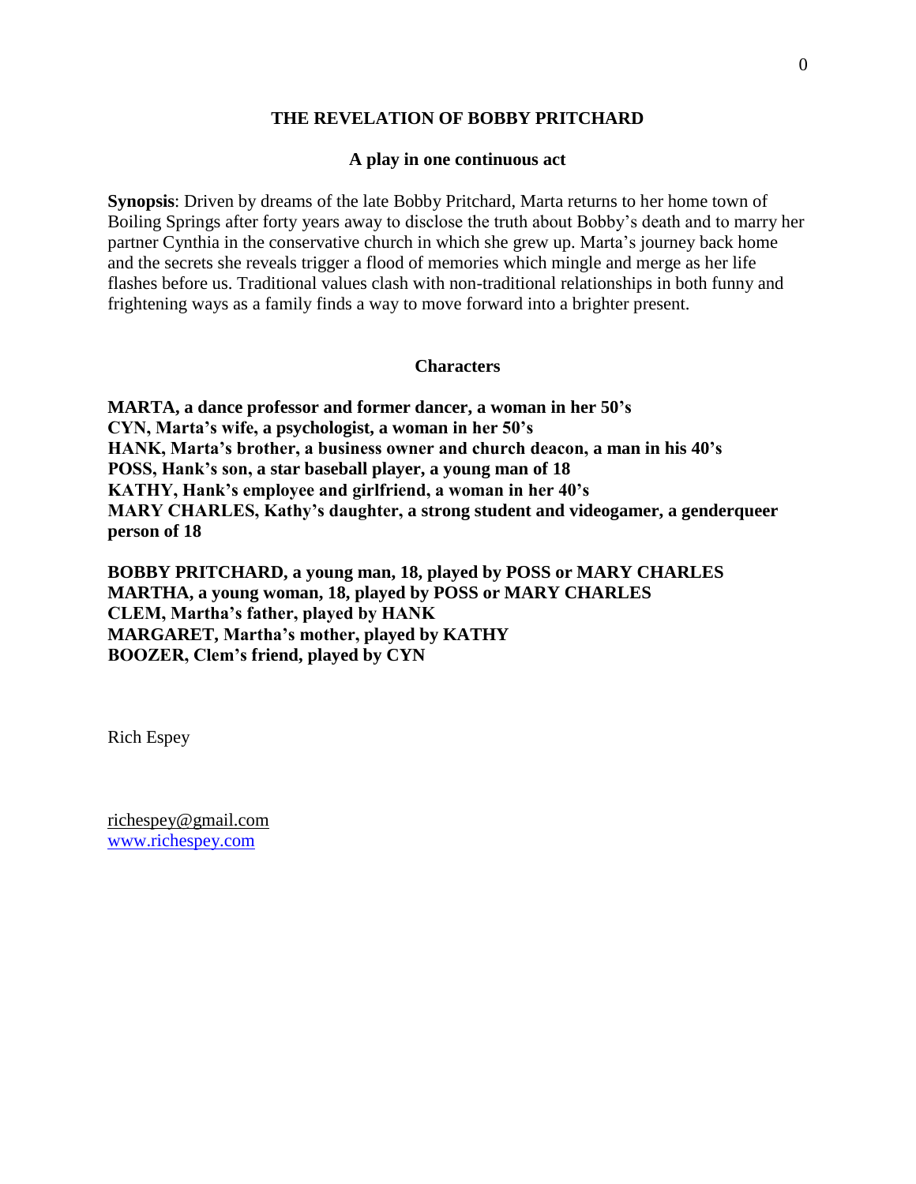# THE REVELATION OF BOBBY PRITCHARD

**A play in one continuous act**

**Synopsis**: Driven by dreams of the late Bobby Pritchard, Marta returns to her home town of Boiling Springs after forty years away to disclose the truth about Bobby's death and to marry her partner Cynthia in the conservative church in which she grew up. Marta's journey back home and the secrets she reveals trigger a flood of memories which mingle and merge as her life flashes before us. Traditional values clash with non-traditional relationships in both funny and frightening ways as a family finds a way to move forward into a brighter present.

## Characters

**MARTA, a dance professor and former dancer, a woman in her 50's**
**CYN, Marta's wife, a psychologist, a woman in her 50's**
**HANK, Marta's brother, a business owner and church deacon, a man in his 40's**
**POSS, Hank's son, a star baseball player, a young man of 18**
**KATHY, Hank's employee and girlfriend, a woman in her 40's**
**MARY CHARLES, Kathy's daughter, a strong student and videogamer, a genderqueer person of 18**

**BOBBY PRITCHARD, a young man, 18, played by POSS or MARY CHARLES**
**MARTHA, a young woman, 18, played by POSS or MARY CHARLES**
**CLEM, Martha's father, played by HANK**
**MARGARET, Martha's mother, played by KATHY**
**BOOZER, Clem's friend, played by CYN**

Rich Espey

richespey@gmail.com
www.richespey.com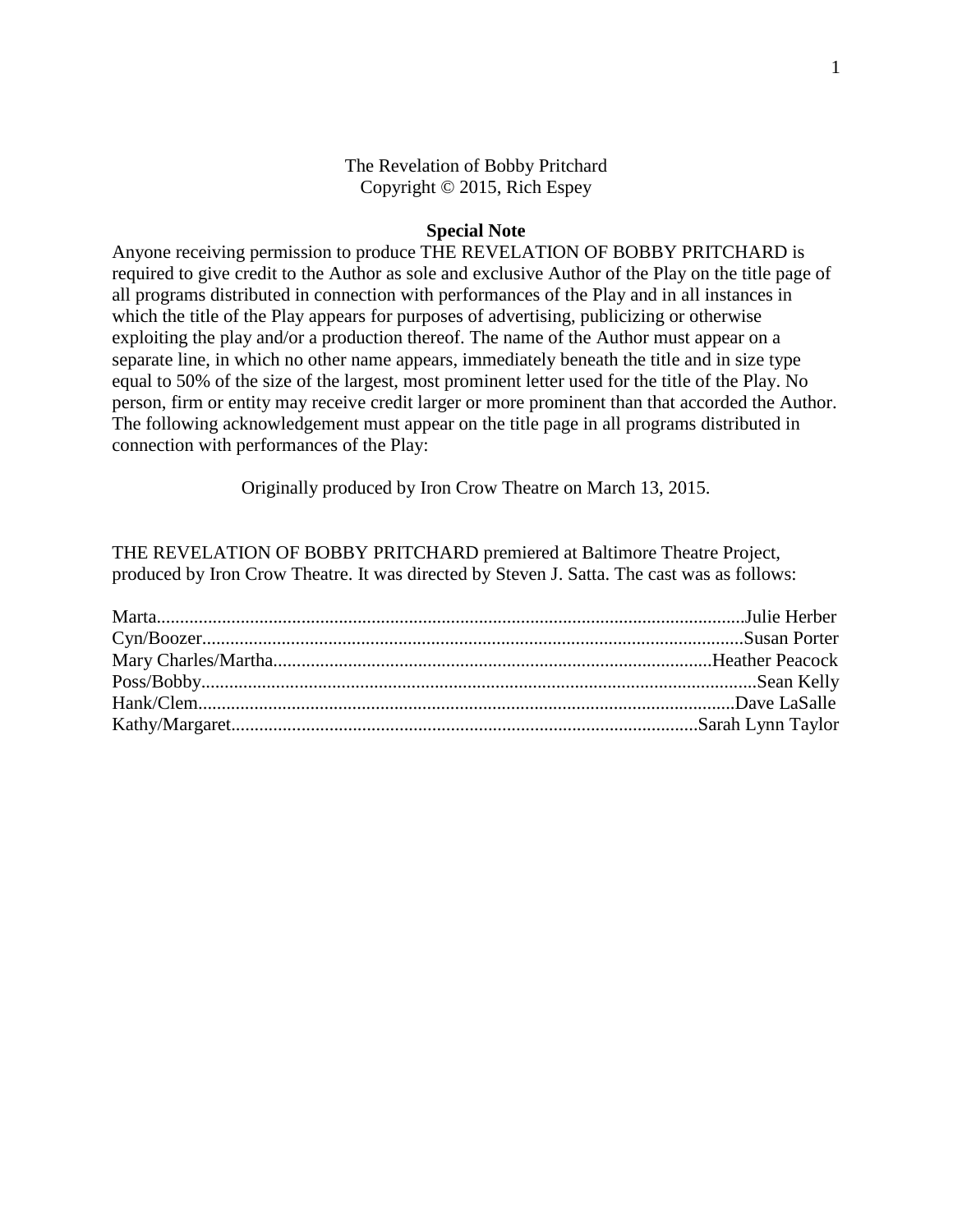The Revelation of Bobby Pritchard
Copyright © 2015, Rich Espey

**Special Note**

Anyone receiving permission to produce THE REVELATION OF BOBBY PRITCHARD is required to give credit to the Author as sole and exclusive Author of the Play on the title page of all programs distributed in connection with performances of the Play and in all instances in which the title of the Play appears for purposes of advertising, publicizing or otherwise exploiting the play and/or a production thereof. The name of the Author must appear on a separate line, in which no other name appears, immediately beneath the title and in size type equal to 50% of the size of the largest, most prominent letter used for the title of the Play. No person, firm or entity may receive credit larger or more prominent than that accorded the Author. The following acknowledgement must appear on the title page in all programs distributed in connection with performances of the Play:

Originally produced by Iron Crow Theatre on March 13, 2015.

THE REVELATION OF BOBBY PRITCHARD premiered at Baltimore Theatre Project, produced by Iron Crow Theatre. It was directed by Steven J. Satta. The cast was as follows:

Marta.............................................Julie Herber
Cyn/Boozer.............................................Susan Porter
Mary Charles/Martha.............................................Heather Peacock
Poss/Bobby.............................................Sean Kelly
Hank/Clem.............................................Dave LaSalle
Kathy/Margaret.............................................Sarah Lynn Taylor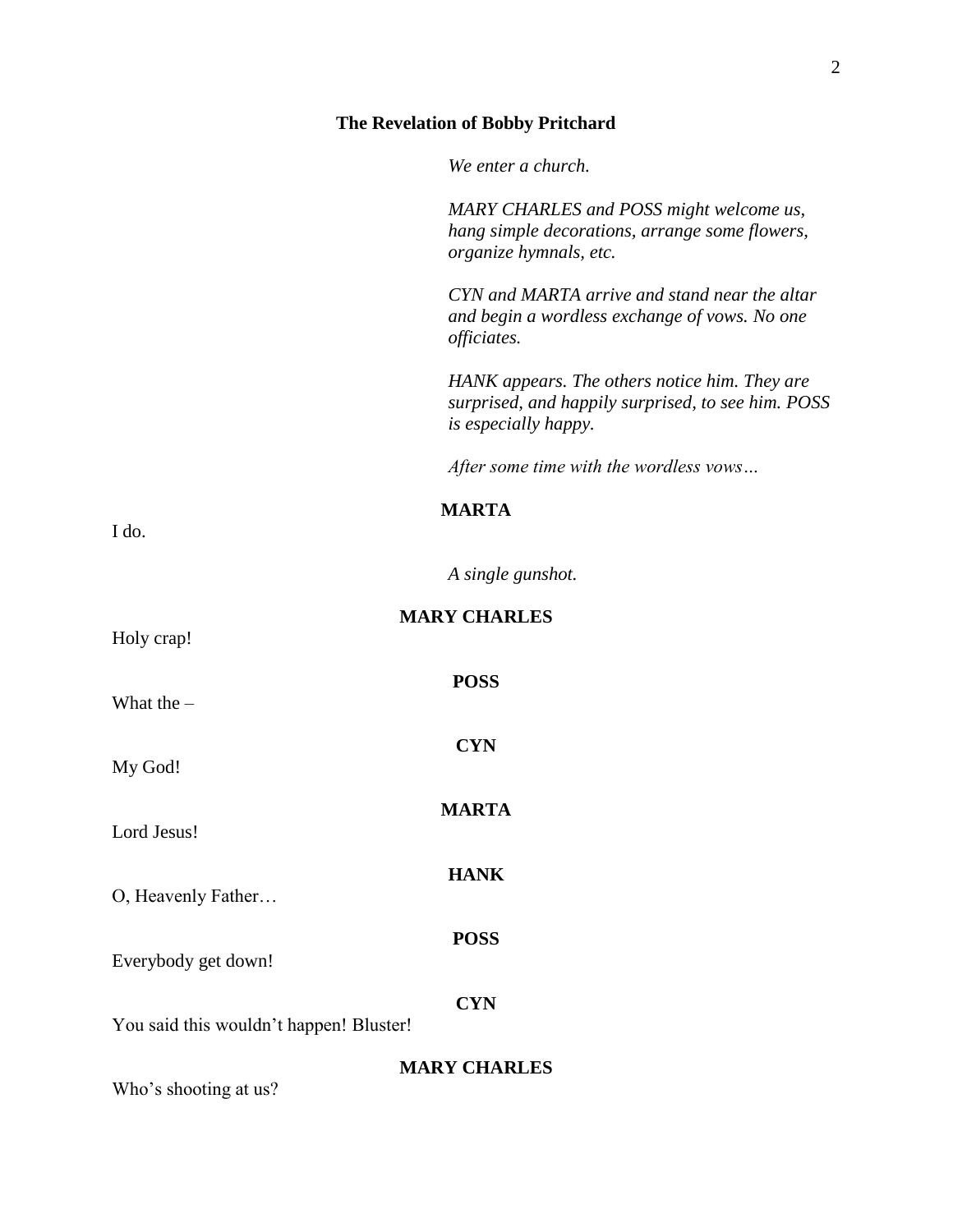**The Revelation of Bobby Pritchard**

*We enter a church.*

*MARY CHARLES and POSS might welcome us, hang simple decorations, arrange some flowers, organize hymnals, etc.*

*CYN and MARTA arrive and stand near the altar and begin a wordless exchange of vows. No one officiates.*

*HANK appears. The others notice him. They are surprised, and happily surprised, to see him. POSS is especially happy.*

*After some time with the wordless vows…*

**MARTA**

I do.

*A single gunshot.*

**MARY CHARLES**

Holy crap!

**POSS**

What the –

**CYN**

My God!

**MARTA**

Lord Jesus!

**HANK**

O, Heavenly Father…

**POSS**

Everybody get down!

**CYN**

You said this wouldn't happen! Bluster!

**MARY CHARLES**

Who's shooting at us?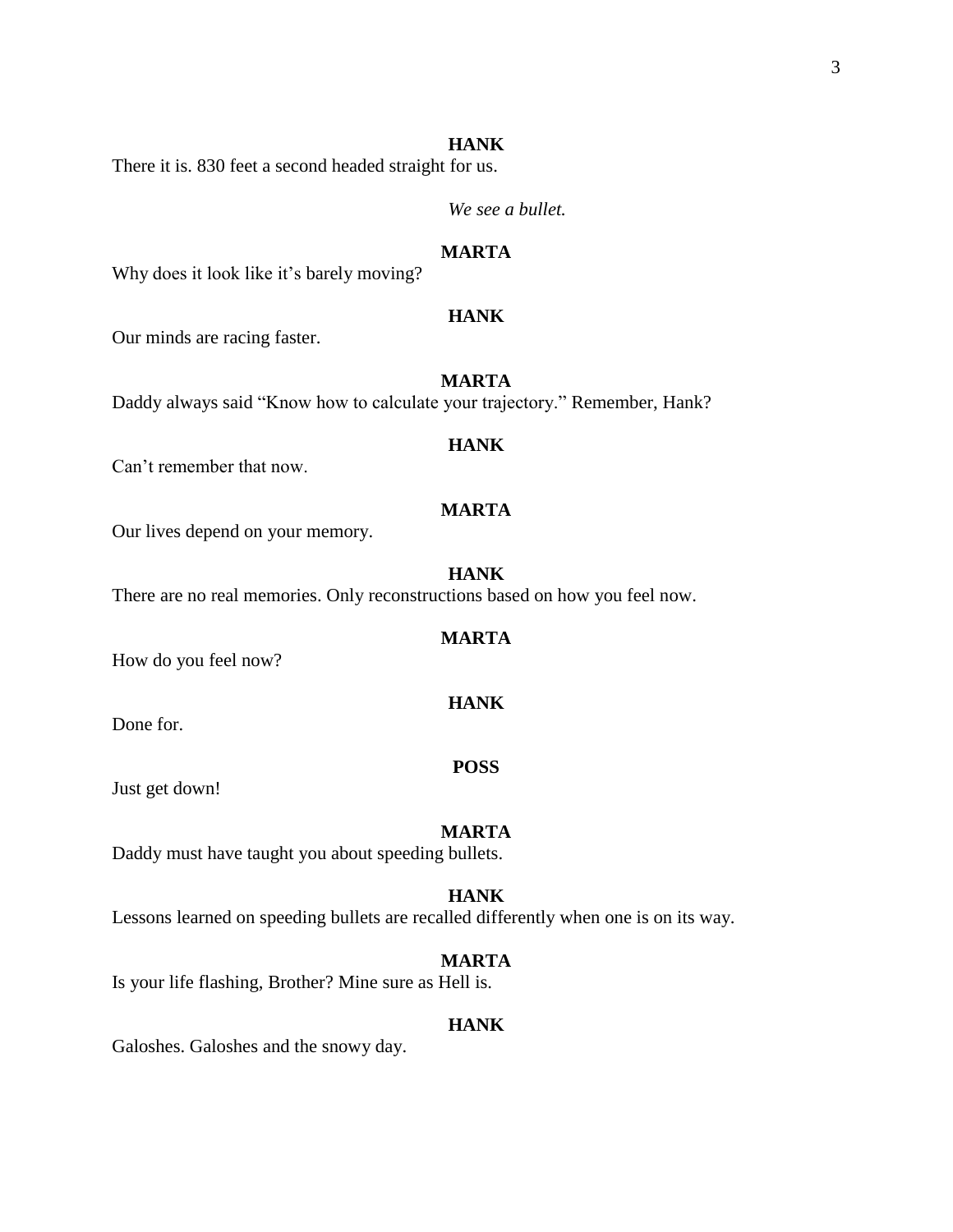**HANK**

There it is. 830 feet a second headed straight for us.

*We see a bullet.*

**MARTA**

Why does it look like it's barely moving?

**HANK**

Our minds are racing faster.

**MARTA**

Daddy always said "Know how to calculate your trajectory." Remember, Hank?

**HANK**

Can't remember that now.

**MARTA**

Our lives depend on your memory.

**HANK**

There are no real memories. Only reconstructions based on how you feel now.

**MARTA**

How do you feel now?

**HANK**

Done for.

**POSS**

Just get down!

**MARTA**

Daddy must have taught you about speeding bullets.

**HANK**

Lessons learned on speeding bullets are recalled differently when one is on its way.

**MARTA**

Is your life flashing, Brother? Mine sure as Hell is.

**HANK**

Galoshes. Galoshes and the snowy day.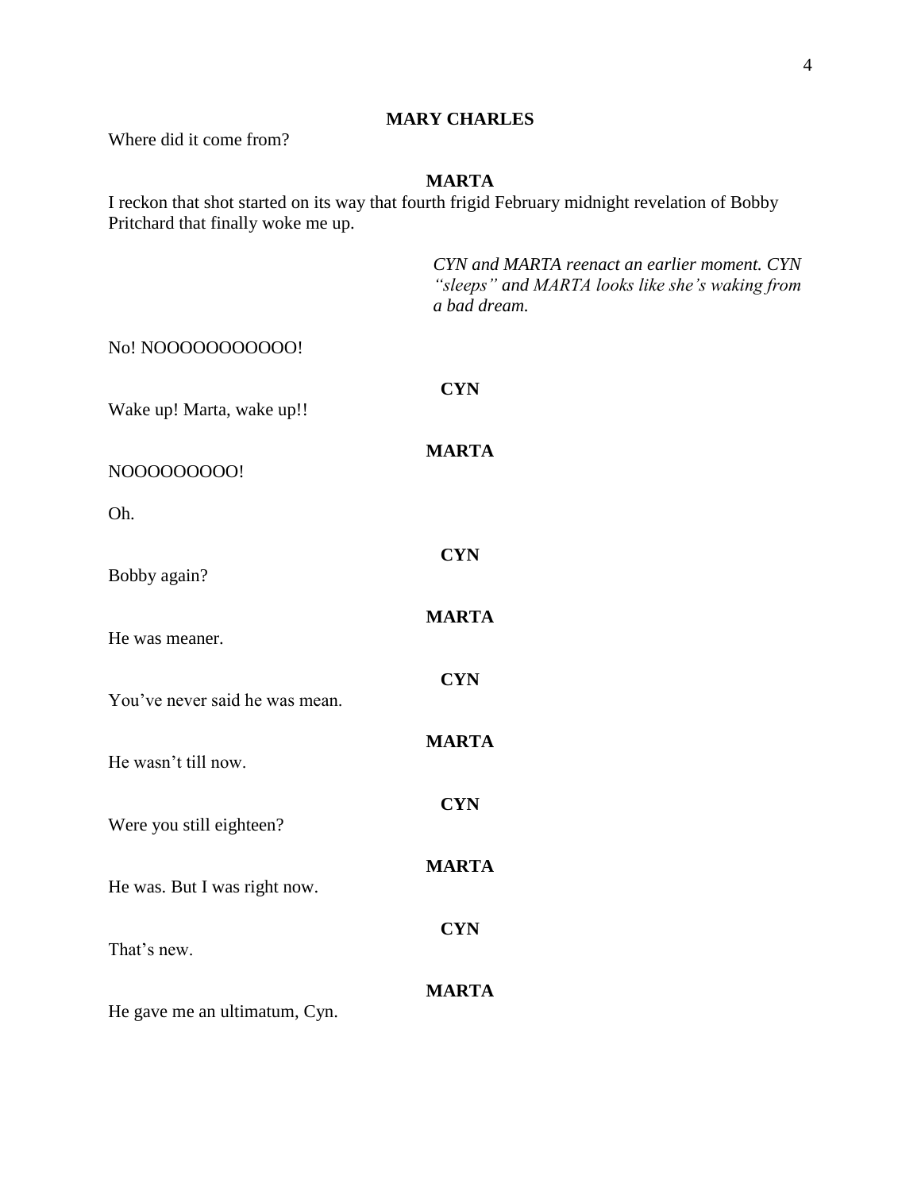**MARY CHARLES**

Where did it come from?

**MARTA**

I reckon that shot started on its way that fourth frigid February midnight revelation of Bobby Pritchard that finally woke me up.

*CYN and MARTA reenact an earlier moment. CYN "sleeps" and MARTA looks like she's waking from a bad dream.*

No! NOOOOOOOOOOO!

**CYN**

Wake up! Marta, wake up!!

**MARTA**

NOOOOOOOOOO!

Oh.

**CYN**

Bobby again?

**MARTA**

He was meaner.

**CYN**

You've never said he was mean.

**MARTA**

He wasn't till now.

**CYN**

Were you still eighteen?

**MARTA**

He was. But I was right now.

**CYN**

That's new.

**MARTA**

He gave me an ultimatum, Cyn.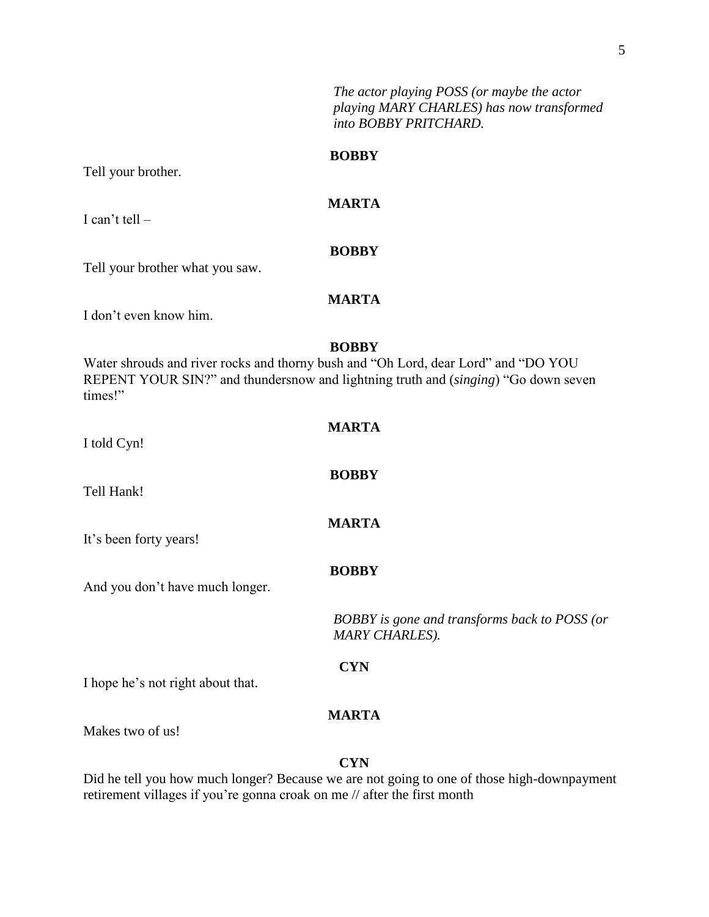*The actor playing POSS (or maybe the actor playing MARY CHARLES) has now transformed into BOBBY PRITCHARD.*

**BOBBY**

Tell your brother.

**MARTA**

I can't tell –

**BOBBY**

Tell your brother what you saw.

**MARTA**

I don't even know him.

**BOBBY**

Water shrouds and river rocks and thorny bush and "Oh Lord, dear Lord" and "DO YOU REPENT YOUR SIN?" and thundersnow and lightning truth and (*singing*) "Go down seven times!"

**MARTA**

I told Cyn!

**BOBBY**

Tell Hank!

**MARTA**

It's been forty years!

**BOBBY**

And you don't have much longer.

*BOBBY is gone and transforms back to POSS (or MARY CHARLES).*

**CYN**

I hope he's not right about that.

**MARTA**

Makes two of us!

**CYN**

Did he tell you how much longer? Because we are not going to one of those high-downpayment retirement villages if you're gonna croak on me // after the first month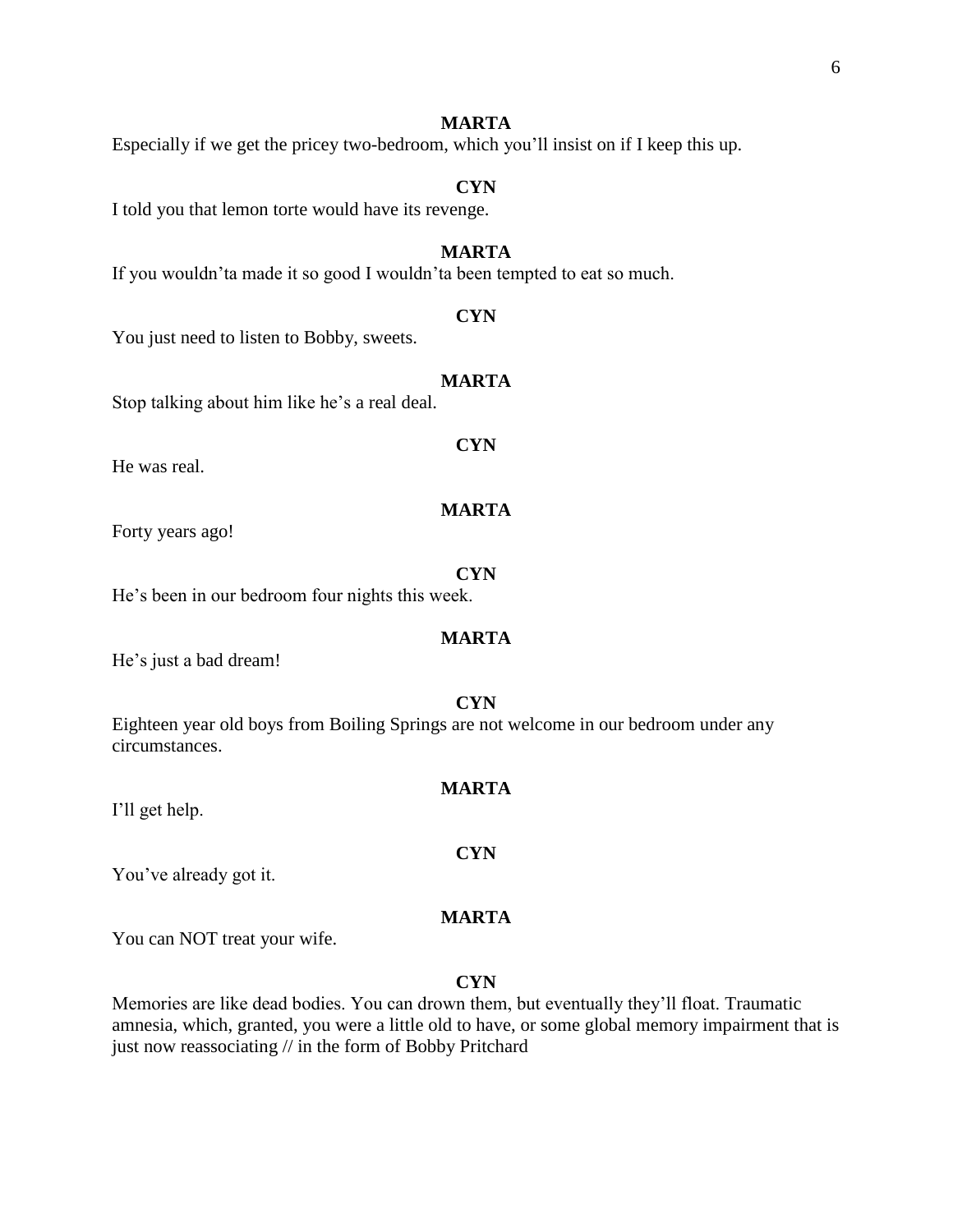**MARTA**

Especially if we get the pricey two-bedroom, which you'll insist on if I keep this up.

**CYN**

I told you that lemon torte would have its revenge.

**MARTA**

If you wouldn'ta made it so good I wouldn'ta been tempted to eat so much.

**CYN**

You just need to listen to Bobby, sweets.

**MARTA**

Stop talking about him like he's a real deal.

**CYN**

He was real.

**MARTA**

Forty years ago!

**CYN**

He's been in our bedroom four nights this week.

**MARTA**

He's just a bad dream!

**CYN**

Eighteen year old boys from Boiling Springs are not welcome in our bedroom under any circumstances.

**MARTA**

I'll get help.

**CYN**

You've already got it.

**MARTA**

You can NOT treat your wife.

**CYN**

Memories are like dead bodies. You can drown them, but eventually they'll float. Traumatic amnesia, which, granted, you were a little old to have, or some global memory impairment that is just now reassociating // in the form of Bobby Pritchard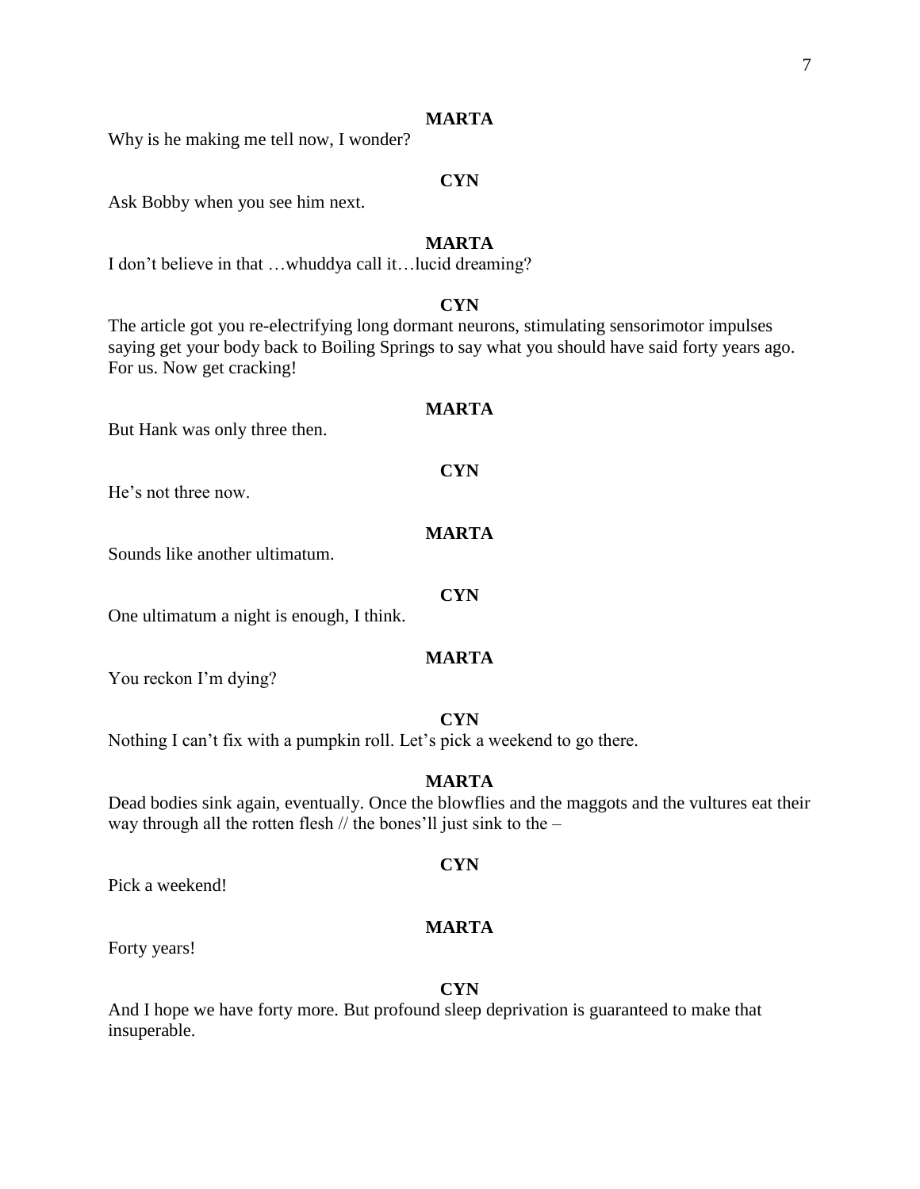**MARTA**

Why is he making me tell now, I wonder?

**CYN**

Ask Bobby when you see him next.

**MARTA**

I don't believe in that …whuddya call it…lucid dreaming?

**CYN**

The article got you re-electrifying long dormant neurons, stimulating sensorimotor impulses saying get your body back to Boiling Springs to say what you should have said forty years ago. For us. Now get cracking!

**MARTA**

But Hank was only three then.

**CYN**

He's not three now.

**MARTA**

Sounds like another ultimatum.

**CYN**

One ultimatum a night is enough, I think.

**MARTA**

You reckon I'm dying?

**CYN**

Nothing I can't fix with a pumpkin roll. Let's pick a weekend to go there.

**MARTA**

Dead bodies sink again, eventually. Once the blowflies and the maggots and the vultures eat their way through all the rotten flesh // the bones'll just sink to the –

**CYN**

Pick a weekend!

**MARTA**

Forty years!

**CYN**

And I hope we have forty more. But profound sleep deprivation is guaranteed to make that insuperable.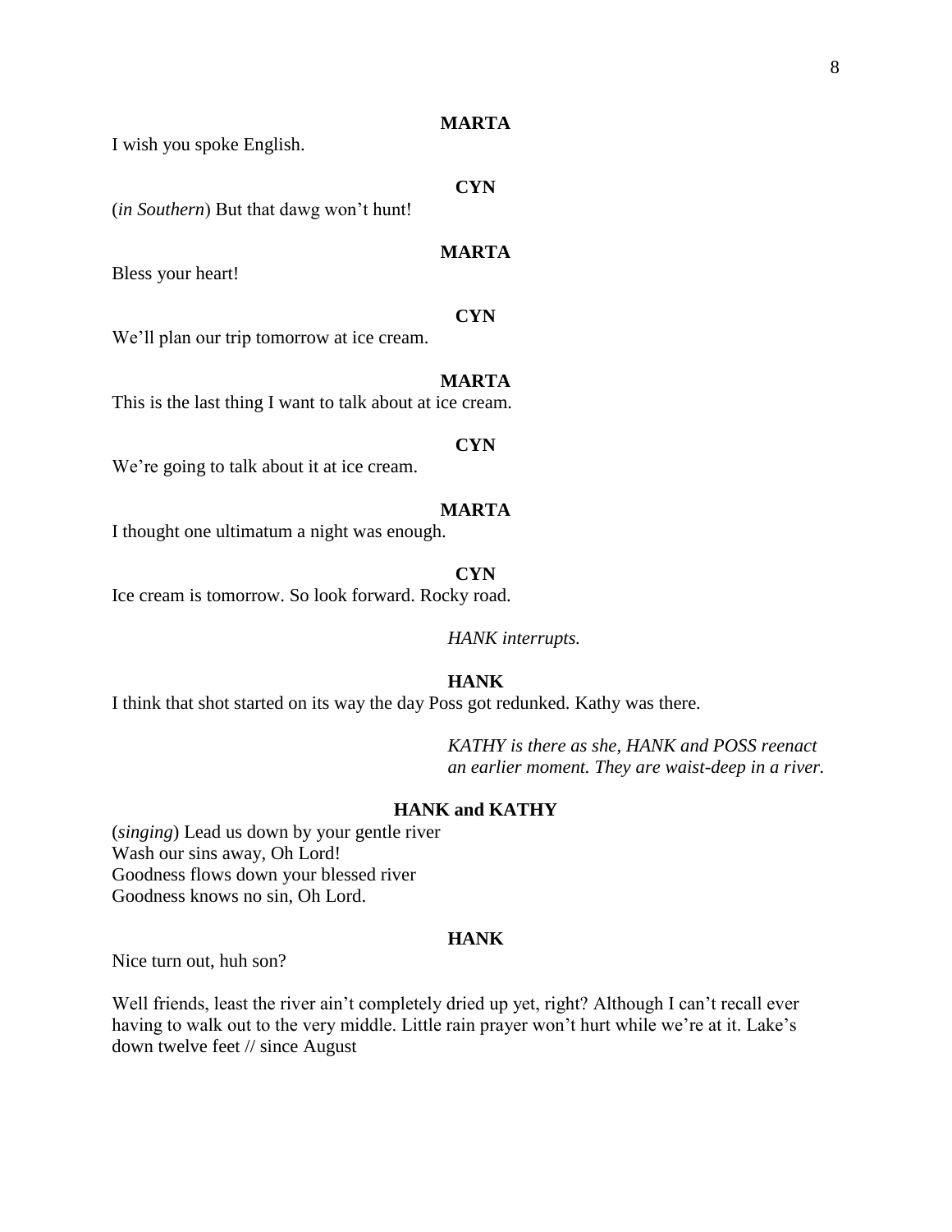**MARTA**

I wish you spoke English.

**CYN**

(*in Southern*) But that dawg won't hunt!

**MARTA**

Bless your heart!

**CYN**

We'll plan our trip tomorrow at ice cream.

**MARTA**

This is the last thing I want to talk about at ice cream.

**CYN**

We're going to talk about it at ice cream.

**MARTA**

I thought one ultimatum a night was enough.

**CYN**

Ice cream is tomorrow. So look forward. Rocky road.

*HANK interrupts.*

**HANK**

I think that shot started on its way the day Poss got redunked. Kathy was there.

*KATHY is there as she, HANK and POSS reenact an earlier moment. They are waist-deep in a river.*

**HANK and KATHY**

(*singing*) Lead us down by your gentle river
Wash our sins away, Oh Lord!
Goodness flows down your blessed river
Goodness knows no sin, Oh Lord.

**HANK**

Nice turn out, huh son?

Well friends, least the river ain't completely dried up yet, right? Although I can't recall ever having to walk out to the very middle. Little rain prayer won't hurt while we're at it. Lake's down twelve feet // since August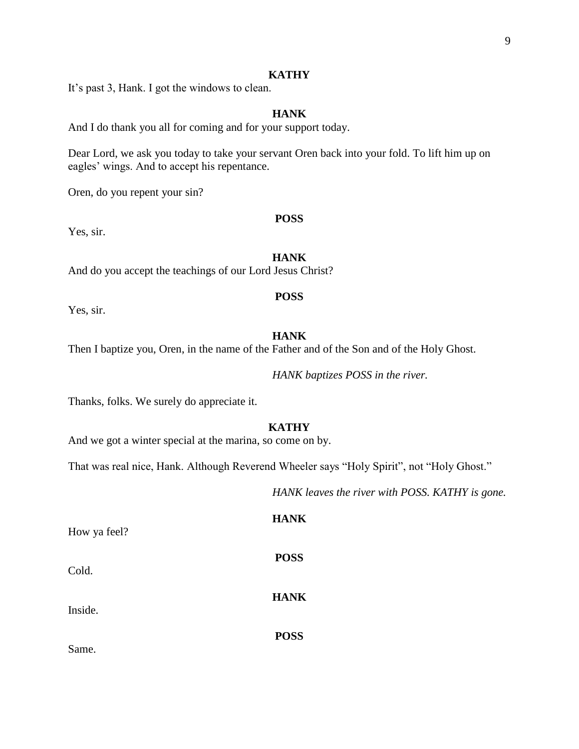**KATHY**

It's past 3, Hank. I got the windows to clean.

**HANK**

And I do thank you all for coming and for your support today.

Dear Lord, we ask you today to take your servant Oren back into your fold. To lift him up on eagles' wings. And to accept his repentance.

Oren, do you repent your sin?

**POSS**

Yes, sir.

**HANK**

And do you accept the teachings of our Lord Jesus Christ?

**POSS**

Yes, sir.

**HANK**

Then I baptize you, Oren, in the name of the Father and of the Son and of the Holy Ghost.

*HANK baptizes POSS in the river.*

Thanks, folks. We surely do appreciate it.

**KATHY**

And we got a winter special at the marina, so come on by.

That was real nice, Hank. Although Reverend Wheeler says "Holy Spirit", not "Holy Ghost."

*HANK leaves the river with POSS. KATHY is gone.*

**HANK**

How ya feel?

**POSS**

Cold.

**HANK**

Inside.

**POSS**

Same.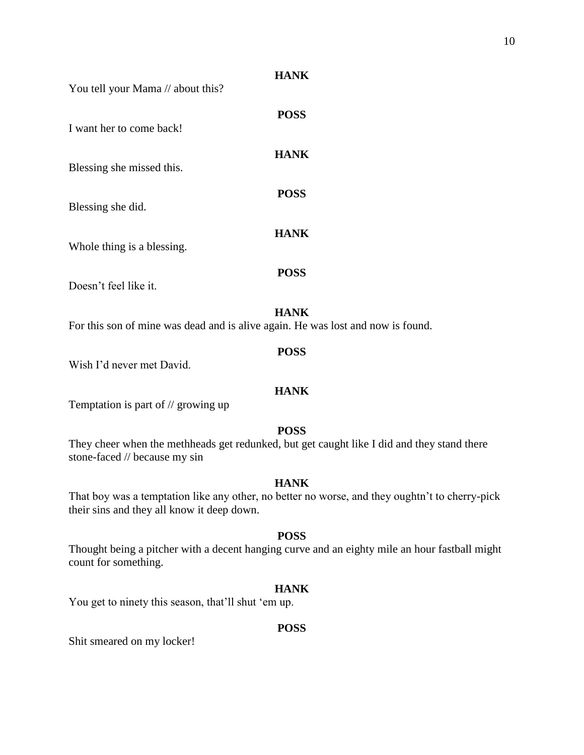**HANK**

You tell your Mama // about this?

**POSS**

I want her to come back!

**HANK**

Blessing she missed this.

**POSS**

Blessing she did.

**HANK**

Whole thing is a blessing.

**POSS**

Doesn't feel like it.

**HANK**

For this son of mine was dead and is alive again. He was lost and now is found.

**POSS**

Wish I'd never met David.

**HANK**

Temptation is part of // growing up

**POSS**

They cheer when the methheads get redunked, but get caught like I did and they stand there stone-faced // because my sin

**HANK**

That boy was a temptation like any other, no better no worse, and they oughtn't to cherry-pick their sins and they all know it deep down.

**POSS**

Thought being a pitcher with a decent hanging curve and an eighty mile an hour fastball might count for something.

**HANK**

You get to ninety this season, that'll shut 'em up.

**POSS**

Shit smeared on my locker!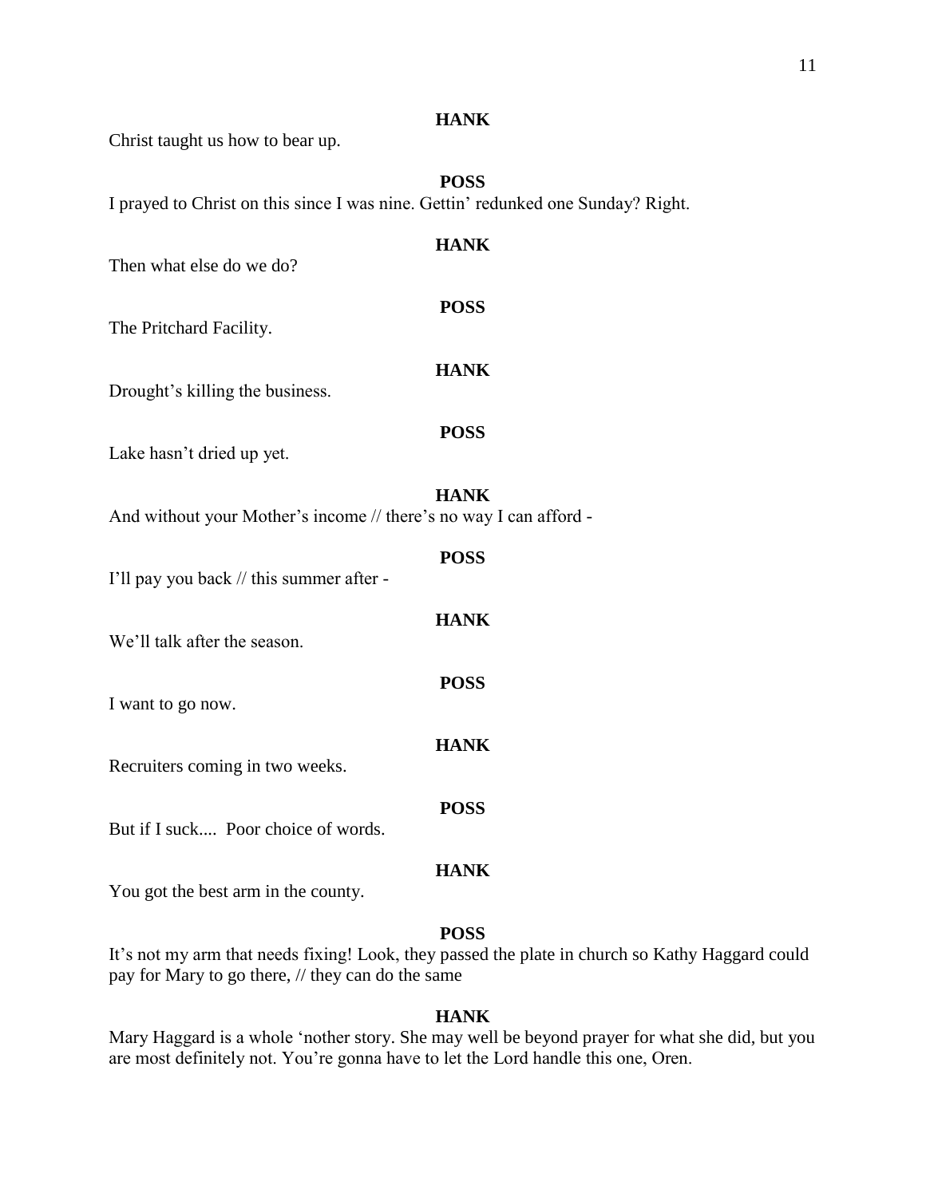**HANK**

Christ taught us how to bear up.

**POSS**

I prayed to Christ on this since I was nine. Gettin' redunked one Sunday? Right.

**HANK**

Then what else do we do?

**POSS**

The Pritchard Facility.

**HANK**

Drought's killing the business.

**POSS**

Lake hasn't dried up yet.

**HANK**

And without your Mother's income // there's no way I can afford -

**POSS**

I'll pay you back // this summer after -

**HANK**

We'll talk after the season.

**POSS**

I want to go now.

**HANK**

Recruiters coming in two weeks.

**POSS**

But if I suck.... Poor choice of words.

**HANK**

You got the best arm in the county.

**POSS**

It's not my arm that needs fixing! Look, they passed the plate in church so Kathy Haggard could pay for Mary to go there, // they can do the same

**HANK**

Mary Haggard is a whole 'nother story. She may well be beyond prayer for what she did, but you are most definitely not. You're gonna have to let the Lord handle this one, Oren.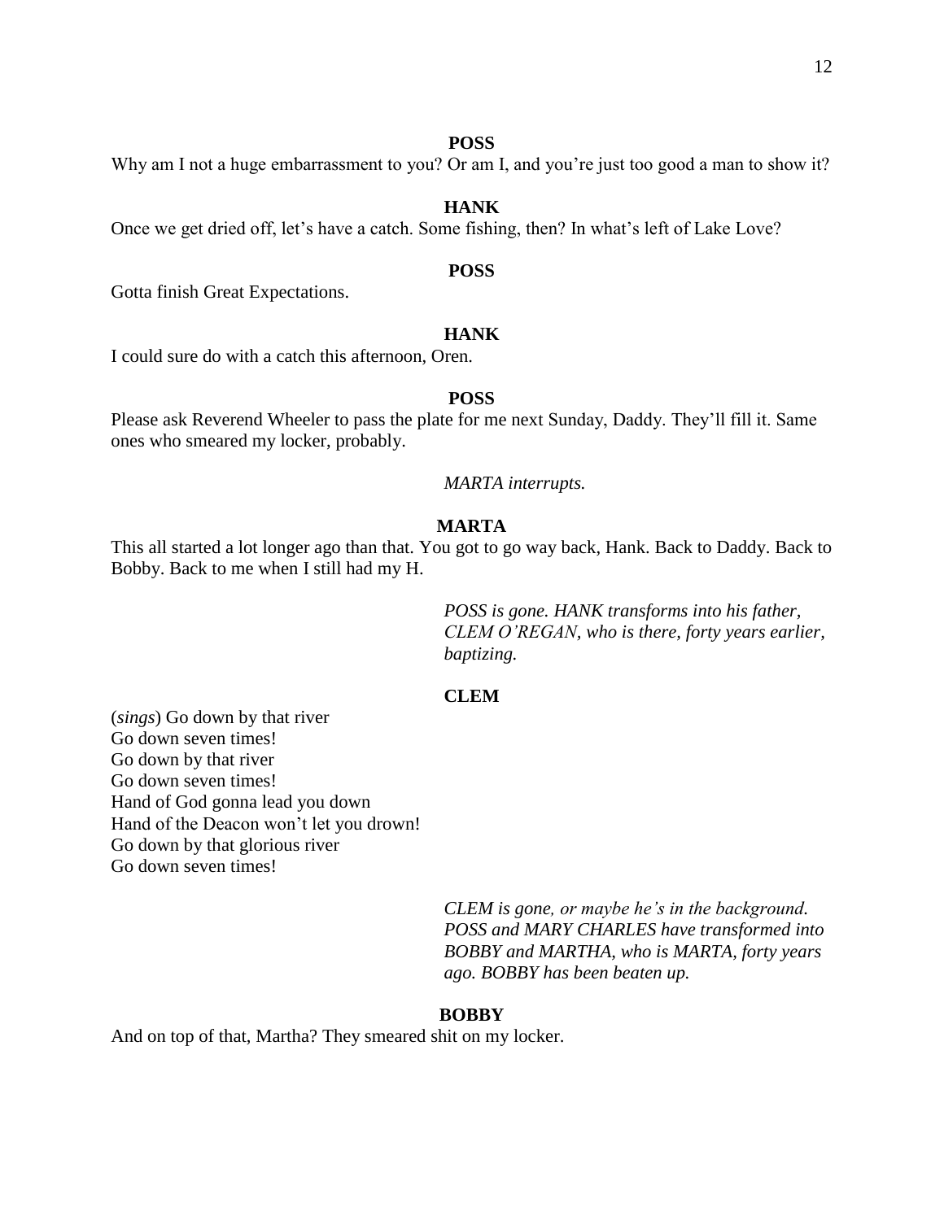**POSS**

Why am I not a huge embarrassment to you? Or am I, and you're just too good a man to show it?

**HANK**

Once we get dried off, let's have a catch. Some fishing, then? In what's left of Lake Love?

**POSS**

Gotta finish Great Expectations.

**HANK**

I could sure do with a catch this afternoon, Oren.

**POSS**

Please ask Reverend Wheeler to pass the plate for me next Sunday, Daddy. They'll fill it. Same ones who smeared my locker, probably.

*MARTA interrupts.*

**MARTA**

This all started a lot longer ago than that. You got to go way back, Hank. Back to Daddy. Back to Bobby. Back to me when I still had my H.

*POSS is gone. HANK transforms into his father, CLEM O'REGAN, who is there, forty years earlier, baptizing.*

**CLEM**

(*sings*) Go down by that river
Go down seven times!
Go down by that river
Go down seven times!
Hand of God gonna lead you down
Hand of the Deacon won't let you drown!
Go down by that glorious river
Go down seven times!

*CLEM is gone, or maybe he's in the background. POSS and MARY CHARLES have transformed into BOBBY and MARTHA, who is MARTA, forty years ago. BOBBY has been beaten up.*

**BOBBY**

And on top of that, Martha? They smeared shit on my locker.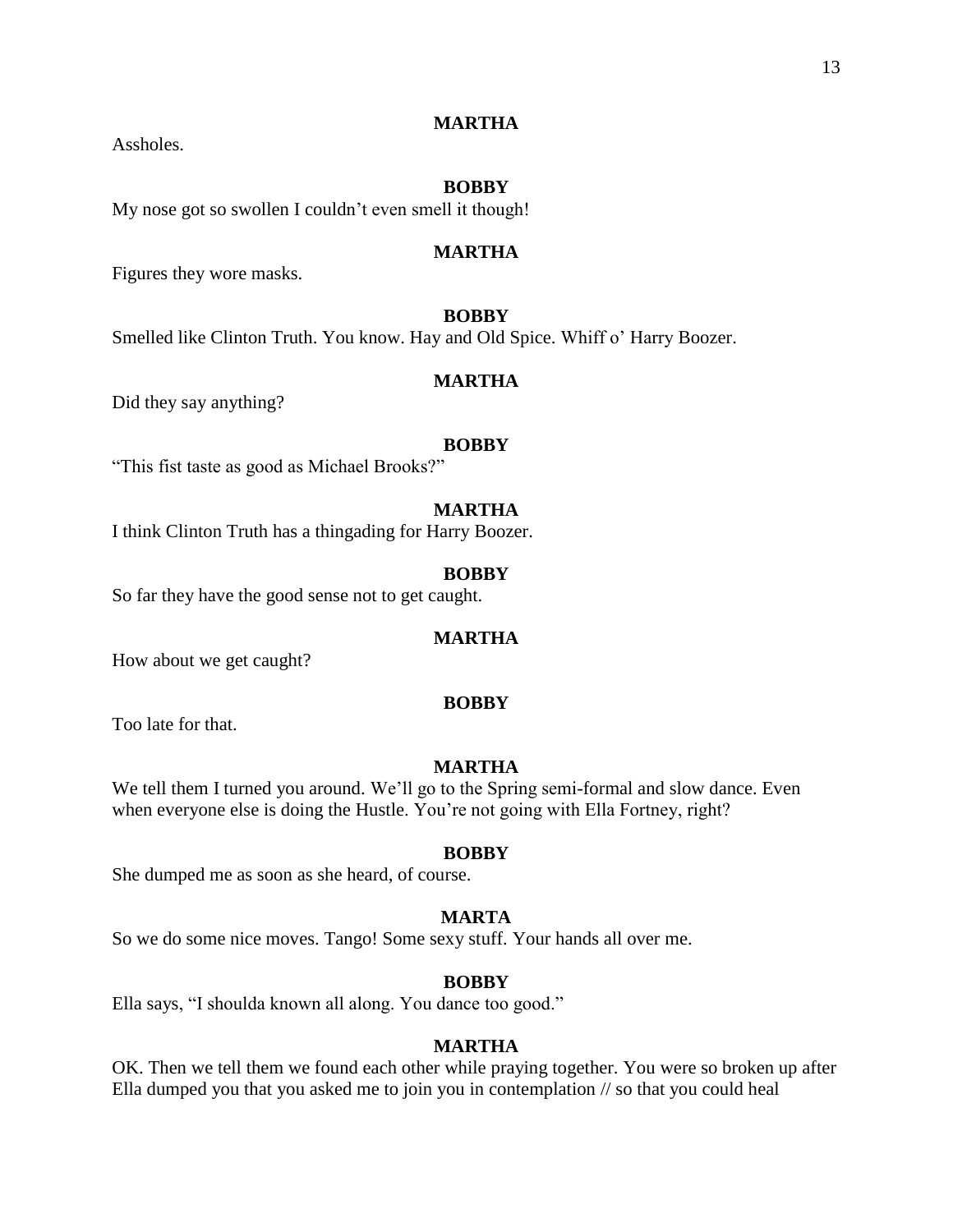**MARTHA**

Assholes.

**BOBBY**

My nose got so swollen I couldn't even smell it though!

**MARTHA**

Figures they wore masks.

**BOBBY**

Smelled like Clinton Truth. You know. Hay and Old Spice. Whiff o' Harry Boozer.

**MARTHA**

Did they say anything?

**BOBBY**

"This fist taste as good as Michael Brooks?"

**MARTHA**

I think Clinton Truth has a thingading for Harry Boozer.

**BOBBY**

So far they have the good sense not to get caught.

**MARTHA**

How about we get caught?

**BOBBY**

Too late for that.

**MARTHA**

We tell them I turned you around. We'll go to the Spring semi-formal and slow dance. Even when everyone else is doing the Hustle. You're not going with Ella Fortney, right?

**BOBBY**

She dumped me as soon as she heard, of course.

**MARTA**

So we do some nice moves. Tango! Some sexy stuff. Your hands all over me.

**BOBBY**

Ella says, "I shoulda known all along. You dance too good."

**MARTHA**

OK. Then we tell them we found each other while praying together. You were so broken up after Ella dumped you that you asked me to join you in contemplation // so that you could heal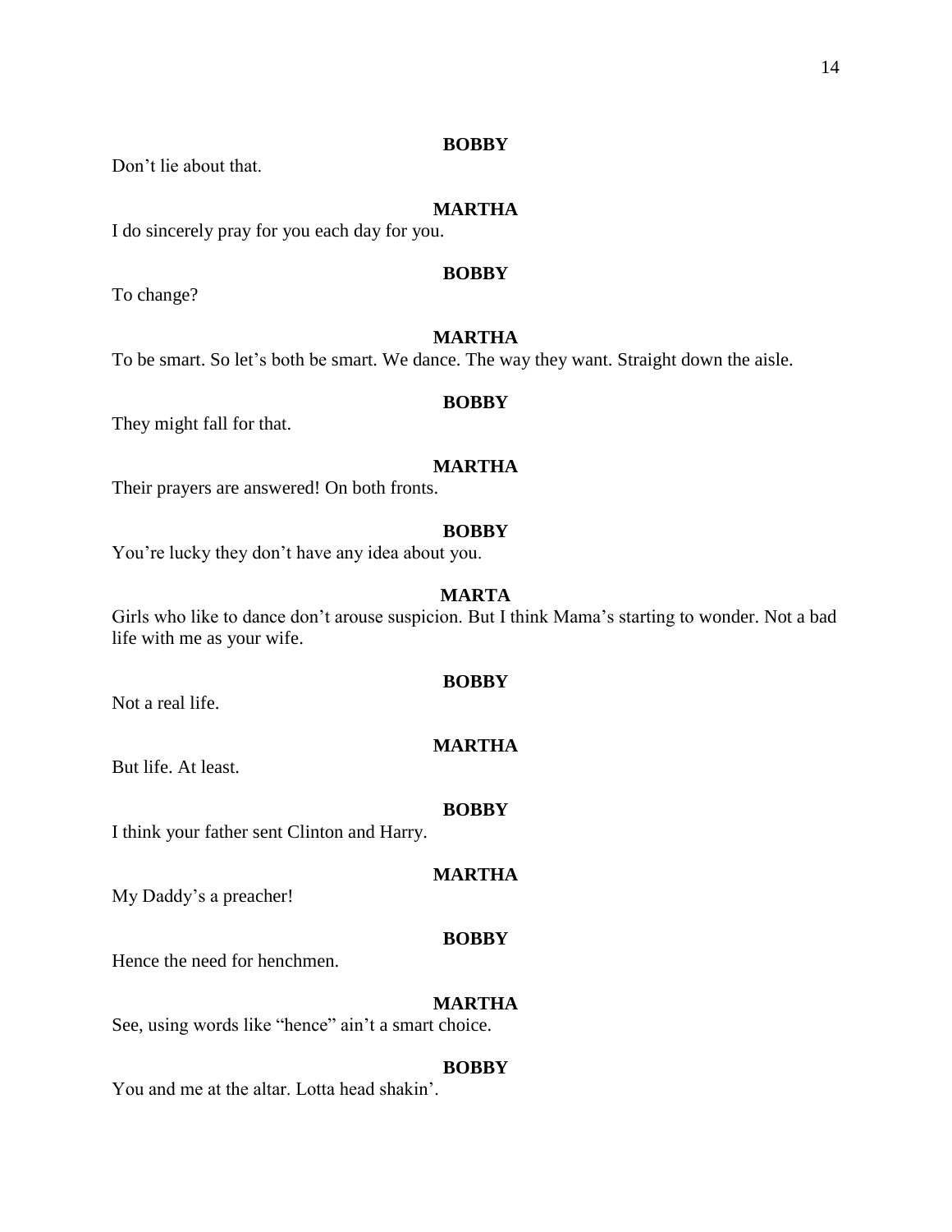**BOBBY**

Don't lie about that.

**MARTHA**

I do sincerely pray for you each day for you.

**BOBBY**

To change?

**MARTHA**

To be smart. So let's both be smart. We dance. The way they want. Straight down the aisle.

**BOBBY**

They might fall for that.

**MARTHA**

Their prayers are answered! On both fronts.

**BOBBY**

You're lucky they don't have any idea about you.

**MARTA**

Girls who like to dance don't arouse suspicion. But I think Mama's starting to wonder. Not a bad life with me as your wife.

**BOBBY**

Not a real life.

**MARTHA**

But life. At least.

**BOBBY**

I think your father sent Clinton and Harry.

**MARTHA**

My Daddy's a preacher!

**BOBBY**

Hence the need for henchmen.

**MARTHA**

See, using words like "hence" ain't a smart choice.

**BOBBY**

You and me at the altar. Lotta head shakin'.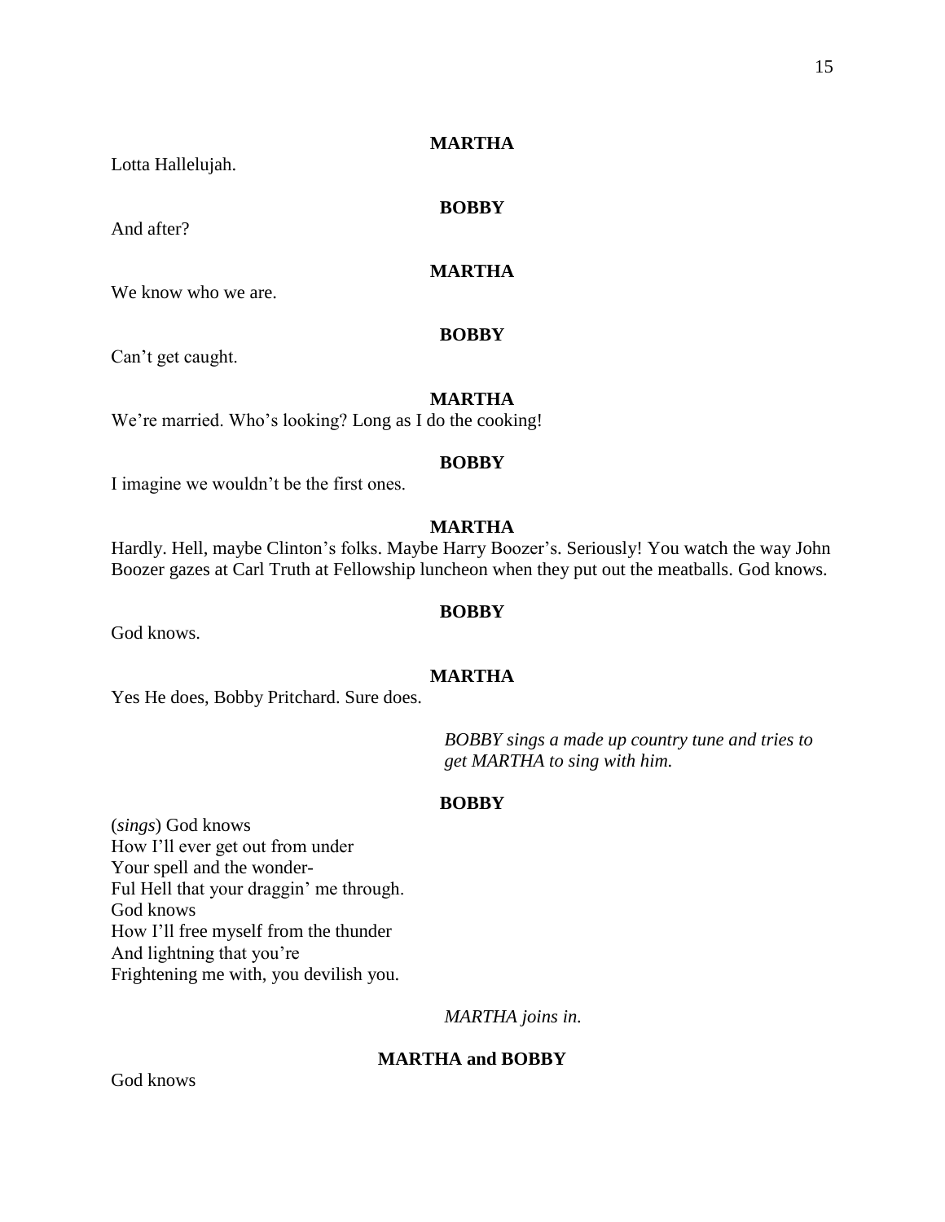**MARTHA**

Lotta Hallelujah.

**BOBBY**

And after?

**MARTHA**

We know who we are.

**BOBBY**

Can't get caught.

**MARTHA**

We're married. Who's looking? Long as I do the cooking!

**BOBBY**

I imagine we wouldn't be the first ones.

**MARTHA**

Hardly. Hell, maybe Clinton's folks. Maybe Harry Boozer's. Seriously! You watch the way John Boozer gazes at Carl Truth at Fellowship luncheon when they put out the meatballs. God knows.

**BOBBY**

God knows.

**MARTHA**

Yes He does, Bobby Pritchard. Sure does.

*BOBBY sings a made up country tune and tries to get MARTHA to sing with him.*

**BOBBY**

(*sings*) God knows
How I'll ever get out from under
Your spell and the wonder-
Ful Hell that your draggin' me through.
God knows
How I'll free myself from the thunder
And lightning that you're
Frightening me with, you devilish you.

*MARTHA joins in.*

**MARTHA and BOBBY**

God knows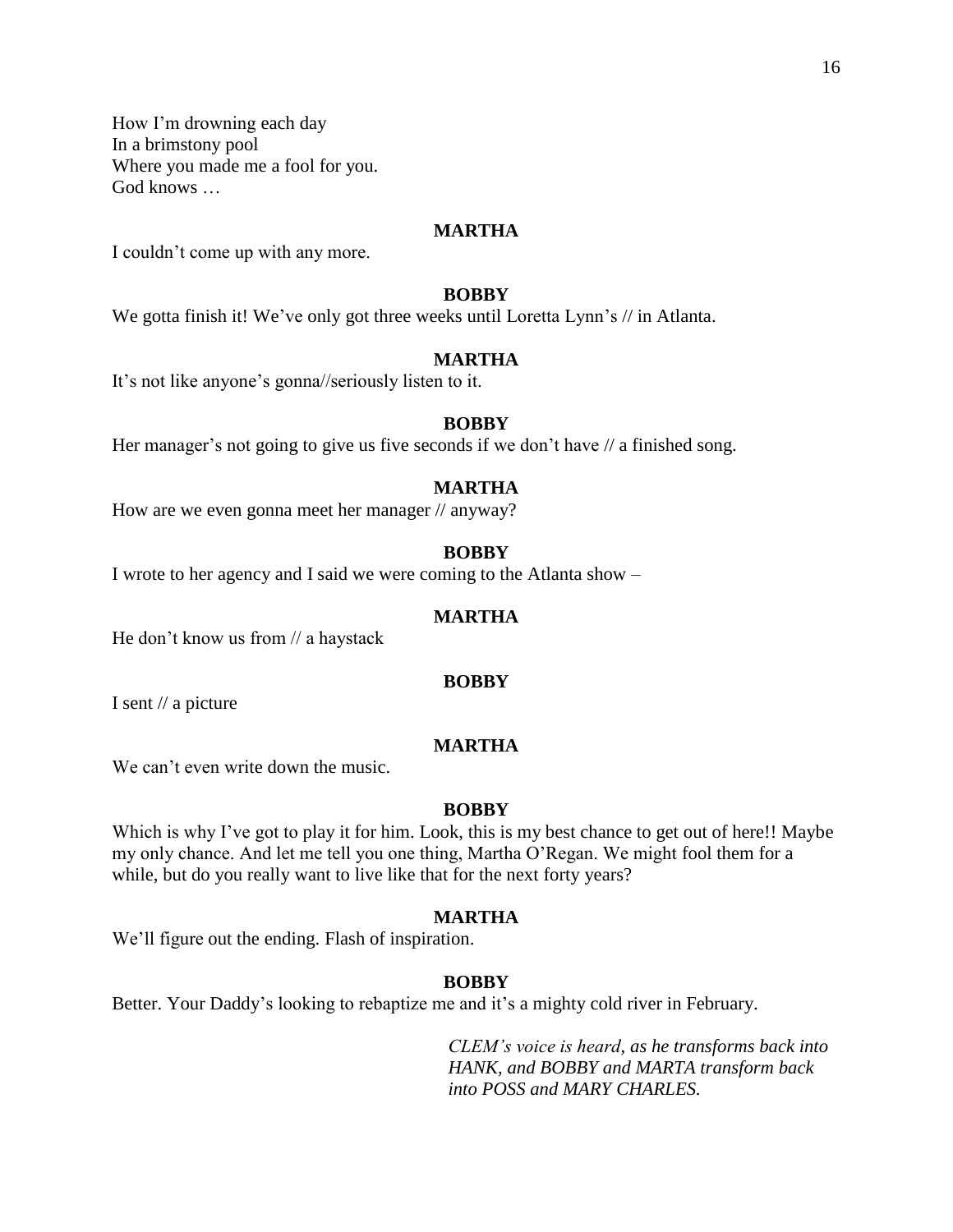How I'm drowning each day
In a brimstony pool
Where you made me a fool for you.
God knows …

**MARTHA**

I couldn't come up with any more.

**BOBBY**

We gotta finish it! We've only got three weeks until Loretta Lynn's // in Atlanta.

**MARTHA**

It's not like anyone's gonna//seriously listen to it.

**BOBBY**

Her manager's not going to give us five seconds if we don't have // a finished song.

**MARTHA**

How are we even gonna meet her manager // anyway?

**BOBBY**

I wrote to her agency and I said we were coming to the Atlanta show –

**MARTHA**

He don't know us from // a haystack

**BOBBY**

I sent // a picture

**MARTHA**

We can't even write down the music.

**BOBBY**

Which is why I've got to play it for him. Look, this is my best chance to get out of here!! Maybe my only chance. And let me tell you one thing, Martha O'Regan. We might fool them for a while, but do you really want to live like that for the next forty years?

**MARTHA**

We'll figure out the ending. Flash of inspiration.

**BOBBY**

Better. Your Daddy's looking to rebaptize me and it's a mighty cold river in February.

*CLEM's voice is heard, as he transforms back into HANK, and BOBBY and MARTA transform back into POSS and MARY CHARLES.*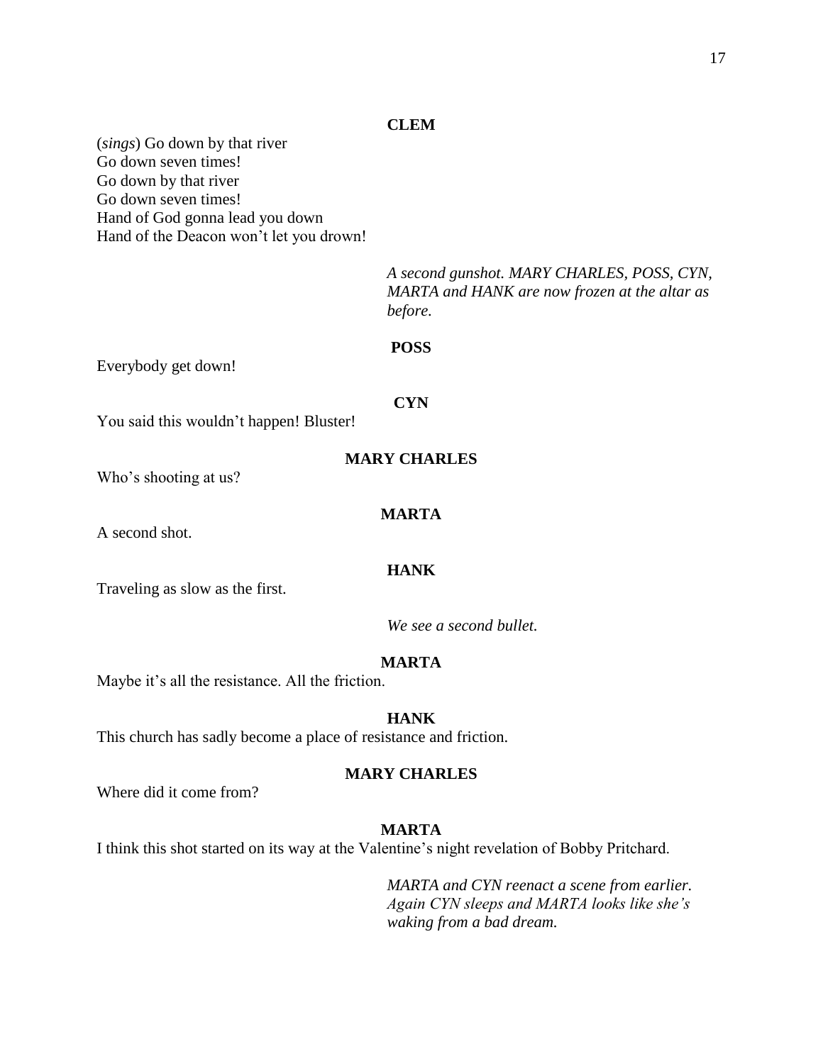**CLEM**

(*sings*) Go down by that river
Go down seven times!
Go down by that river
Go down seven times!
Hand of God gonna lead you down
Hand of the Deacon won't let you drown!

*A second gunshot. MARY CHARLES, POSS, CYN, MARTA and HANK are now frozen at the altar as before.*

**POSS**

Everybody get down!

**CYN**

You said this wouldn't happen! Bluster!

**MARY CHARLES**

Who's shooting at us?

**MARTA**

A second shot.

**HANK**

Traveling as slow as the first.

*We see a second bullet.*

**MARTA**

Maybe it's all the resistance. All the friction.

**HANK**

This church has sadly become a place of resistance and friction.

**MARY CHARLES**

Where did it come from?

**MARTA**

I think this shot started on its way at the Valentine's night revelation of Bobby Pritchard.

*MARTA and CYN reenact a scene from earlier. Again CYN sleeps and MARTA looks like she's waking from a bad dream.*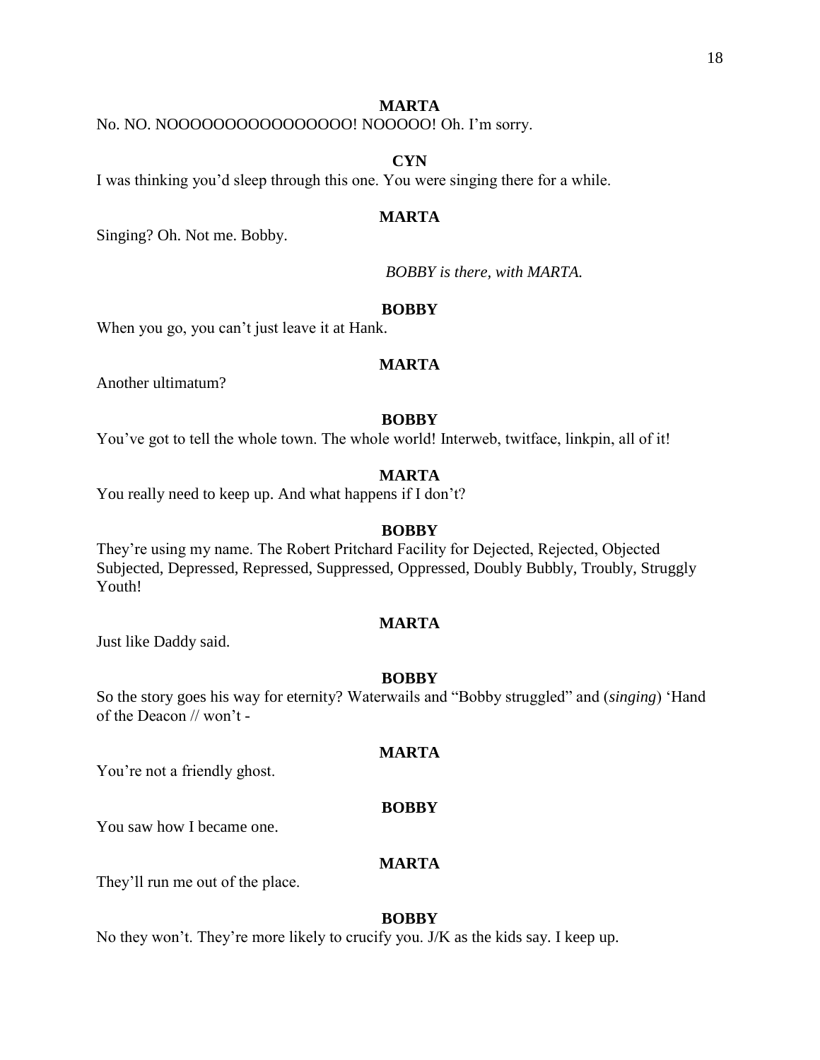**MARTA**

No. NO. NOOOOOOOOOOOOOOOO! NOOOOO! Oh. I'm sorry.

**CYN**

I was thinking you'd sleep through this one. You were singing there for a while.

**MARTA**

Singing? Oh. Not me. Bobby.

*BOBBY is there, with MARTA.*

**BOBBY**

When you go, you can't just leave it at Hank.

**MARTA**

Another ultimatum?

**BOBBY**

You've got to tell the whole town. The whole world! Interweb, twitface, linkpin, all of it!

**MARTA**

You really need to keep up. And what happens if I don't?

**BOBBY**

They're using my name. The Robert Pritchard Facility for Dejected, Rejected, Objected Subjected, Depressed, Repressed, Suppressed, Oppressed, Doubly Bubbly, Troubly, Struggly Youth!

**MARTA**

Just like Daddy said.

**BOBBY**

So the story goes his way for eternity? Waterwails and "Bobby struggled" and (*singing*) 'Hand of the Deacon // won't -

**MARTA**

You're not a friendly ghost.

**BOBBY**

You saw how I became one.

**MARTA**

They'll run me out of the place.

**BOBBY**

No they won't. They're more likely to crucify you. J/K as the kids say. I keep up.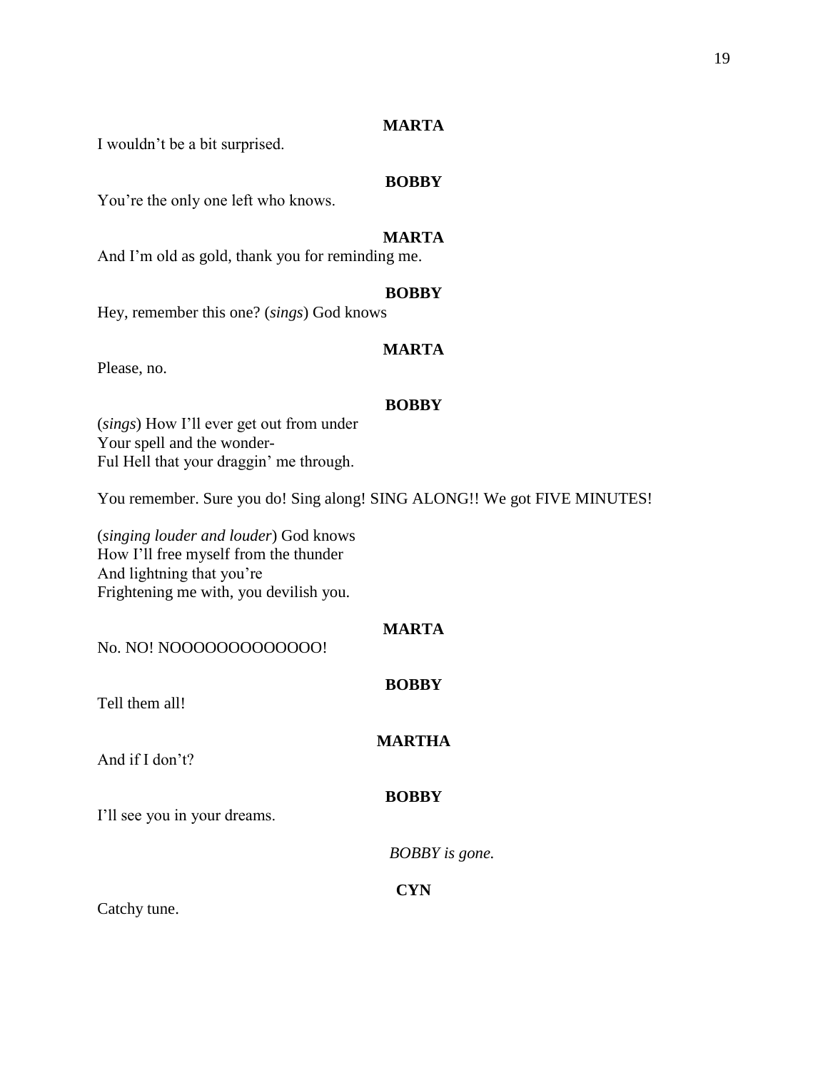**MARTA**

I wouldn't be a bit surprised.

**BOBBY**

You're the only one left who knows.

**MARTA**

And I'm old as gold, thank you for reminding me.

**BOBBY**

Hey, remember this one? (*sings*) God knows

**MARTA**

Please, no.

**BOBBY**

(*sings*) How I'll ever get out from under
Your spell and the wonder-
Ful Hell that your draggin' me through.

You remember. Sure you do! Sing along! SING ALONG!! We got FIVE MINUTES!

(*singing louder and louder*) God knows
How I'll free myself from the thunder
And lightning that you're
Frightening me with, you devilish you.

**MARTA**

No. NO! NOOOOOOOOOOOOO!

**BOBBY**

Tell them all!

**MARTHA**

And if I don't?

**BOBBY**

I'll see you in your dreams.

*BOBBY is gone.*

**CYN**

Catchy tune.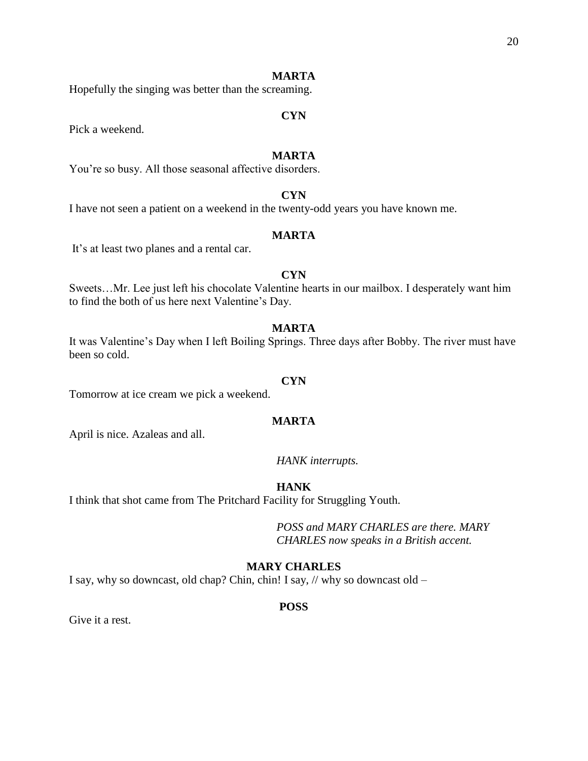**MARTA**

Hopefully the singing was better than the screaming.

**CYN**

Pick a weekend.

**MARTA**

You're so busy. All those seasonal affective disorders.

**CYN**

I have not seen a patient on a weekend in the twenty-odd years you have known me.

**MARTA**

It's at least two planes and a rental car.

**CYN**

Sweets…Mr. Lee just left his chocolate Valentine hearts in our mailbox. I desperately want him to find the both of us here next Valentine's Day.

**MARTA**

It was Valentine's Day when I left Boiling Springs. Three days after Bobby. The river must have been so cold.

**CYN**

Tomorrow at ice cream we pick a weekend.

**MARTA**

April is nice. Azaleas and all.

*HANK interrupts.*

**HANK**

I think that shot came from The Pritchard Facility for Struggling Youth.

*POSS and MARY CHARLES are there. MARY CHARLES now speaks in a British accent.*

**MARY CHARLES**

I say, why so downcast, old chap? Chin, chin! I say, // why so downcast old –

**POSS**

Give it a rest.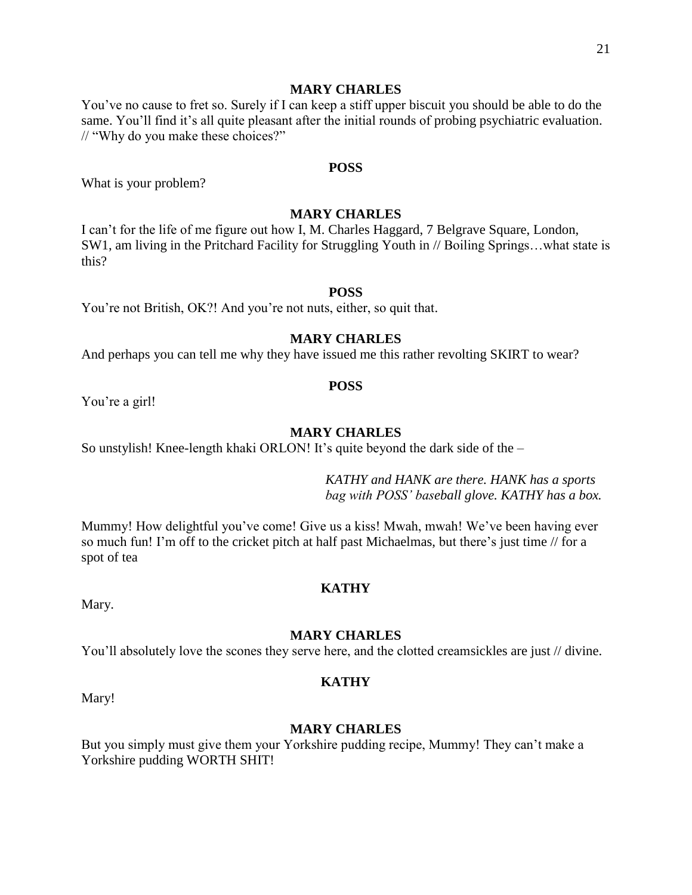**MARY CHARLES**

You've no cause to fret so. Surely if I can keep a stiff upper biscuit you should be able to do the same. You'll find it's all quite pleasant after the initial rounds of probing psychiatric evaluation. // "Why do you make these choices?"

**POSS**

What is your problem?

**MARY CHARLES**

I can't for the life of me figure out how I, M. Charles Haggard, 7 Belgrave Square, London, SW1, am living in the Pritchard Facility for Struggling Youth in // Boiling Springs…what state is this?

**POSS**

You're not British, OK?! And you're not nuts, either, so quit that.

**MARY CHARLES**

And perhaps you can tell me why they have issued me this rather revolting SKIRT to wear?

**POSS**

You're a girl!

**MARY CHARLES**

So unstylish! Knee-length khaki ORLON! It's quite beyond the dark side of the –

*KATHY and HANK are there. HANK has a sports bag with POSS' baseball glove. KATHY has a box.*

Mummy! How delightful you've come! Give us a kiss! Mwah, mwah! We've been having ever so much fun! I'm off to the cricket pitch at half past Michaelmas, but there's just time // for a spot of tea

**KATHY**

Mary.

**MARY CHARLES**

You'll absolutely love the scones they serve here, and the clotted creamsickles are just // divine.

**KATHY**

Mary!

**MARY CHARLES**

But you simply must give them your Yorkshire pudding recipe, Mummy! They can't make a Yorkshire pudding WORTH SHIT!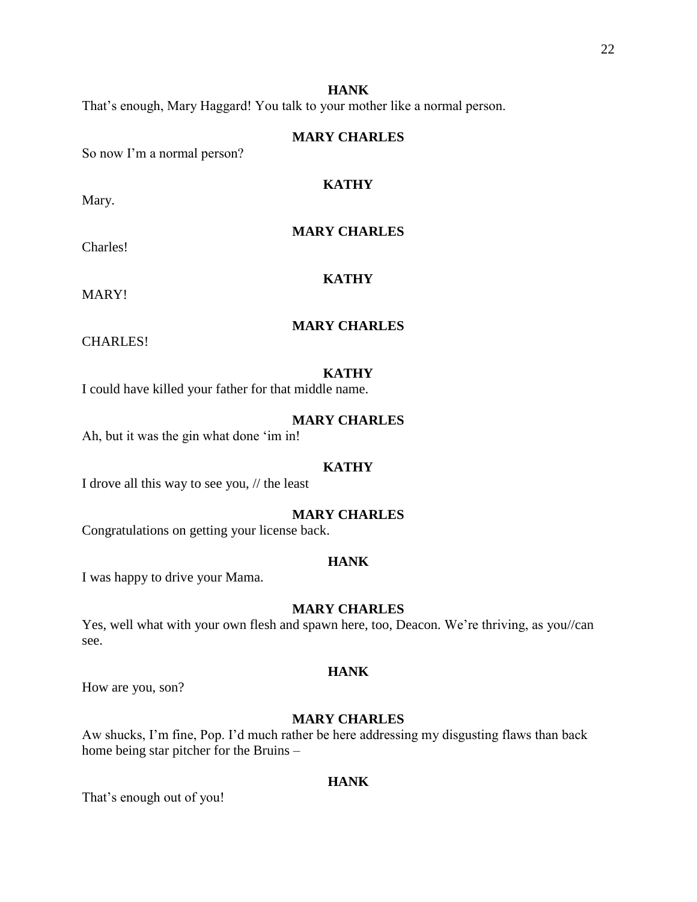**HANK**

That's enough, Mary Haggard! You talk to your mother like a normal person.

**MARY CHARLES**

So now I'm a normal person?

**KATHY**

Mary.

**MARY CHARLES**

Charles!

**KATHY**

MARY!

**MARY CHARLES**

CHARLES!

**KATHY**

I could have killed your father for that middle name.

**MARY CHARLES**

Ah, but it was the gin what done 'im in!

**KATHY**

I drove all this way to see you, // the least

**MARY CHARLES**

Congratulations on getting your license back.

**HANK**

I was happy to drive your Mama.

**MARY CHARLES**

Yes, well what with your own flesh and spawn here, too, Deacon. We're thriving, as you//can see.

**HANK**

How are you, son?

**MARY CHARLES**

Aw shucks, I'm fine, Pop. I'd much rather be here addressing my disgusting flaws than back home being star pitcher for the Bruins –

**HANK**

That's enough out of you!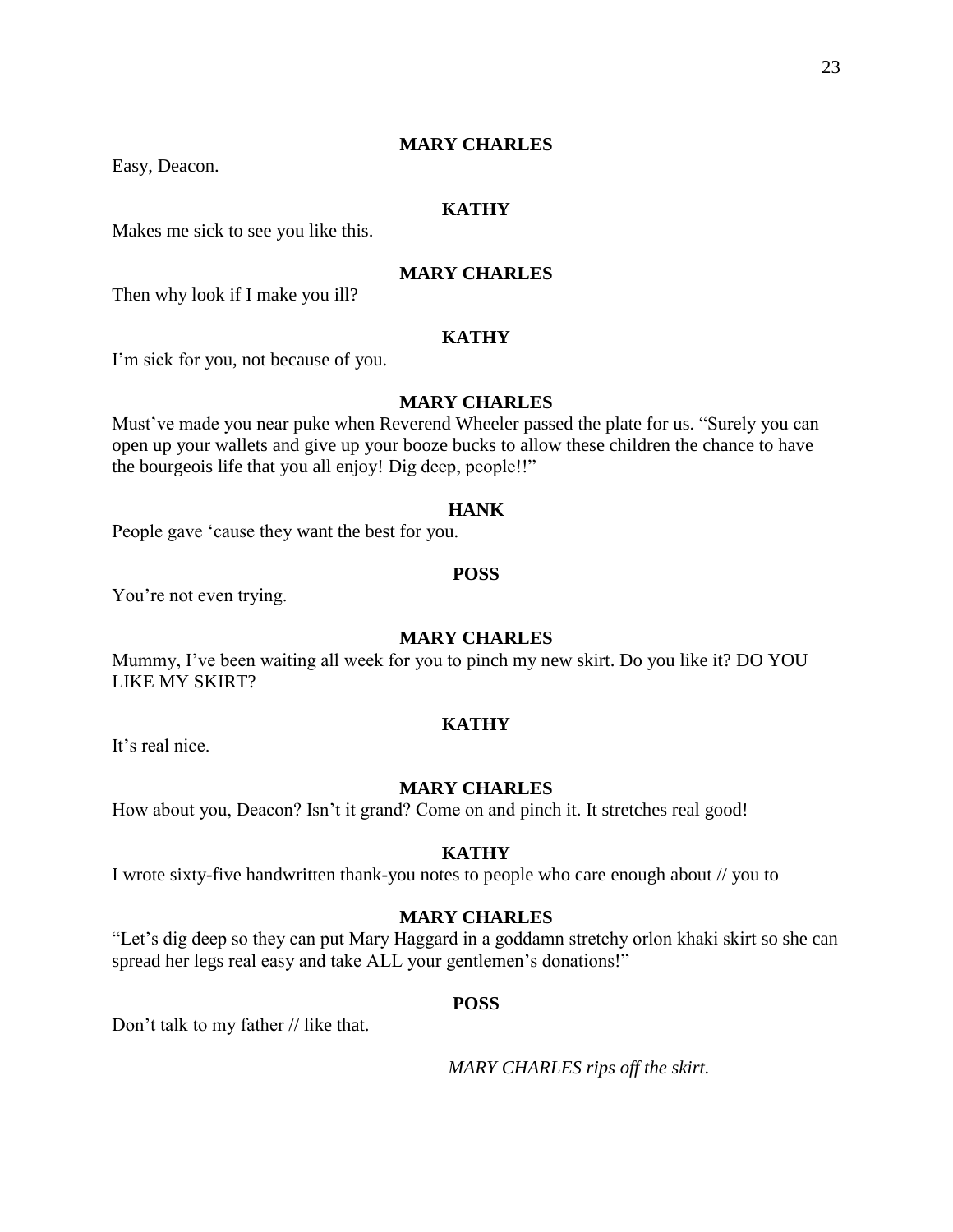**MARY CHARLES**

Easy, Deacon.

**KATHY**

Makes me sick to see you like this.

**MARY CHARLES**

Then why look if I make you ill?

**KATHY**

I'm sick for you, not because of you.

**MARY CHARLES**

Must've made you near puke when Reverend Wheeler passed the plate for us. "Surely you can open up your wallets and give up your booze bucks to allow these children the chance to have the bourgeois life that you all enjoy! Dig deep, people!!"

**HANK**

People gave 'cause they want the best for you.

**POSS**

You're not even trying.

**MARY CHARLES**

Mummy, I've been waiting all week for you to pinch my new skirt. Do you like it? DO YOU LIKE MY SKIRT?

**KATHY**

It's real nice.

**MARY CHARLES**

How about you, Deacon? Isn't it grand? Come on and pinch it. It stretches real good!

**KATHY**

I wrote sixty-five handwritten thank-you notes to people who care enough about // you to

**MARY CHARLES**

"Let's dig deep so they can put Mary Haggard in a goddamn stretchy orlon khaki skirt so she can spread her legs real easy and take ALL your gentlemen's donations!"

**POSS**

Don't talk to my father // like that.

*MARY CHARLES rips off the skirt.*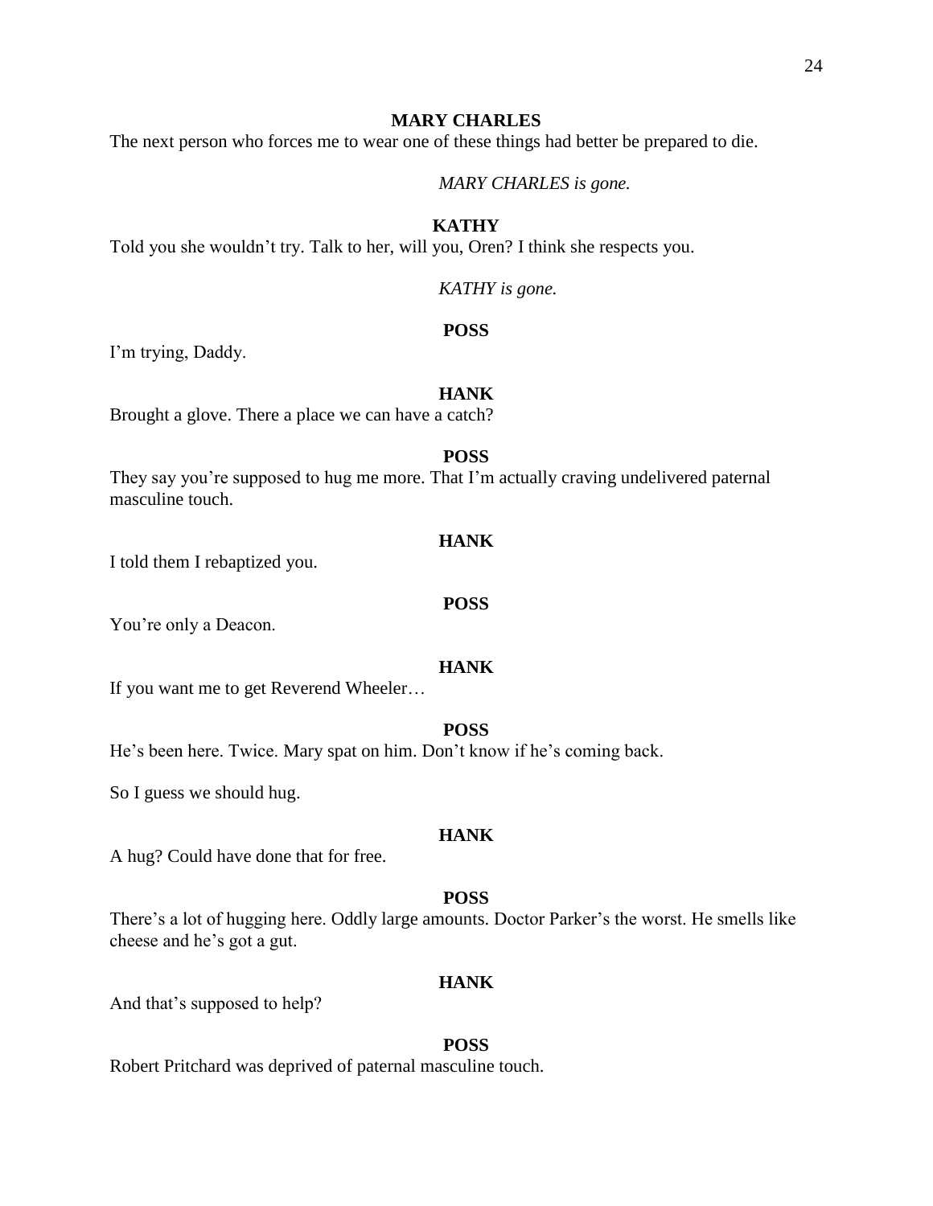**MARY CHARLES**

The next person who forces me to wear one of these things had better be prepared to die.

*MARY CHARLES is gone.*

**KATHY**

Told you she wouldn't try. Talk to her, will you, Oren? I think she respects you.

*KATHY is gone.*

**POSS**

I'm trying, Daddy.

**HANK**

Brought a glove. There a place we can have a catch?

**POSS**

They say you're supposed to hug me more. That I'm actually craving undelivered paternal masculine touch.

**HANK**

I told them I rebaptized you.

**POSS**

You're only a Deacon.

**HANK**

If you want me to get Reverend Wheeler…

**POSS**

He's been here. Twice. Mary spat on him. Don't know if he's coming back.

So I guess we should hug.

**HANK**

A hug? Could have done that for free.

**POSS**

There's a lot of hugging here. Oddly large amounts. Doctor Parker's the worst. He smells like cheese and he's got a gut.

**HANK**

And that's supposed to help?

**POSS**

Robert Pritchard was deprived of paternal masculine touch.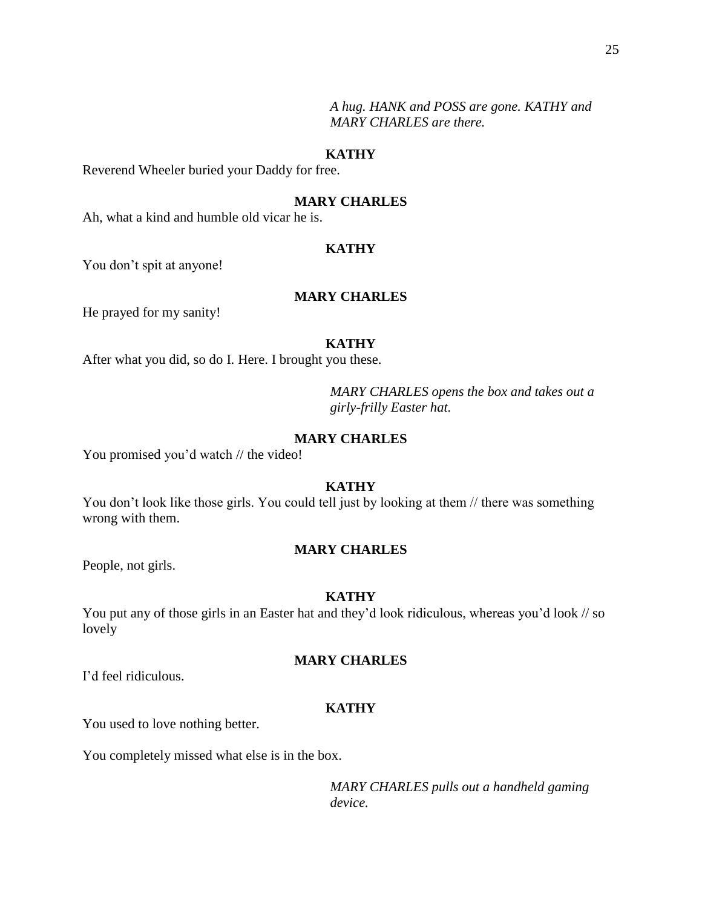*A hug. HANK and POSS are gone. KATHY and MARY CHARLES are there.*

**KATHY**

Reverend Wheeler buried your Daddy for free.

**MARY CHARLES**

Ah, what a kind and humble old vicar he is.

**KATHY**

You don't spit at anyone!

**MARY CHARLES**

He prayed for my sanity!

**KATHY**

After what you did, so do I. Here. I brought you these.

*MARY CHARLES opens the box and takes out a girly-frilly Easter hat.*

**MARY CHARLES**

You promised you'd watch // the video!

**KATHY**

You don't look like those girls. You could tell just by looking at them // there was something wrong with them.

**MARY CHARLES**

People, not girls.

**KATHY**

You put any of those girls in an Easter hat and they'd look ridiculous, whereas you'd look // so lovely

**MARY CHARLES**

I'd feel ridiculous.

**KATHY**

You used to love nothing better.

You completely missed what else is in the box.

*MARY CHARLES pulls out a handheld gaming device.*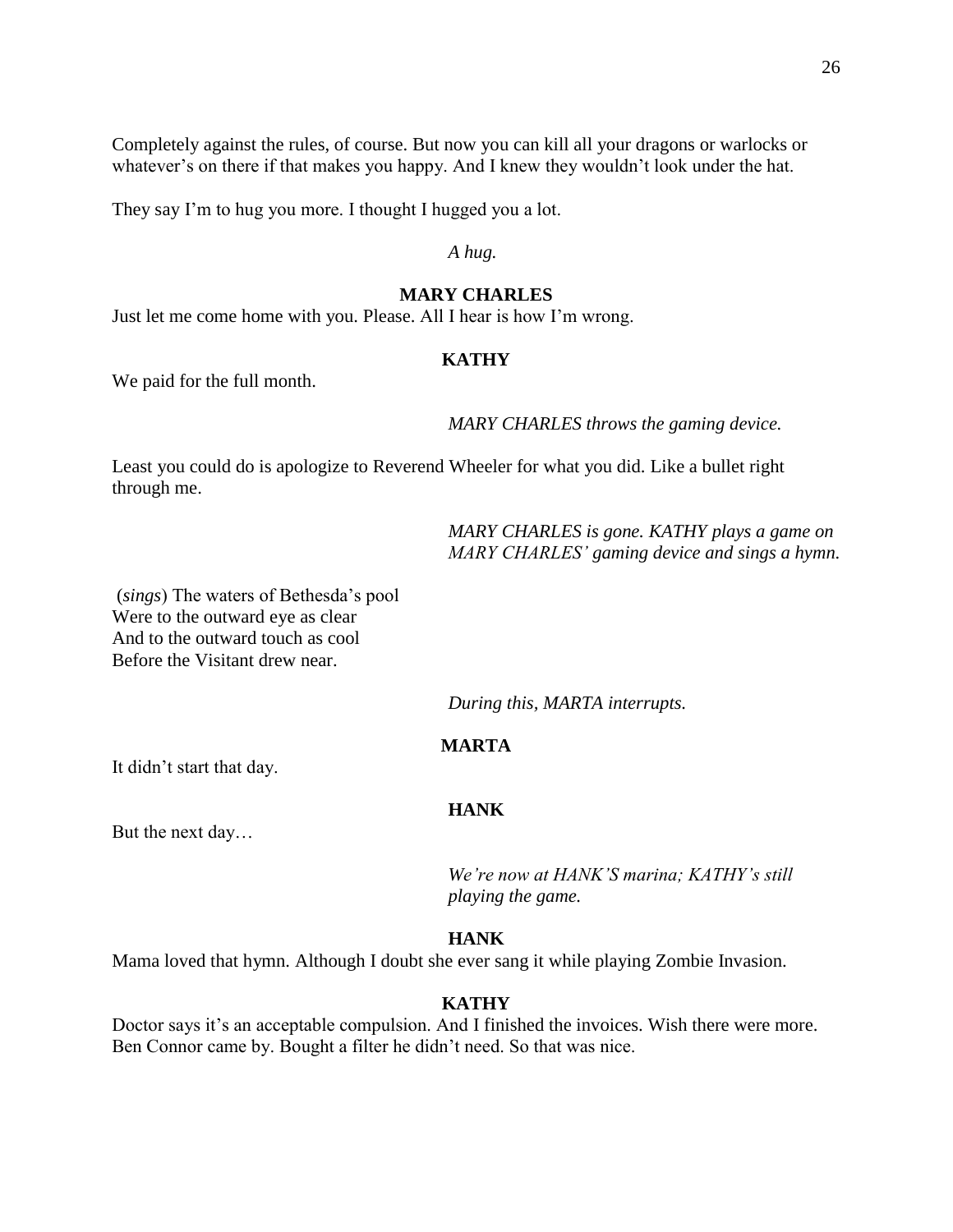Completely against the rules, of course. But now you can kill all your dragons or warlocks or whatever's on there if that makes you happy. And I knew they wouldn't look under the hat.

They say I'm to hug you more. I thought I hugged you a lot.

*A hug.*

**MARY CHARLES**

Just let me come home with you. Please. All I hear is how I'm wrong.

**KATHY**

We paid for the full month.

*MARY CHARLES throws the gaming device.*

Least you could do is apologize to Reverend Wheeler for what you did. Like a bullet right through me.

*MARY CHARLES is gone. KATHY plays a game on MARY CHARLES' gaming device and sings a hymn.*

(*sings*) The waters of Bethesda's pool
Were to the outward eye as clear
And to the outward touch as cool
Before the Visitant drew near.

*During this, MARTA interrupts.*

**MARTA**

It didn't start that day.

**HANK**

But the next day…

*We're now at HANK'S marina; KATHY's still playing the game.*

**HANK**

Mama loved that hymn. Although I doubt she ever sang it while playing Zombie Invasion.

**KATHY**

Doctor says it's an acceptable compulsion. And I finished the invoices. Wish there were more. Ben Connor came by. Bought a filter he didn't need. So that was nice.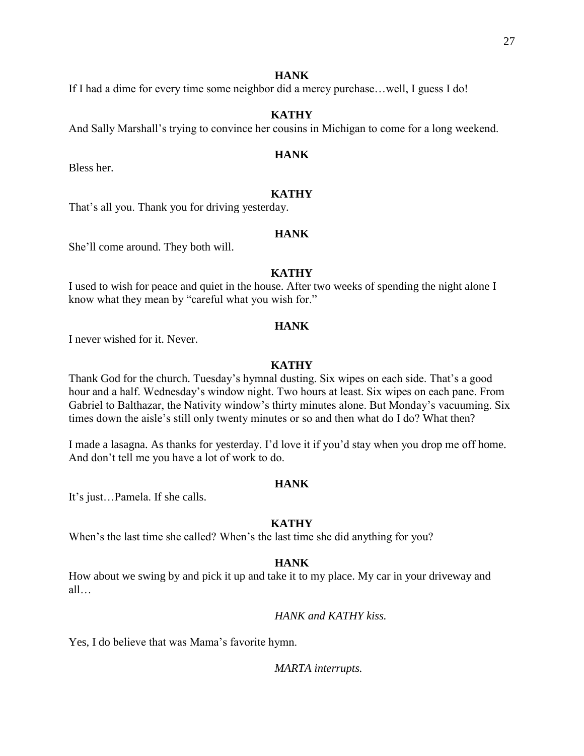**HANK**

If I had a dime for every time some neighbor did a mercy purchase…well, I guess I do!

**KATHY**

And Sally Marshall's trying to convince her cousins in Michigan to come for a long weekend.

**HANK**

Bless her.

**KATHY**

That's all you. Thank you for driving yesterday.

**HANK**

She'll come around. They both will.

**KATHY**

I used to wish for peace and quiet in the house. After two weeks of spending the night alone I know what they mean by "careful what you wish for."

**HANK**

I never wished for it. Never.

**KATHY**

Thank God for the church. Tuesday's hymnal dusting. Six wipes on each side. That's a good hour and a half. Wednesday's window night. Two hours at least. Six wipes on each pane. From Gabriel to Balthazar, the Nativity window's thirty minutes alone. But Monday's vacuuming. Six times down the aisle's still only twenty minutes or so and then what do I do? What then?

I made a lasagna. As thanks for yesterday. I'd love it if you'd stay when you drop me off home. And don't tell me you have a lot of work to do.

**HANK**

It's just…Pamela. If she calls.

**KATHY**

When's the last time she called? When's the last time she did anything for you?

**HANK**

How about we swing by and pick it up and take it to my place. My car in your driveway and all…

*HANK and KATHY kiss.*

Yes, I do believe that was Mama's favorite hymn.

*MARTA interrupts.*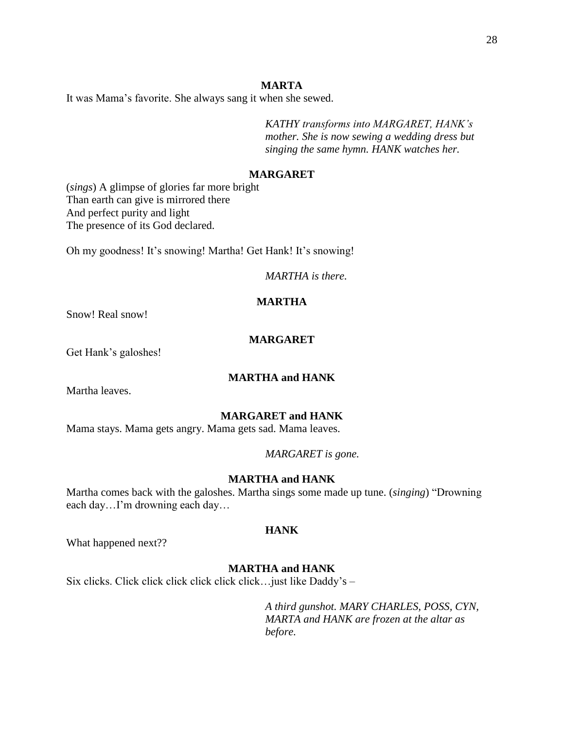**MARTA**

It was Mama's favorite. She always sang it when she sewed.

*KATHY transforms into MARGARET, HANK's mother. She is now sewing a wedding dress but singing the same hymn. HANK watches her.*

**MARGARET**

(*sings*) A glimpse of glories far more bright
Than earth can give is mirrored there
And perfect purity and light
The presence of its God declared.

Oh my goodness! It's snowing! Martha! Get Hank! It's snowing!

*MARTHA is there.*

**MARTHA**

Snow! Real snow!

**MARGARET**

Get Hank's galoshes!

**MARTHA and HANK**

Martha leaves.

**MARGARET and HANK**

Mama stays. Mama gets angry. Mama gets sad. Mama leaves.

*MARGARET is gone.*

**MARTHA and HANK**

Martha comes back with the galoshes. Martha sings some made up tune. (*singing*) "Drowning each day…I'm drowning each day…

**HANK**

What happened next??

**MARTHA and HANK**

Six clicks. Click click click click click click…just like Daddy's –

*A third gunshot. MARY CHARLES, POSS, CYN, MARTA and HANK are frozen at the altar as before.*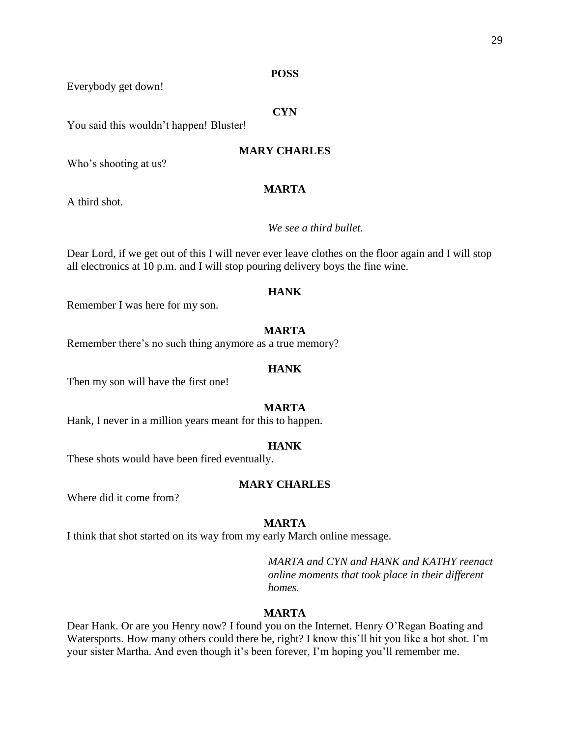**POSS**

Everybody get down!

**CYN**

You said this wouldn't happen! Bluster!

**MARY CHARLES**

Who's shooting at us?

**MARTA**

A third shot.

*We see a third bullet.*

Dear Lord, if we get out of this I will never ever leave clothes on the floor again and I will stop all electronics at 10 p.m. and I will stop pouring delivery boys the fine wine.

**HANK**

Remember I was here for my son.

**MARTA**

Remember there's no such thing anymore as a true memory?

**HANK**

Then my son will have the first one!

**MARTA**

Hank, I never in a million years meant for this to happen.

**HANK**

These shots would have been fired eventually.

**MARY CHARLES**

Where did it come from?

**MARTA**

I think that shot started on its way from my early March online message.

*MARTA and CYN and HANK and KATHY reenact online moments that took place in their different homes.*

**MARTA**

Dear Hank. Or are you Henry now? I found you on the Internet. Henry O'Regan Boating and Watersports. How many others could there be, right? I know this'll hit you like a hot shot. I'm your sister Martha. And even though it's been forever, I'm hoping you'll remember me.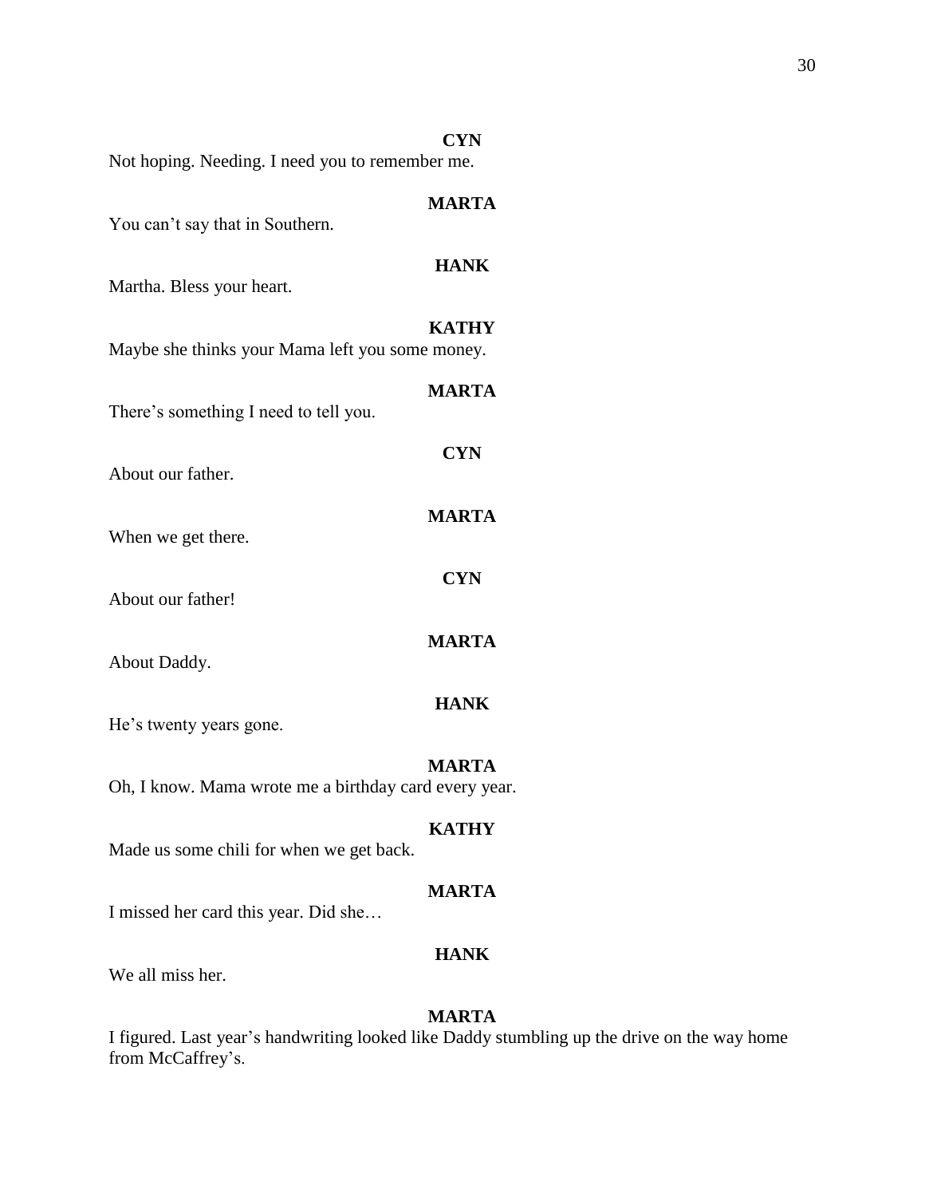**CYN**

Not hoping. Needing. I need you to remember me.

**MARTA**

You can't say that in Southern.

**HANK**

Martha. Bless your heart.

**KATHY**

Maybe she thinks your Mama left you some money.

**MARTA**

There's something I need to tell you.

**CYN**

About our father.

**MARTA**

When we get there.

**CYN**

About our father!

**MARTA**

About Daddy.

**HANK**

He's twenty years gone.

**MARTA**

Oh, I know. Mama wrote me a birthday card every year.

**KATHY**

Made us some chili for when we get back.

**MARTA**

I missed her card this year. Did she…

**HANK**

We all miss her.

**MARTA**

I figured. Last year's handwriting looked like Daddy stumbling up the drive on the way home from McCaffrey's.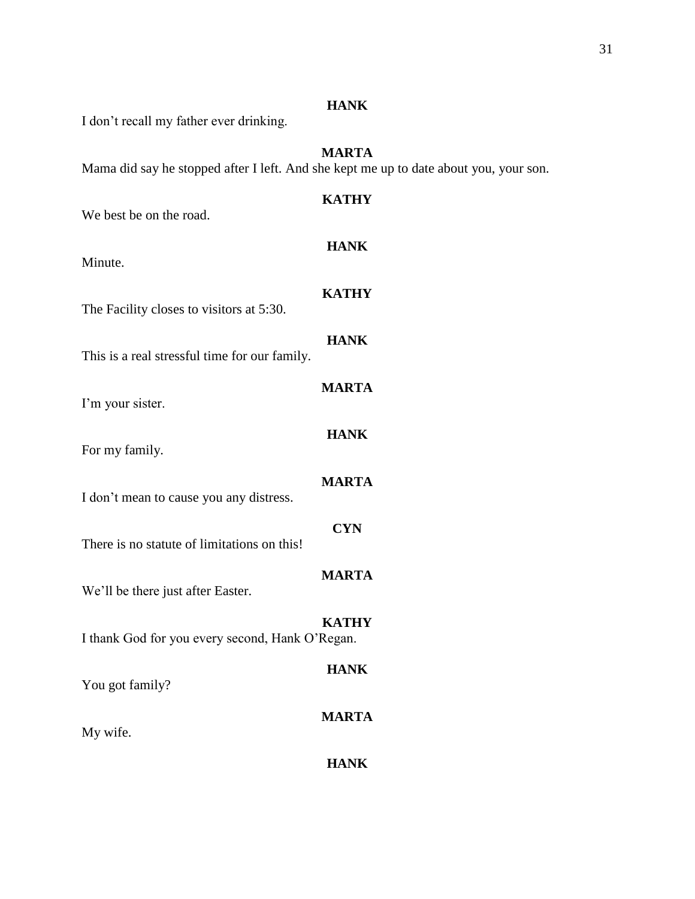**HANK**

I don't recall my father ever drinking.

**MARTA**

Mama did say he stopped after I left. And she kept me up to date about you, your son.

**KATHY**

We best be on the road.

**HANK**

Minute.

**KATHY**

The Facility closes to visitors at 5:30.

**HANK**

This is a real stressful time for our family.

**MARTA**

I'm your sister.

**HANK**

For my family.

**MARTA**

I don't mean to cause you any distress.

**CYN**

There is no statute of limitations on this!

**MARTA**

We'll be there just after Easter.

**KATHY**

I thank God for you every second, Hank O'Regan.

**HANK**

You got family?

**MARTA**

My wife.

**HANK**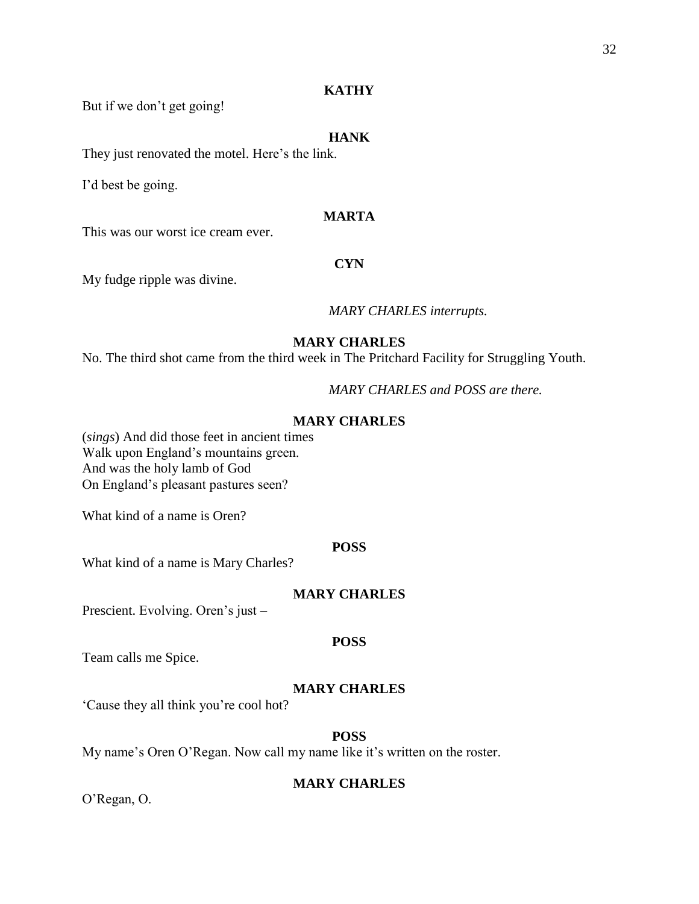**KATHY**

But if we don't get going!

**HANK**

They just renovated the motel. Here's the link.

I'd best be going.

**MARTA**

This was our worst ice cream ever.

**CYN**

My fudge ripple was divine.

*MARY CHARLES interrupts.*

**MARY CHARLES**

No. The third shot came from the third week in The Pritchard Facility for Struggling Youth.

*MARY CHARLES and POSS are there.*

**MARY CHARLES**

(*sings*) And did those feet in ancient times
Walk upon England's mountains green.
And was the holy lamb of God
On England's pleasant pastures seen?

What kind of a name is Oren?

**POSS**

What kind of a name is Mary Charles?

**MARY CHARLES**

Prescient. Evolving. Oren's just –

**POSS**

Team calls me Spice.

**MARY CHARLES**

'Cause they all think you're cool hot?

**POSS**

My name's Oren O'Regan. Now call my name like it's written on the roster.

**MARY CHARLES**

O'Regan, O.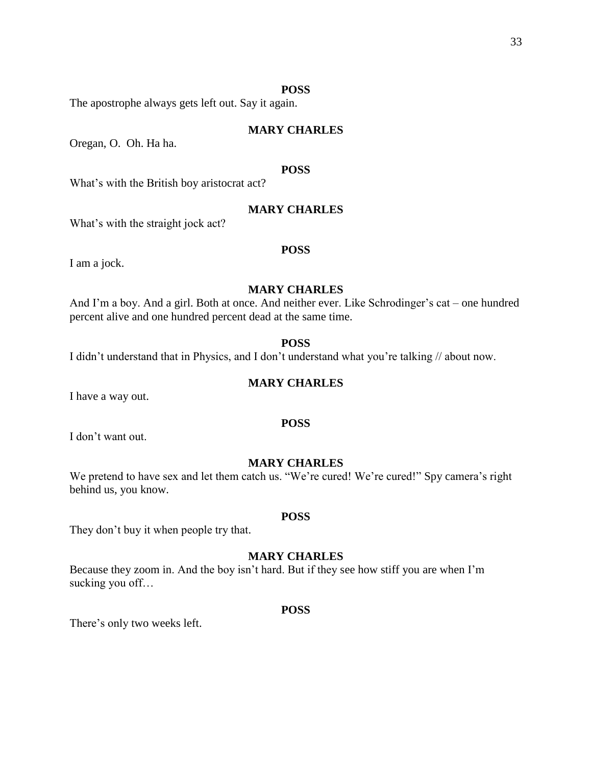**POSS**

The apostrophe always gets left out. Say it again.

**MARY CHARLES**

Oregan, O. Oh. Ha ha.

**POSS**

What's with the British boy aristocrat act?

**MARY CHARLES**

What's with the straight jock act?

**POSS**

I am a jock.

**MARY CHARLES**

And I'm a boy. And a girl. Both at once. And neither ever. Like Schrodinger's cat – one hundred percent alive and one hundred percent dead at the same time.

**POSS**

I didn't understand that in Physics, and I don't understand what you're talking // about now.

**MARY CHARLES**

I have a way out.

**POSS**

I don't want out.

**MARY CHARLES**

We pretend to have sex and let them catch us. "We're cured! We're cured!" Spy camera's right behind us, you know.

**POSS**

They don't buy it when people try that.

**MARY CHARLES**

Because they zoom in. And the boy isn't hard. But if they see how stiff you are when I'm sucking you off…

**POSS**

There's only two weeks left.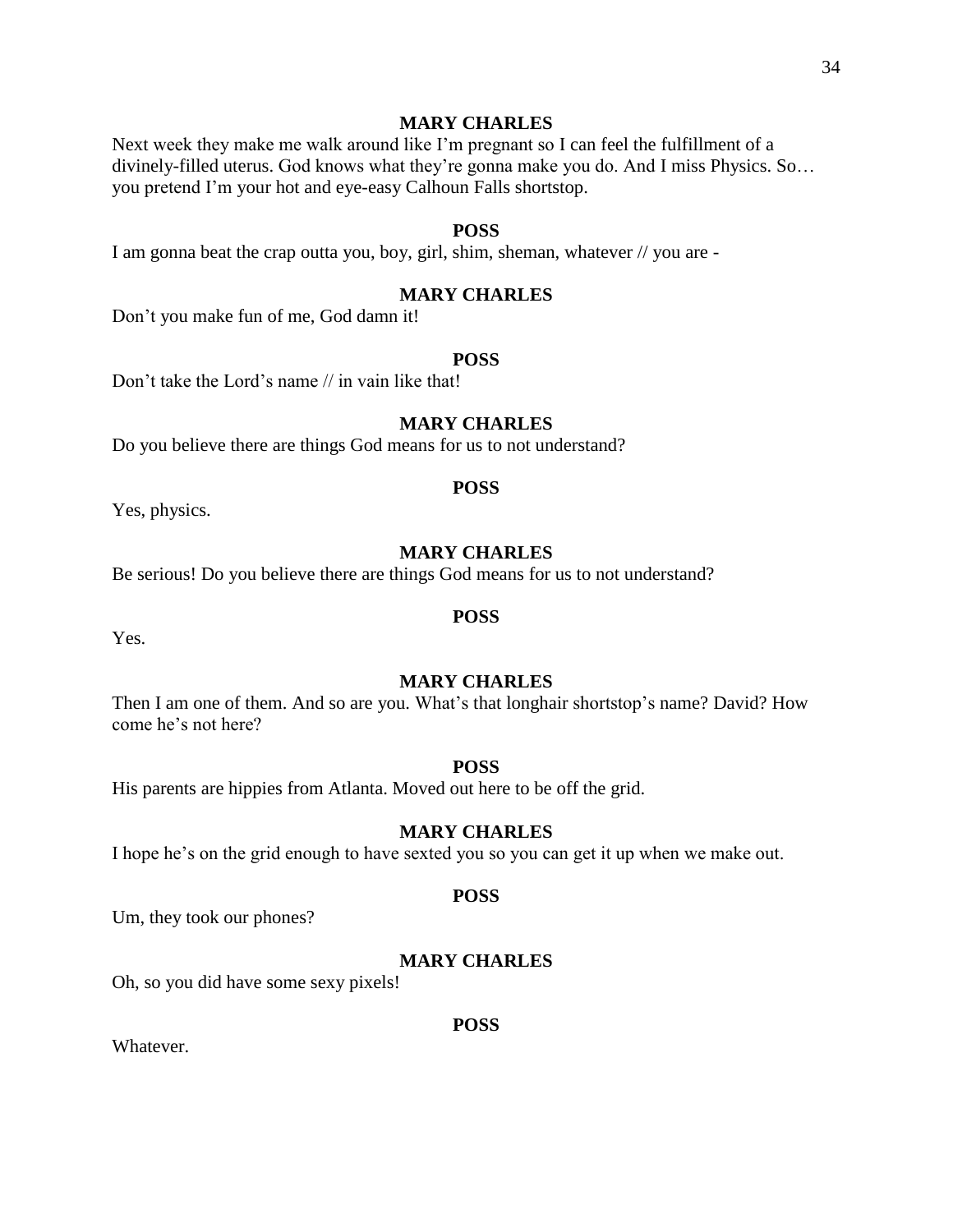**MARY CHARLES**

Next week they make me walk around like I'm pregnant so I can feel the fulfillment of a divinely-filled uterus. God knows what they're gonna make you do. And I miss Physics. So… you pretend I'm your hot and eye-easy Calhoun Falls shortstop.

**POSS**

I am gonna beat the crap outta you, boy, girl, shim, sheman, whatever // you are -

**MARY CHARLES**

Don't you make fun of me, God damn it!

**POSS**

Don't take the Lord's name // in vain like that!

**MARY CHARLES**

Do you believe there are things God means for us to not understand?

**POSS**

Yes, physics.

**MARY CHARLES**

Be serious! Do you believe there are things God means for us to not understand?

**POSS**

Yes.

**MARY CHARLES**

Then I am one of them. And so are you. What's that longhair shortstop's name? David? How come he's not here?

**POSS**

His parents are hippies from Atlanta. Moved out here to be off the grid.

**MARY CHARLES**

I hope he's on the grid enough to have sexted you so you can get it up when we make out.

**POSS**

Um, they took our phones?

**MARY CHARLES**

Oh, so you did have some sexy pixels!

**POSS**

Whatever.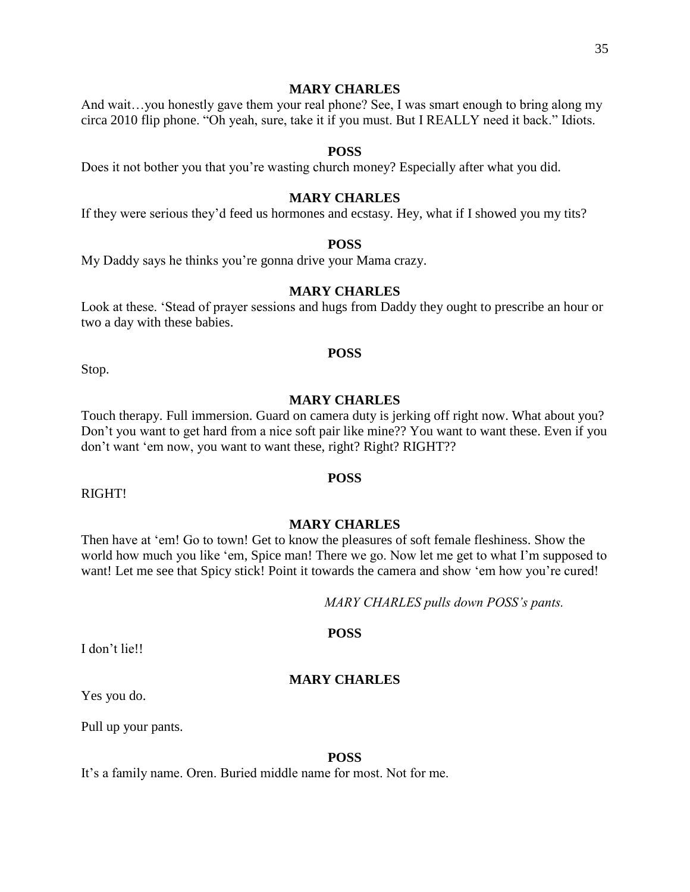**MARY CHARLES**

And wait…you honestly gave them your real phone? See, I was smart enough to bring along my circa 2010 flip phone. "Oh yeah, sure, take it if you must. But I REALLY need it back." Idiots.

**POSS**

Does it not bother you that you're wasting church money? Especially after what you did.

**MARY CHARLES**

If they were serious they'd feed us hormones and ecstasy. Hey, what if I showed you my tits?

**POSS**

My Daddy says he thinks you're gonna drive your Mama crazy.

**MARY CHARLES**

Look at these. 'Stead of prayer sessions and hugs from Daddy they ought to prescribe an hour or two a day with these babies.

**POSS**

Stop.

**MARY CHARLES**

Touch therapy. Full immersion. Guard on camera duty is jerking off right now. What about you? Don't you want to get hard from a nice soft pair like mine?? You want to want these. Even if you don't want 'em now, you want to want these, right? Right? RIGHT??

**POSS**

RIGHT!

**MARY CHARLES**

Then have at 'em! Go to town! Get to know the pleasures of soft female fleshiness. Show the world how much you like 'em, Spice man! There we go. Now let me get to what I'm supposed to want! Let me see that Spicy stick! Point it towards the camera and show 'em how you're cured!

*MARY CHARLES pulls down POSS's pants.*

**POSS**

I don't lie!!

**MARY CHARLES**

Yes you do.

Pull up your pants.

**POSS**

It's a family name. Oren. Buried middle name for most. Not for me.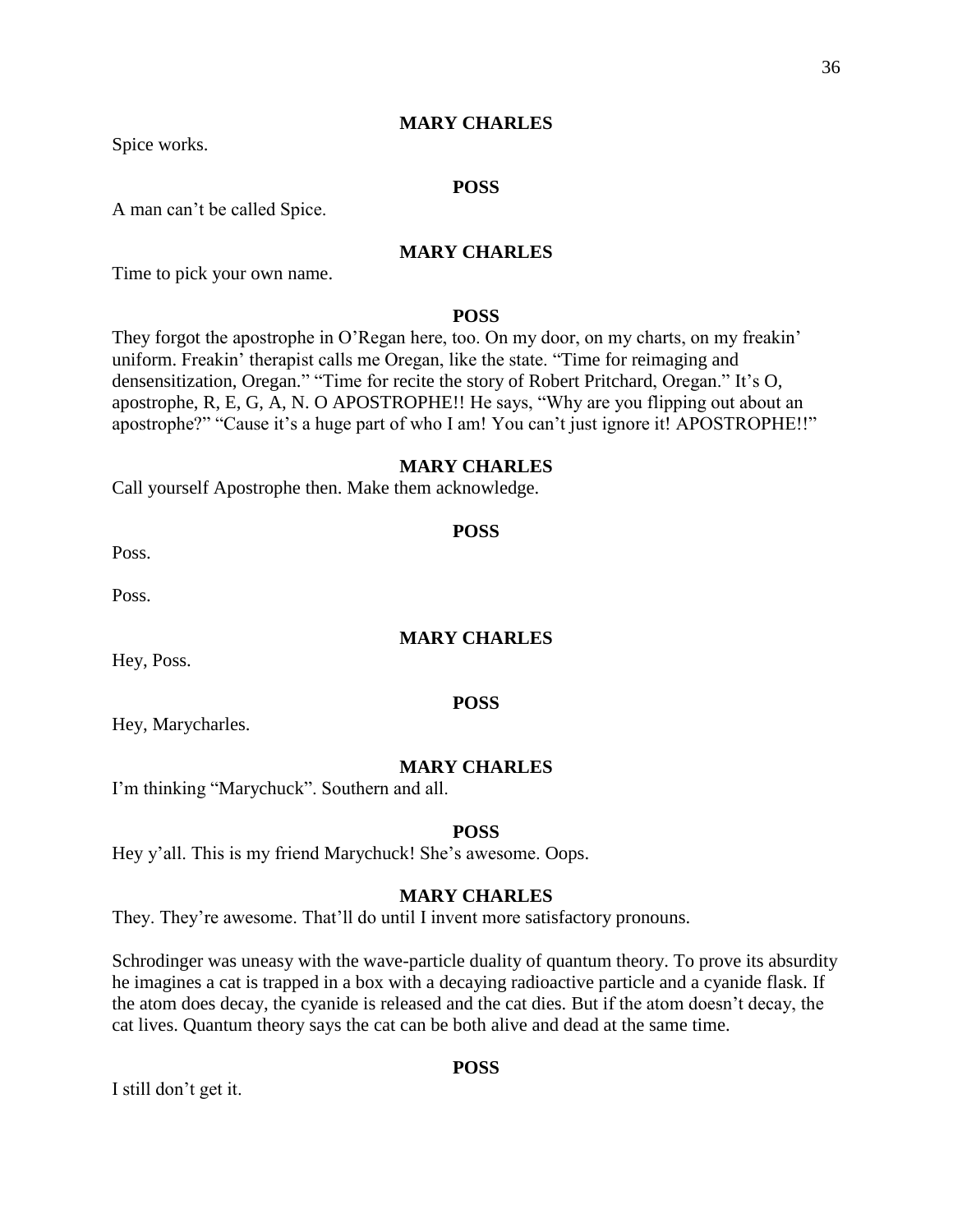**MARY CHARLES**

Spice works.

**POSS**

A man can't be called Spice.

**MARY CHARLES**

Time to pick your own name.

**POSS**

They forgot the apostrophe in O'Regan here, too. On my door, on my charts, on my freakin' uniform. Freakin' therapist calls me Oregan, like the state. "Time for reimaging and densensitization, Oregan." "Time for recite the story of Robert Pritchard, Oregan." It's O, apostrophe, R, E, G, A, N. O APOSTROPHE!! He says, "Why are you flipping out about an apostrophe?" "Cause it's a huge part of who I am! You can't just ignore it! APOSTROPHE!!"

**MARY CHARLES**

Call yourself Apostrophe then. Make them acknowledge.

**POSS**

Poss.

Poss.

**MARY CHARLES**

Hey, Poss.

**POSS**

Hey, Marycharles.

**MARY CHARLES**

I'm thinking "Marychuck". Southern and all.

**POSS**

Hey y'all. This is my friend Marychuck! She's awesome. Oops.

**MARY CHARLES**

They. They're awesome. That'll do until I invent more satisfactory pronouns.

Schrodinger was uneasy with the wave-particle duality of quantum theory. To prove its absurdity he imagines a cat is trapped in a box with a decaying radioactive particle and a cyanide flask. If the atom does decay, the cyanide is released and the cat dies. But if the atom doesn't decay, the cat lives. Quantum theory says the cat can be both alive and dead at the same time.

**POSS**

I still don't get it.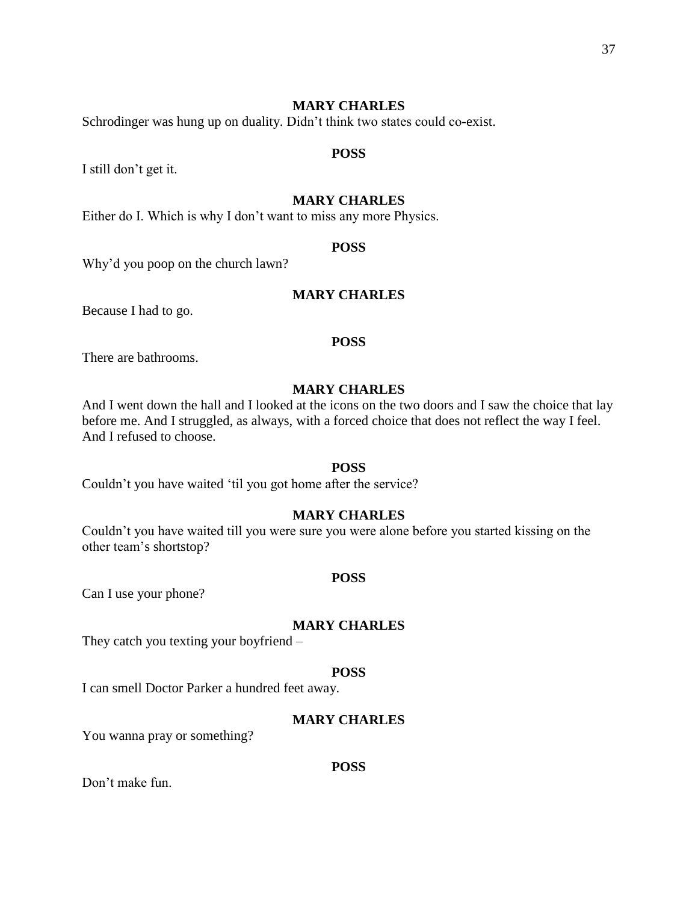**MARY CHARLES**

Schrodinger was hung up on duality. Didn't think two states could co-exist.

**POSS**

I still don't get it.

**MARY CHARLES**

Either do I. Which is why I don't want to miss any more Physics.

**POSS**

Why'd you poop on the church lawn?

**MARY CHARLES**

Because I had to go.

**POSS**

There are bathrooms.

**MARY CHARLES**

And I went down the hall and I looked at the icons on the two doors and I saw the choice that lay before me. And I struggled, as always, with a forced choice that does not reflect the way I feel. And I refused to choose.

**POSS**

Couldn't you have waited 'til you got home after the service?

**MARY CHARLES**

Couldn't you have waited till you were sure you were alone before you started kissing on the other team's shortstop?

**POSS**

Can I use your phone?

**MARY CHARLES**

They catch you texting your boyfriend –

**POSS**

I can smell Doctor Parker a hundred feet away.

**MARY CHARLES**

You wanna pray or something?

**POSS**

Don't make fun.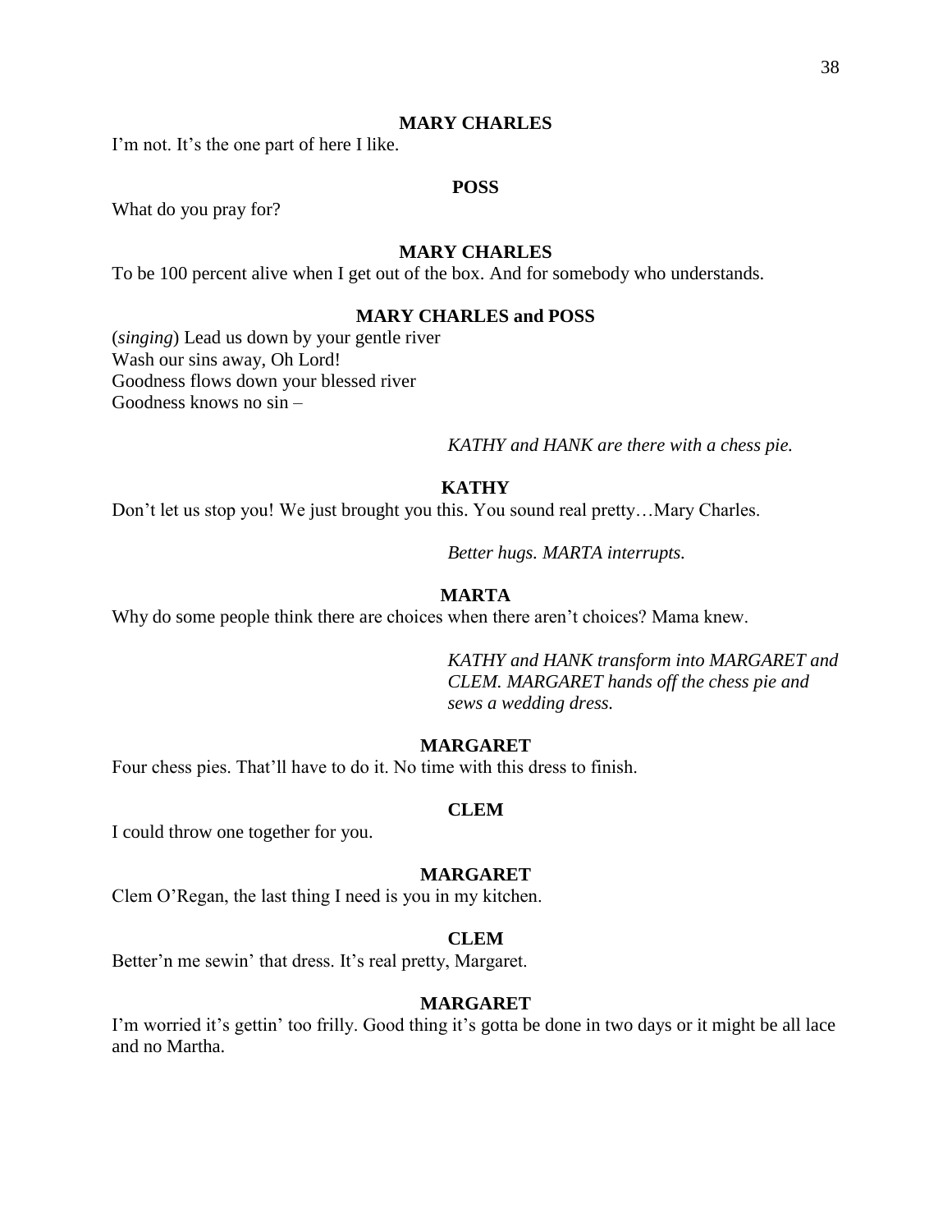**MARY CHARLES**

I'm not. It's the one part of here I like.

**POSS**

What do you pray for?

**MARY CHARLES**

To be 100 percent alive when I get out of the box. And for somebody who understands.

**MARY CHARLES and POSS**

(*singing*) Lead us down by your gentle river
Wash our sins away, Oh Lord!
Goodness flows down your blessed river
Goodness knows no sin –

*KATHY and HANK are there with a chess pie.*

**KATHY**

Don't let us stop you! We just brought you this. You sound real pretty…Mary Charles.

*Better hugs. MARTA interrupts.*

**MARTA**

Why do some people think there are choices when there aren't choices? Mama knew.

*KATHY and HANK transform into MARGARET and CLEM. MARGARET hands off the chess pie and sews a wedding dress.*

**MARGARET**

Four chess pies. That'll have to do it. No time with this dress to finish.

**CLEM**

I could throw one together for you.

**MARGARET**

Clem O'Regan, the last thing I need is you in my kitchen.

**CLEM**

Better'n me sewin' that dress. It's real pretty, Margaret.

**MARGARET**

I'm worried it's gettin' too frilly. Good thing it's gotta be done in two days or it might be all lace and no Martha.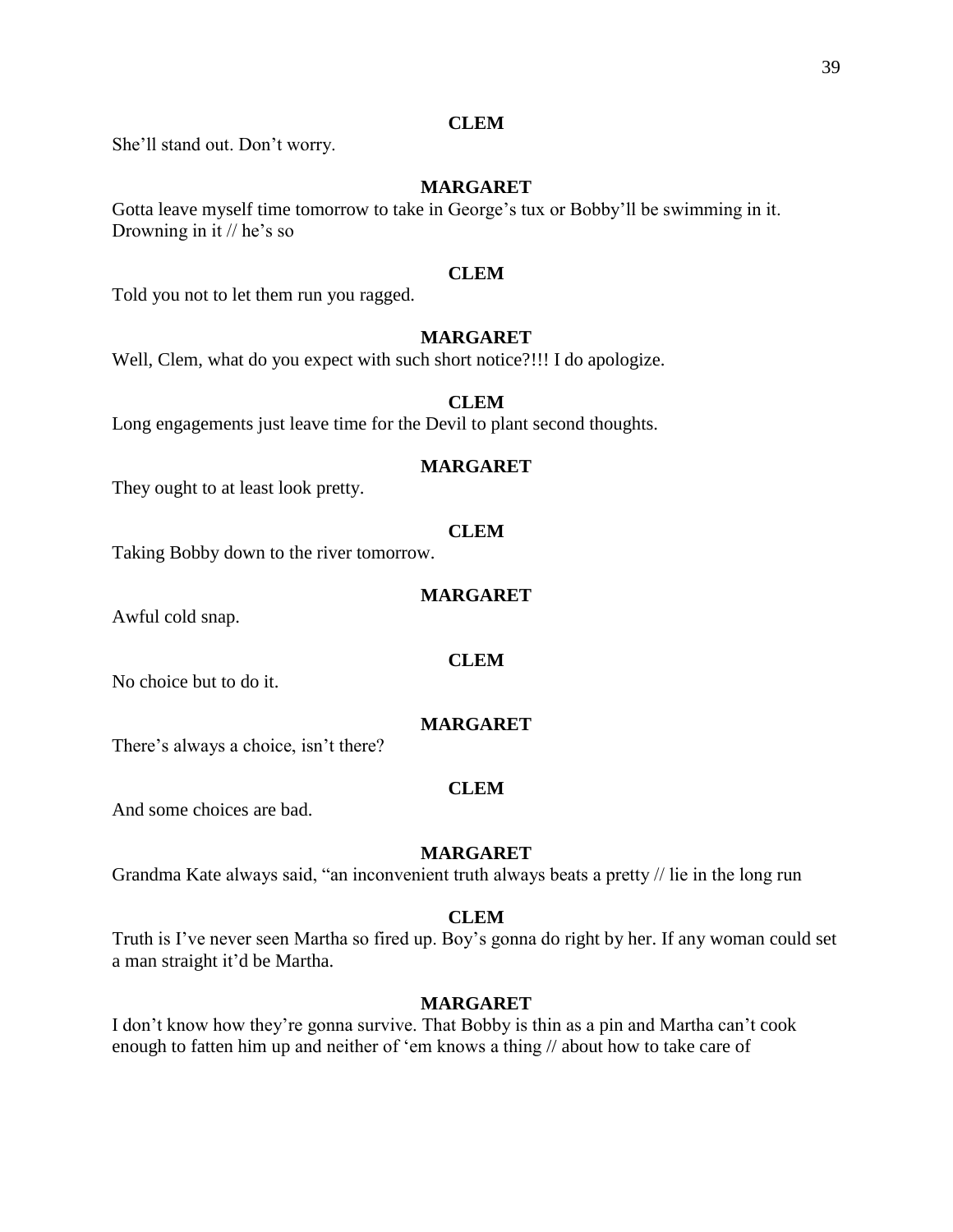**CLEM**

She'll stand out. Don't worry.

**MARGARET**

Gotta leave myself time tomorrow to take in George's tux or Bobby'll be swimming in it. Drowning in it // he's so

**CLEM**

Told you not to let them run you ragged.

**MARGARET**

Well, Clem, what do you expect with such short notice?!!! I do apologize.

**CLEM**

Long engagements just leave time for the Devil to plant second thoughts.

**MARGARET**

They ought to at least look pretty.

**CLEM**

Taking Bobby down to the river tomorrow.

**MARGARET**

Awful cold snap.

**CLEM**

No choice but to do it.

**MARGARET**

There's always a choice, isn't there?

**CLEM**

And some choices are bad.

**MARGARET**

Grandma Kate always said, "an inconvenient truth always beats a pretty // lie in the long run

**CLEM**

Truth is I've never seen Martha so fired up. Boy's gonna do right by her. If any woman could set a man straight it'd be Martha.

**MARGARET**

I don't know how they're gonna survive. That Bobby is thin as a pin and Martha can't cook enough to fatten him up and neither of 'em knows a thing // about how to take care of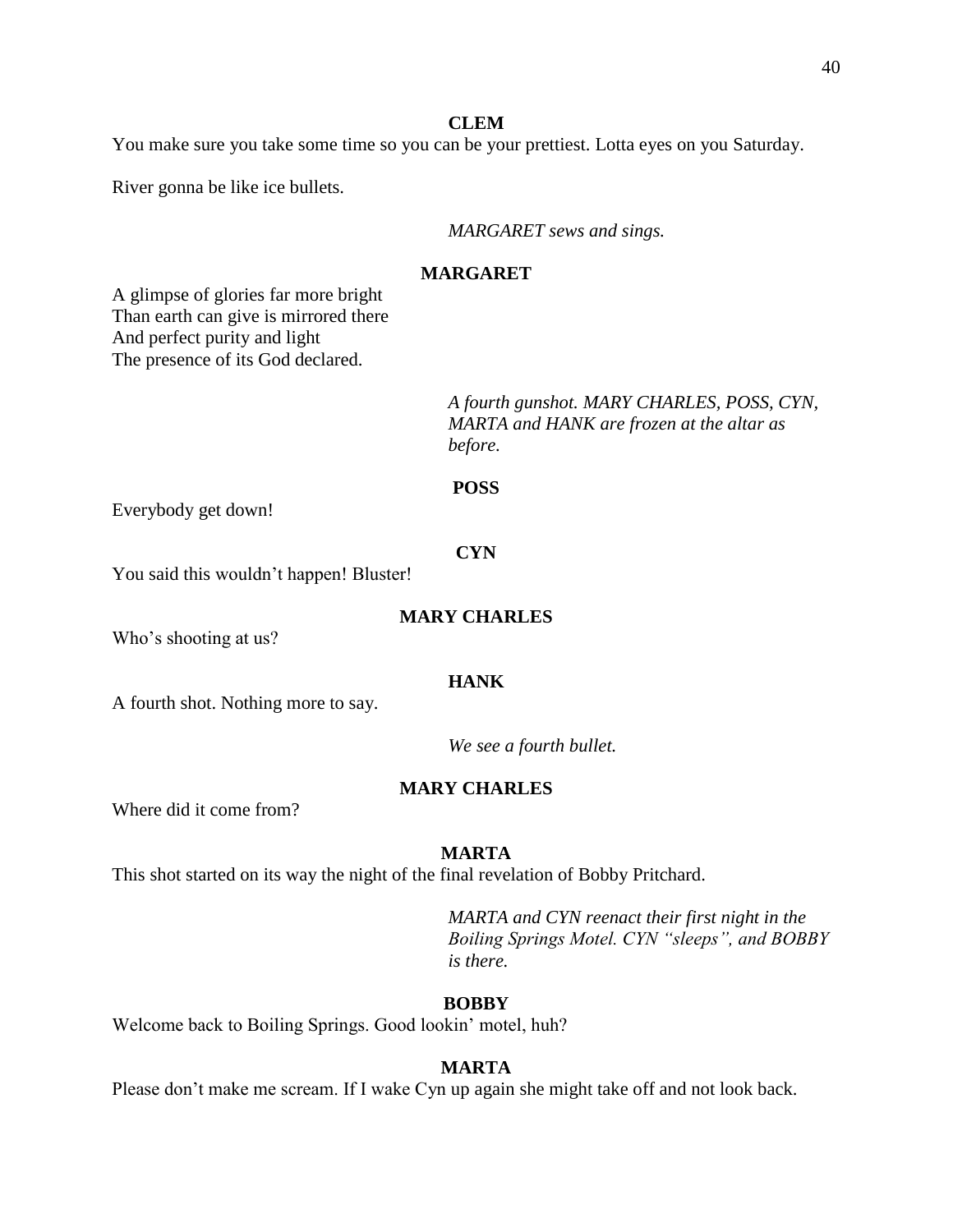**CLEM**

You make sure you take some time so you can be your prettiest. Lotta eyes on you Saturday.

River gonna be like ice bullets.

*MARGARET sews and sings.*

**MARGARET**

A glimpse of glories far more bright
Than earth can give is mirrored there
And perfect purity and light
The presence of its God declared.

*A fourth gunshot. MARY CHARLES, POSS, CYN, MARTA and HANK are frozen at the altar as before.*

**POSS**

Everybody get down!

**CYN**

You said this wouldn't happen! Bluster!

**MARY CHARLES**

Who's shooting at us?

**HANK**

A fourth shot. Nothing more to say.

*We see a fourth bullet.*

**MARY CHARLES**

Where did it come from?

**MARTA**

This shot started on its way the night of the final revelation of Bobby Pritchard.

*MARTA and CYN reenact their first night in the Boiling Springs Motel. CYN "sleeps", and BOBBY is there.*

**BOBBY**

Welcome back to Boiling Springs. Good lookin' motel, huh?

**MARTA**

Please don't make me scream. If I wake Cyn up again she might take off and not look back.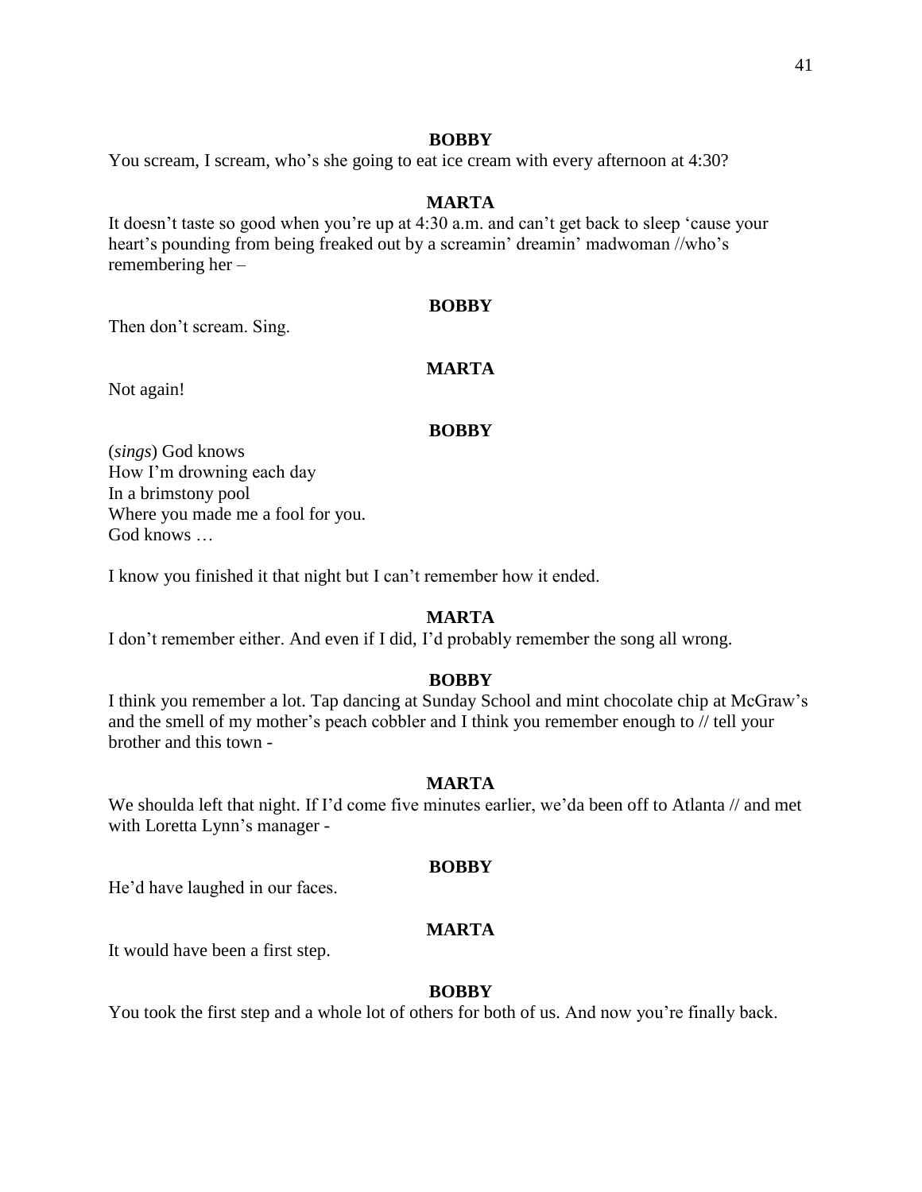**BOBBY**

You scream, I scream, who's she going to eat ice cream with every afternoon at 4:30?

**MARTA**

It doesn't taste so good when you're up at 4:30 a.m. and can't get back to sleep 'cause your heart's pounding from being freaked out by a screamin' dreamin' madwoman //who's remembering her –

**BOBBY**

Then don't scream. Sing.

**MARTA**

Not again!

**BOBBY**

(*sings*) God knows
How I'm drowning each day
In a brimstony pool
Where you made me a fool for you.
God knows …

I know you finished it that night but I can't remember how it ended.

**MARTA**

I don't remember either. And even if I did, I'd probably remember the song all wrong.

**BOBBY**

I think you remember a lot. Tap dancing at Sunday School and mint chocolate chip at McGraw's and the smell of my mother's peach cobbler and I think you remember enough to // tell your brother and this town -

**MARTA**

We shoulda left that night. If I'd come five minutes earlier, we'da been off to Atlanta // and met with Loretta Lynn's manager -

**BOBBY**

He'd have laughed in our faces.

**MARTA**

It would have been a first step.

**BOBBY**

You took the first step and a whole lot of others for both of us. And now you're finally back.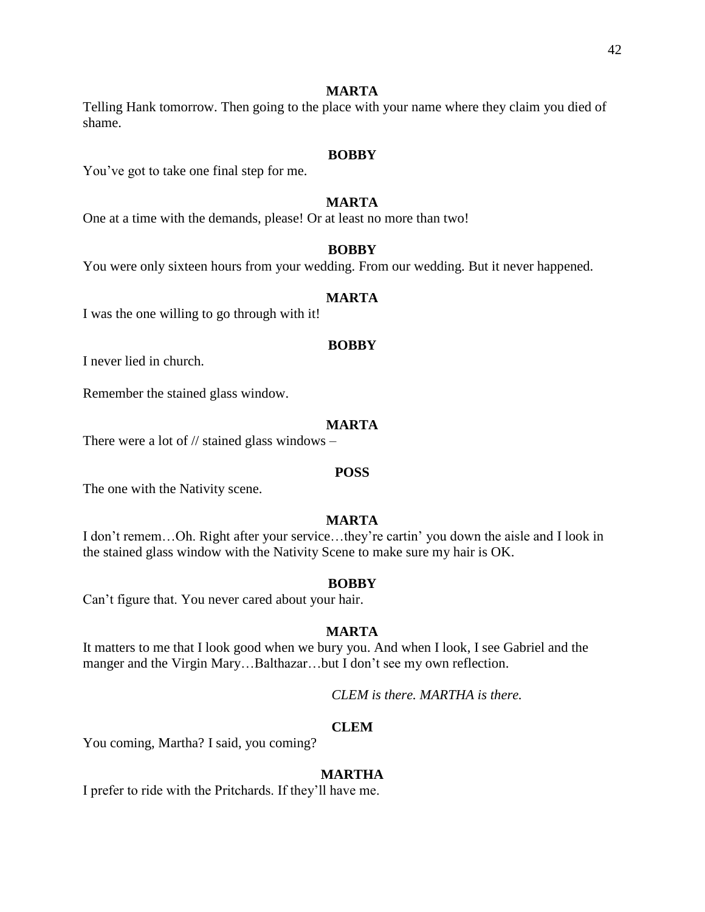**MARTA**

Telling Hank tomorrow. Then going to the place with your name where they claim you died of shame.

**BOBBY**

You've got to take one final step for me.

**MARTA**

One at a time with the demands, please! Or at least no more than two!

**BOBBY**

You were only sixteen hours from your wedding. From our wedding. But it never happened.

**MARTA**

I was the one willing to go through with it!

**BOBBY**

I never lied in church.

Remember the stained glass window.

**MARTA**

There were a lot of // stained glass windows –

**POSS**

The one with the Nativity scene.

**MARTA**

I don't remem…Oh. Right after your service…they're cartin' you down the aisle and I look in the stained glass window with the Nativity Scene to make sure my hair is OK.

**BOBBY**

Can't figure that. You never cared about your hair.

**MARTA**

It matters to me that I look good when we bury you. And when I look, I see Gabriel and the manger and the Virgin Mary…Balthazar…but I don't see my own reflection.

*CLEM is there. MARTHA is there.*

**CLEM**

You coming, Martha? I said, you coming?

**MARTHA**

I prefer to ride with the Pritchards. If they'll have me.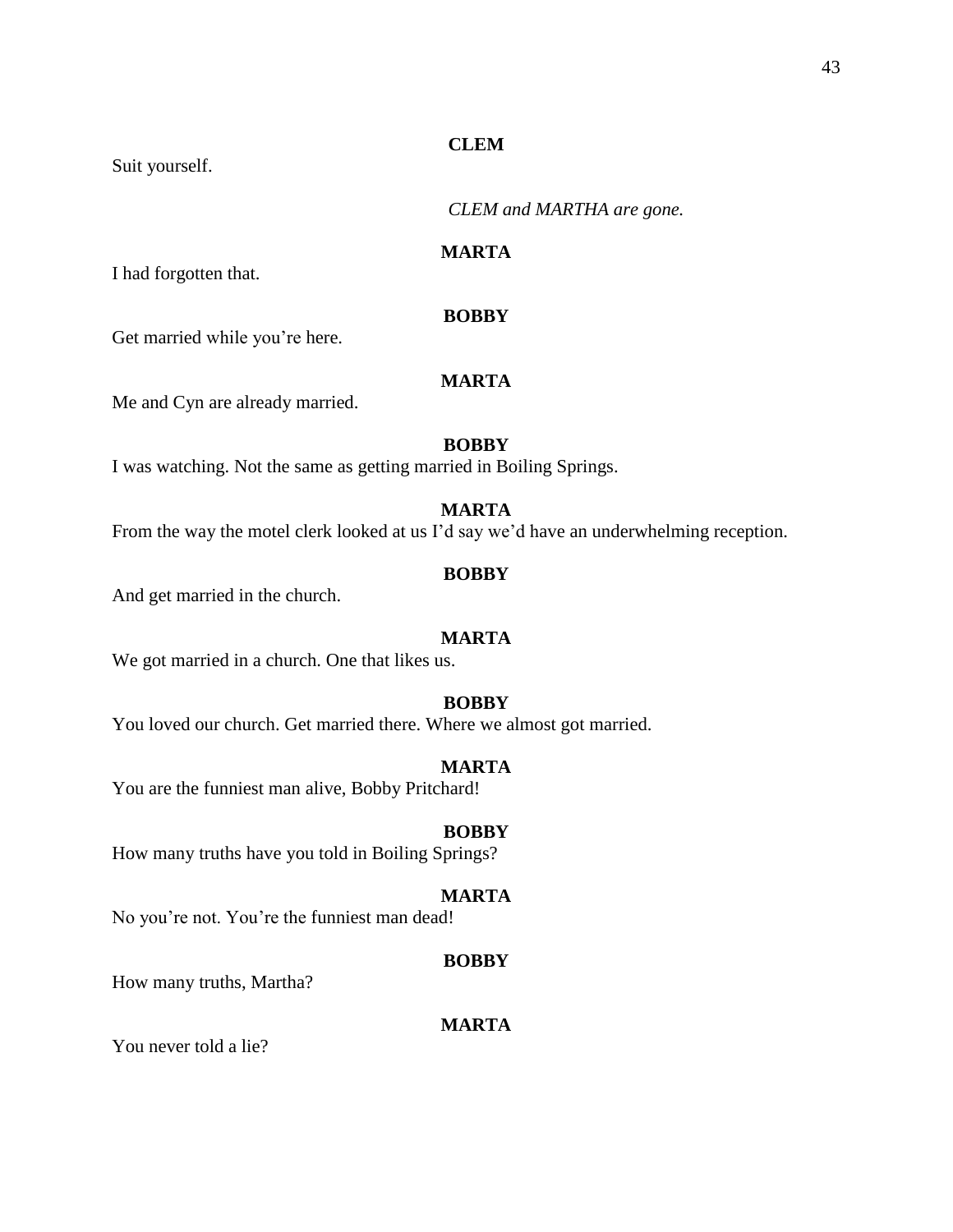**CLEM**

Suit yourself.

*CLEM and MARTHA are gone.*

**MARTA**

I had forgotten that.

**BOBBY**

Get married while you're here.

**MARTA**

Me and Cyn are already married.

**BOBBY**

I was watching. Not the same as getting married in Boiling Springs.

**MARTA**

From the way the motel clerk looked at us I'd say we'd have an underwhelming reception.

**BOBBY**

And get married in the church.

**MARTA**

We got married in a church. One that likes us.

**BOBBY**

You loved our church. Get married there. Where we almost got married.

**MARTA**

You are the funniest man alive, Bobby Pritchard!

**BOBBY**

How many truths have you told in Boiling Springs?

**MARTA**

No you're not. You're the funniest man dead!

**BOBBY**

How many truths, Martha?

**MARTA**

You never told a lie?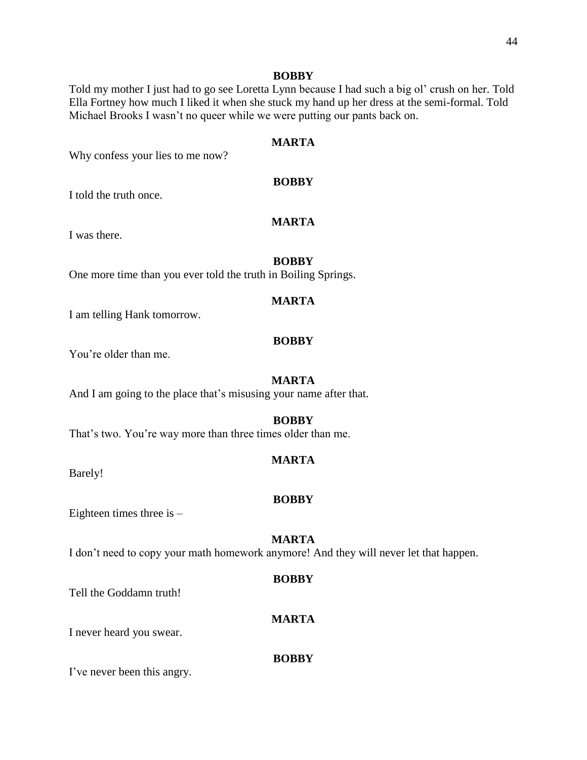**BOBBY**

Told my mother I just had to go see Loretta Lynn because I had such a big ol' crush on her. Told Ella Fortney how much I liked it when she stuck my hand up her dress at the semi-formal. Told Michael Brooks I wasn't no queer while we were putting our pants back on.

**MARTA**

Why confess your lies to me now?

**BOBBY**

I told the truth once.

**MARTA**

I was there.

**BOBBY**

One more time than you ever told the truth in Boiling Springs.

**MARTA**

I am telling Hank tomorrow.

**BOBBY**

You're older than me.

**MARTA**

And I am going to the place that's misusing your name after that.

**BOBBY**

That's two. You're way more than three times older than me.

**MARTA**

Barely!

**BOBBY**

Eighteen times three is –

**MARTA**

I don't need to copy your math homework anymore! And they will never let that happen.

**BOBBY**

Tell the Goddamn truth!

**MARTA**

I never heard you swear.

**BOBBY**

I've never been this angry.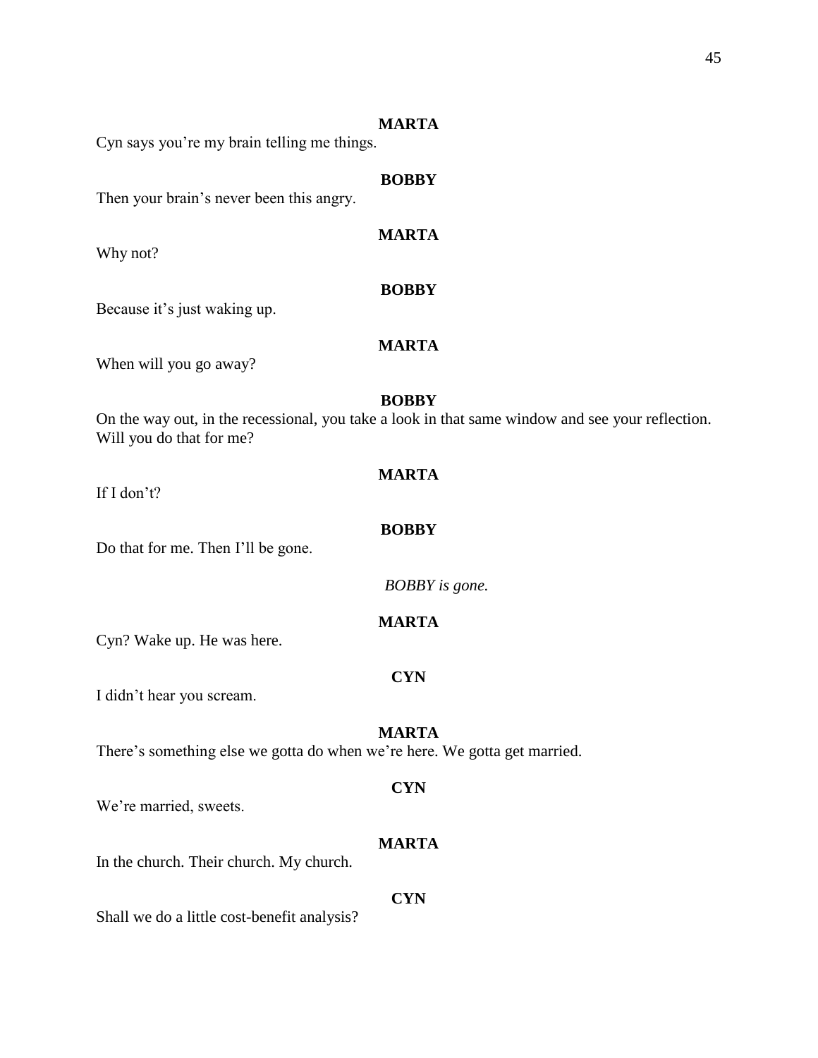**MARTA**

Cyn says you're my brain telling me things.

**BOBBY**

Then your brain's never been this angry.

**MARTA**

Why not?

**BOBBY**

Because it's just waking up.

**MARTA**

When will you go away?

**BOBBY**

On the way out, in the recessional, you take a look in that same window and see your reflection. Will you do that for me?

**MARTA**

If I don't?

**BOBBY**

Do that for me. Then I'll be gone.

*BOBBY is gone.*

**MARTA**

Cyn? Wake up. He was here.

**CYN**

I didn't hear you scream.

**MARTA**

There's something else we gotta do when we're here. We gotta get married.

**CYN**

We're married, sweets.

**MARTA**

In the church. Their church. My church.

**CYN**

Shall we do a little cost-benefit analysis?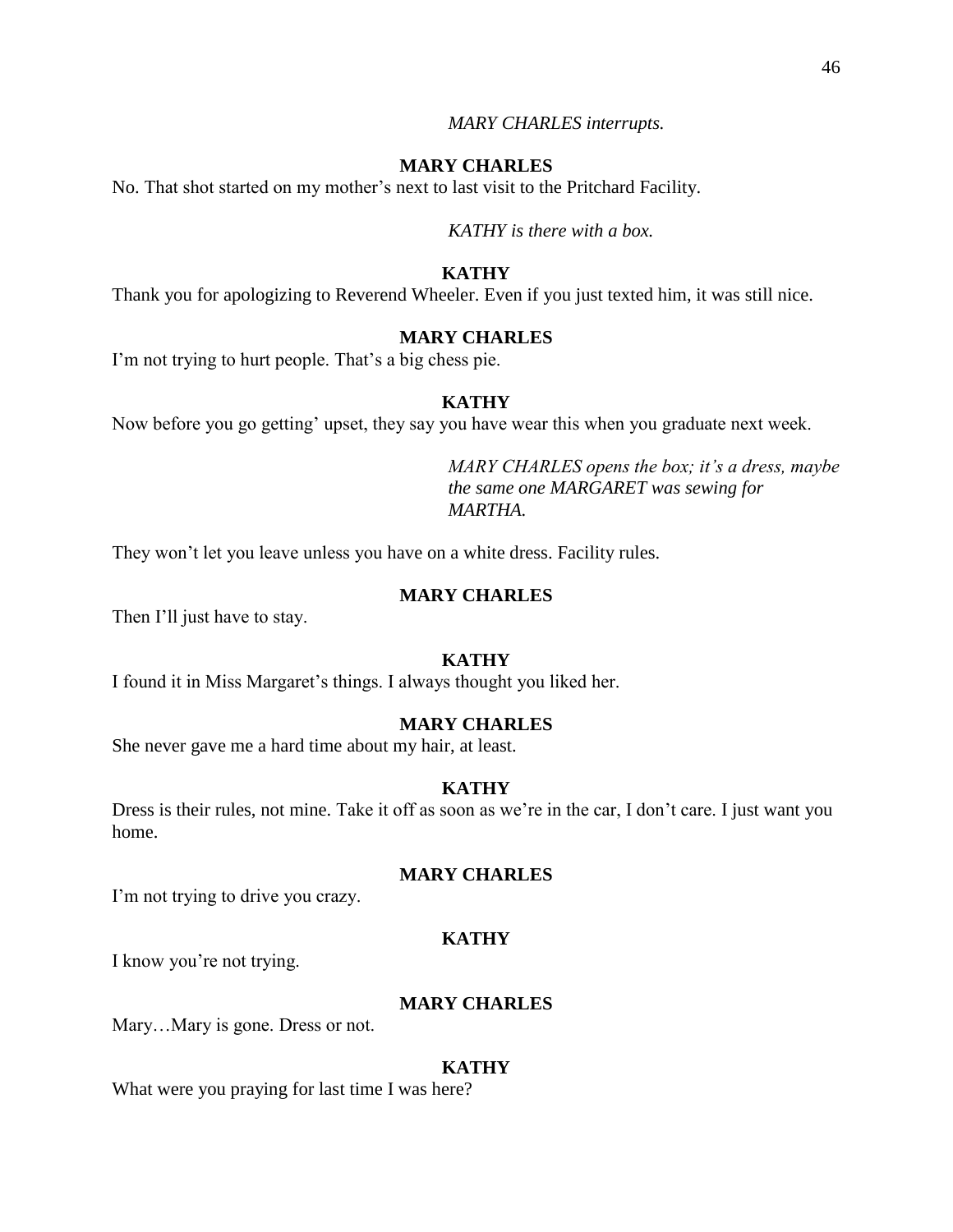*MARY CHARLES interrupts.*

**MARY CHARLES**

No. That shot started on my mother's next to last visit to the Pritchard Facility.

*KATHY is there with a box.*

**KATHY**

Thank you for apologizing to Reverend Wheeler. Even if you just texted him, it was still nice.

**MARY CHARLES**

I'm not trying to hurt people. That's a big chess pie.

**KATHY**

Now before you go getting' upset, they say you have wear this when you graduate next week.

*MARY CHARLES opens the box; it's a dress, maybe the same one MARGARET was sewing for MARTHA.*

They won't let you leave unless you have on a white dress. Facility rules.

**MARY CHARLES**

Then I'll just have to stay.

**KATHY**

I found it in Miss Margaret's things. I always thought you liked her.

**MARY CHARLES**

She never gave me a hard time about my hair, at least.

**KATHY**

Dress is their rules, not mine. Take it off as soon as we're in the car, I don't care. I just want you home.

**MARY CHARLES**

I'm not trying to drive you crazy.

**KATHY**

I know you're not trying.

**MARY CHARLES**

Mary…Mary is gone. Dress or not.

**KATHY**

What were you praying for last time I was here?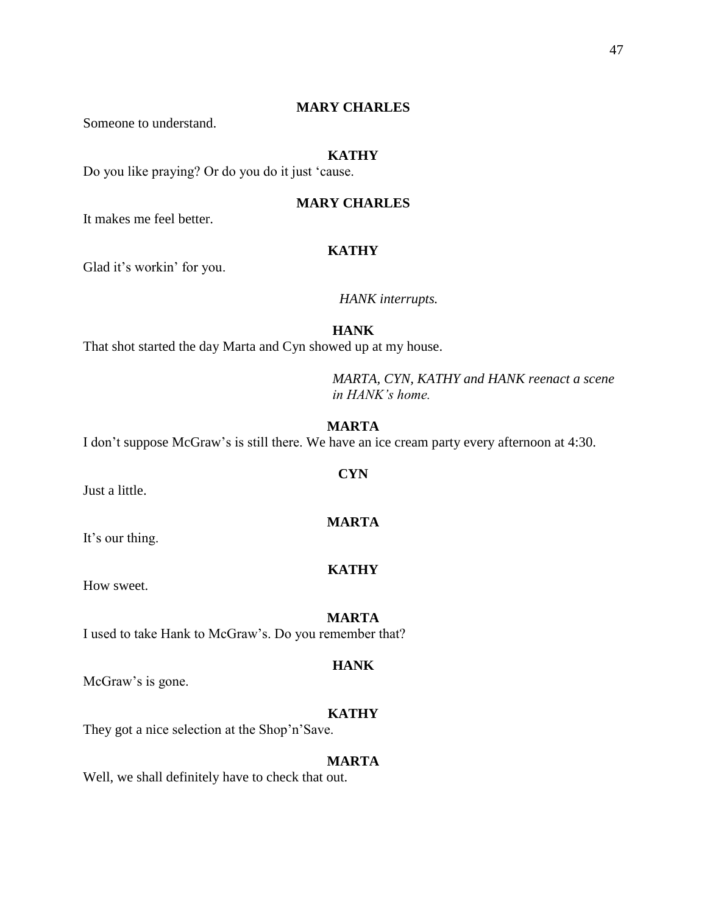**MARY CHARLES**

Someone to understand.

**KATHY**

Do you like praying? Or do you do it just 'cause.

**MARY CHARLES**

It makes me feel better.

**KATHY**

Glad it's workin' for you.

*HANK interrupts.*

**HANK**

That shot started the day Marta and Cyn showed up at my house.

*MARTA, CYN, KATHY and HANK reenact a scene in HANK's home.*

**MARTA**

I don't suppose McGraw's is still there. We have an ice cream party every afternoon at 4:30.

**CYN**

Just a little.

**MARTA**

It's our thing.

**KATHY**

How sweet.

**MARTA**

I used to take Hank to McGraw's. Do you remember that?

**HANK**

McGraw's is gone.

**KATHY**

They got a nice selection at the Shop'n'Save.

**MARTA**

Well, we shall definitely have to check that out.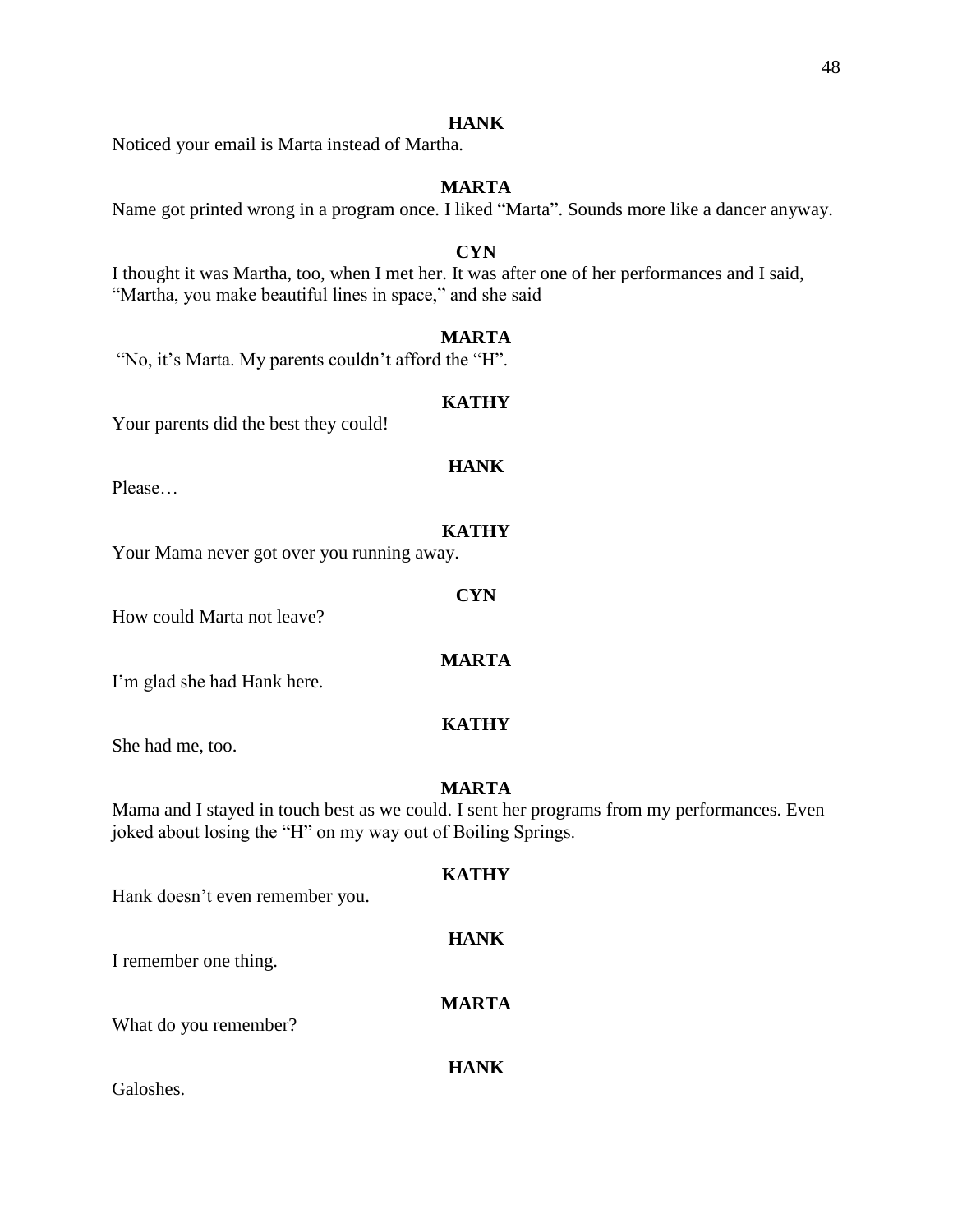**HANK**

Noticed your email is Marta instead of Martha.

**MARTA**

Name got printed wrong in a program once. I liked "Marta". Sounds more like a dancer anyway.

**CYN**

I thought it was Martha, too, when I met her. It was after one of her performances and I said, "Martha, you make beautiful lines in space," and she said

**MARTA**

"No, it's Marta. My parents couldn't afford the "H".

**KATHY**

Your parents did the best they could!

**HANK**

Please…

**KATHY**

Your Mama never got over you running away.

**CYN**

How could Marta not leave?

**MARTA**

I'm glad she had Hank here.

**KATHY**

She had me, too.

**MARTA**

Mama and I stayed in touch best as we could. I sent her programs from my performances. Even joked about losing the "H" on my way out of Boiling Springs.

**KATHY**

Hank doesn't even remember you.

**HANK**

I remember one thing.

**MARTA**

What do you remember?

**HANK**

Galoshes.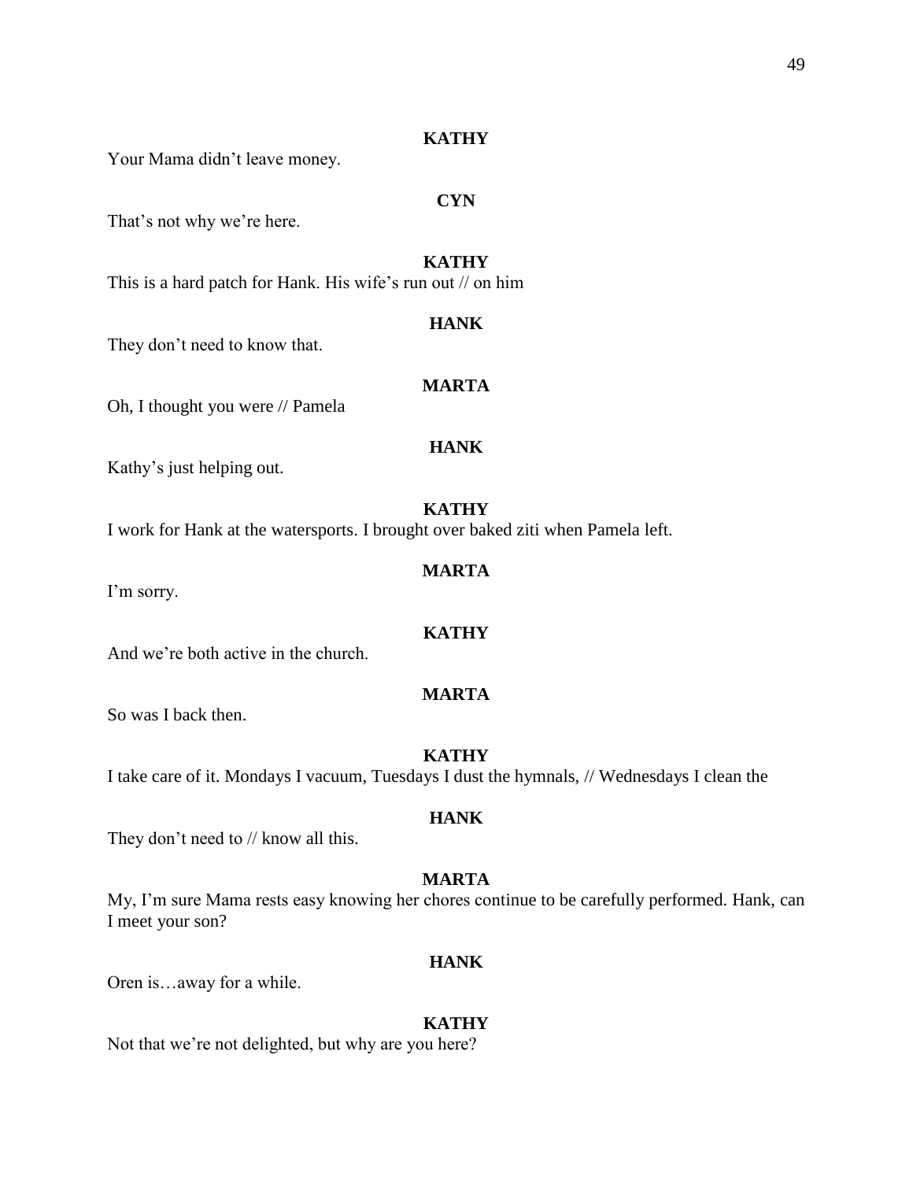**KATHY**

Your Mama didn't leave money.

**CYN**

That's not why we're here.

**KATHY**

This is a hard patch for Hank. His wife's run out // on him

**HANK**

They don't need to know that.

**MARTA**

Oh, I thought you were // Pamela

**HANK**

Kathy's just helping out.

**KATHY**

I work for Hank at the watersports. I brought over baked ziti when Pamela left.

**MARTA**

I'm sorry.

**KATHY**

And we're both active in the church.

**MARTA**

So was I back then.

**KATHY**

I take care of it. Mondays I vacuum, Tuesdays I dust the hymnals, // Wednesdays I clean the

**HANK**

They don't need to // know all this.

**MARTA**

My, I'm sure Mama rests easy knowing her chores continue to be carefully performed. Hank, can I meet your son?

**HANK**

Oren is…away for a while.

**KATHY**

Not that we're not delighted, but why are you here?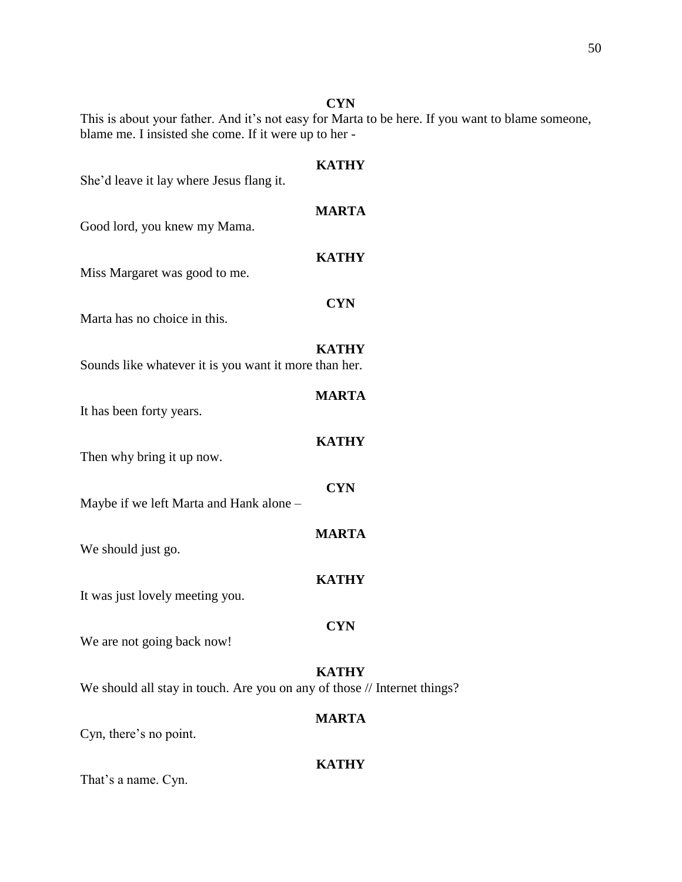**CYN**

This is about your father. And it's not easy for Marta to be here. If you want to blame someone, blame me. I insisted she come. If it were up to her -

**KATHY**

She'd leave it lay where Jesus flang it.

**MARTA**

Good lord, you knew my Mama.

**KATHY**

Miss Margaret was good to me.

**CYN**

Marta has no choice in this.

**KATHY**

Sounds like whatever it is you want it more than her.

**MARTA**

It has been forty years.

**KATHY**

Then why bring it up now.

**CYN**

Maybe if we left Marta and Hank alone –

**MARTA**

We should just go.

**KATHY**

It was just lovely meeting you.

**CYN**

We are not going back now!

**KATHY**

We should all stay in touch. Are you on any of those // Internet things?

**MARTA**

Cyn, there's no point.

**KATHY**

That's a name. Cyn.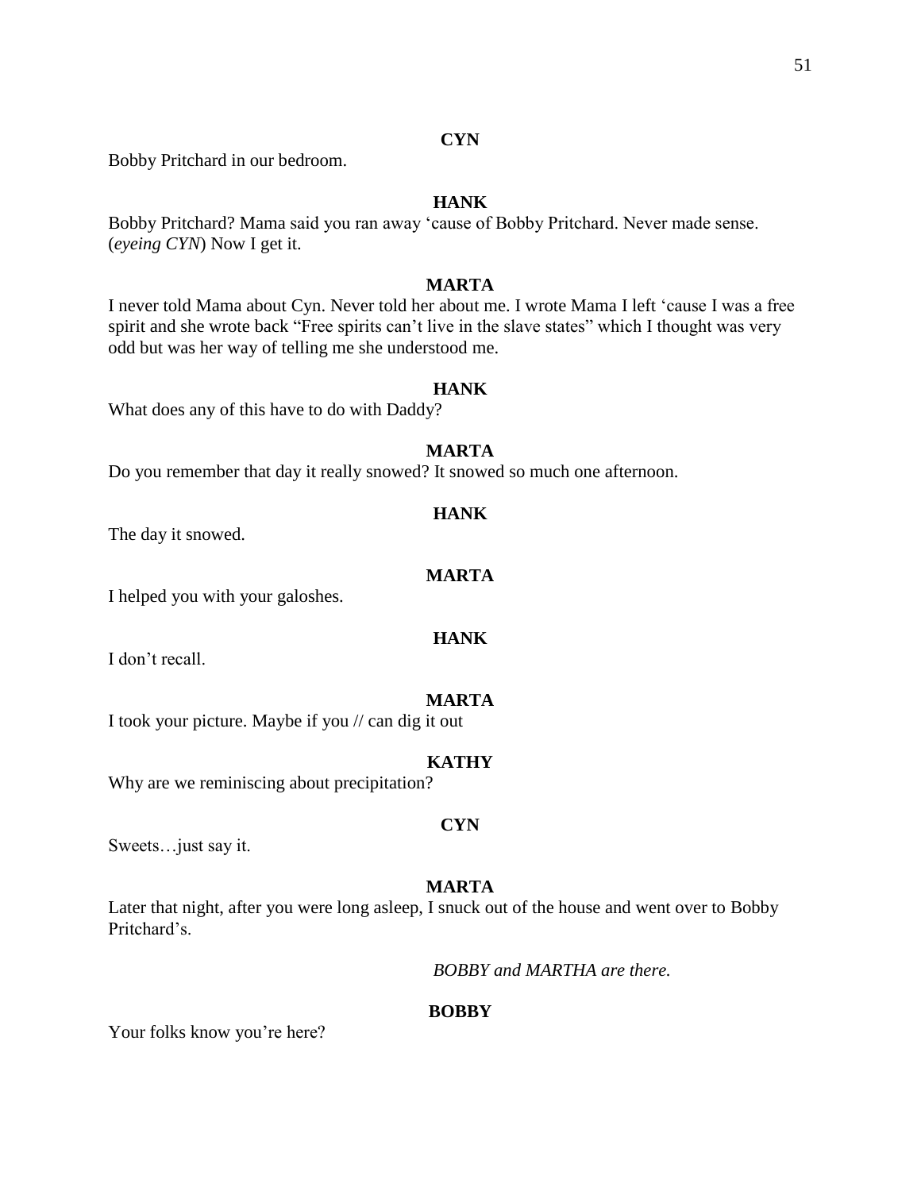**CYN**

Bobby Pritchard in our bedroom.

**HANK**

Bobby Pritchard? Mama said you ran away 'cause of Bobby Pritchard. Never made sense. (*eyeing CYN*) Now I get it.

**MARTA**

I never told Mama about Cyn. Never told her about me. I wrote Mama I left 'cause I was a free spirit and she wrote back "Free spirits can't live in the slave states" which I thought was very odd but was her way of telling me she understood me.

**HANK**

What does any of this have to do with Daddy?

**MARTA**

Do you remember that day it really snowed? It snowed so much one afternoon.

**HANK**

The day it snowed.

**MARTA**

I helped you with your galoshes.

**HANK**

I don't recall.

**MARTA**

I took your picture. Maybe if you // can dig it out

**KATHY**

Why are we reminiscing about precipitation?

**CYN**

Sweets…just say it.

**MARTA**

Later that night, after you were long asleep, I snuck out of the house and went over to Bobby Pritchard's.

*BOBBY and MARTHA are there.*

**BOBBY**

Your folks know you're here?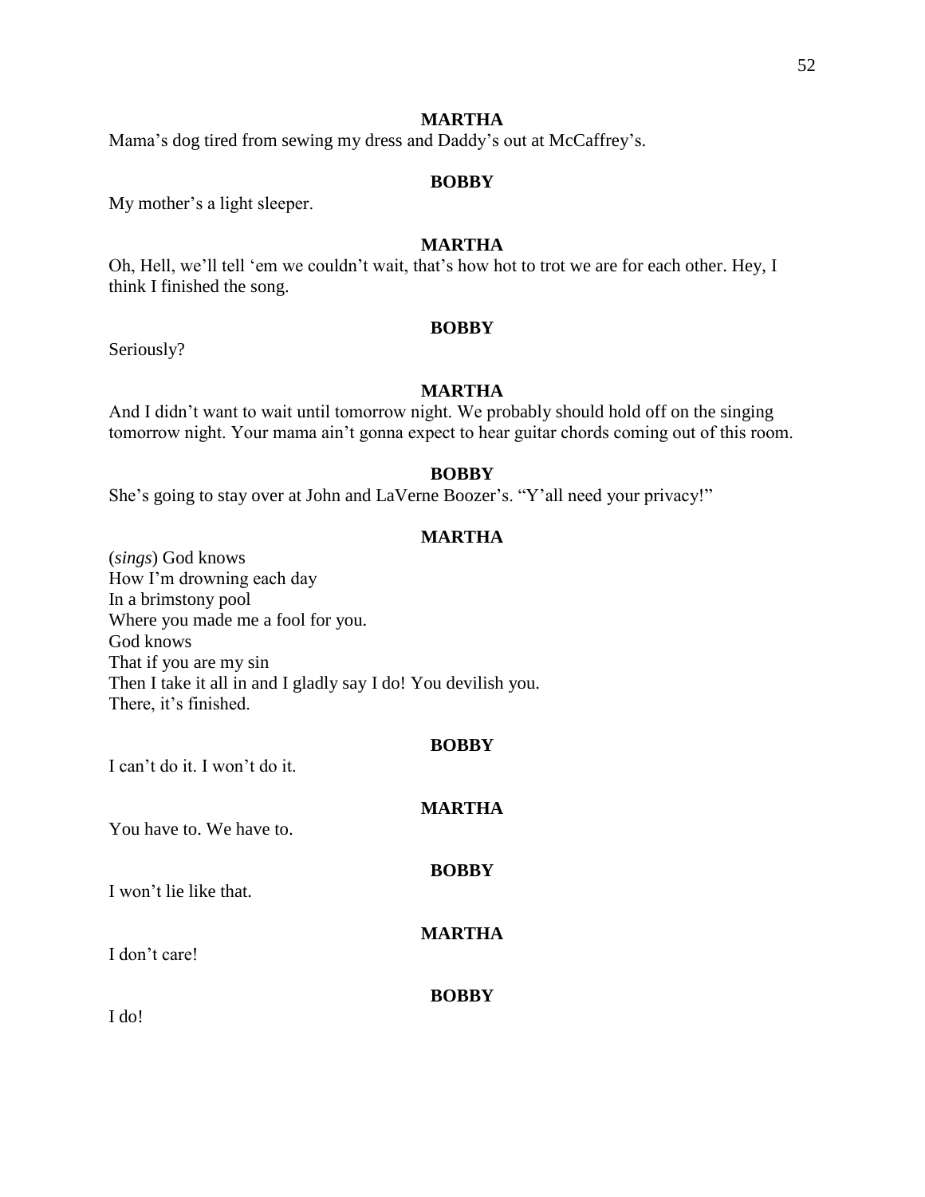**MARTHA**

Mama's dog tired from sewing my dress and Daddy's out at McCaffrey's.

**BOBBY**

My mother's a light sleeper.

**MARTHA**

Oh, Hell, we'll tell 'em we couldn't wait, that's how hot to trot we are for each other. Hey, I think I finished the song.

**BOBBY**

Seriously?

**MARTHA**

And I didn't want to wait until tomorrow night. We probably should hold off on the singing tomorrow night. Your mama ain't gonna expect to hear guitar chords coming out of this room.

**BOBBY**

She's going to stay over at John and LaVerne Boozer's. "Y'all need your privacy!"

**MARTHA**

(*sings*) God knows
How I'm drowning each day
In a brimstony pool
Where you made me a fool for you.
God knows
That if you are my sin
Then I take it all in and I gladly say I do! You devilish you.
There, it's finished.

**BOBBY**

I can't do it. I won't do it.

**MARTHA**

You have to. We have to.

**BOBBY**

I won't lie like that.

**MARTHA**

I don't care!

**BOBBY**

I do!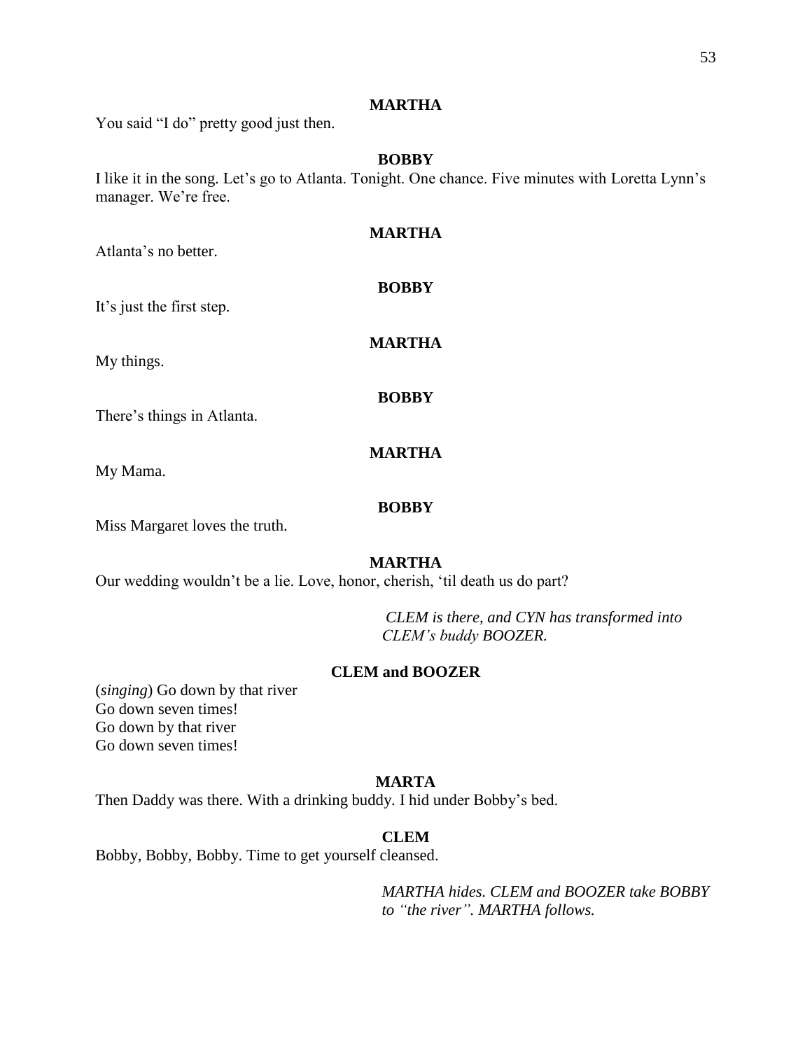**MARTHA**

You said "I do" pretty good just then.

**BOBBY**

I like it in the song. Let's go to Atlanta. Tonight. One chance. Five minutes with Loretta Lynn's manager. We're free.

**MARTHA**

Atlanta's no better.

**BOBBY**

It's just the first step.

**MARTHA**

My things.

**BOBBY**

There's things in Atlanta.

**MARTHA**

My Mama.

**BOBBY**

Miss Margaret loves the truth.

**MARTHA**

Our wedding wouldn't be a lie. Love, honor, cherish, 'til death us do part?

*CLEM is there, and CYN has transformed into CLEM's buddy BOOZER.*

**CLEM and BOOZER**

(*singing*) Go down by that river
Go down seven times!
Go down by that river
Go down seven times!

**MARTA**

Then Daddy was there. With a drinking buddy. I hid under Bobby's bed.

**CLEM**

Bobby, Bobby, Bobby. Time to get yourself cleansed.

*MARTHA hides. CLEM and BOOZER take BOBBY to "the river". MARTHA follows.*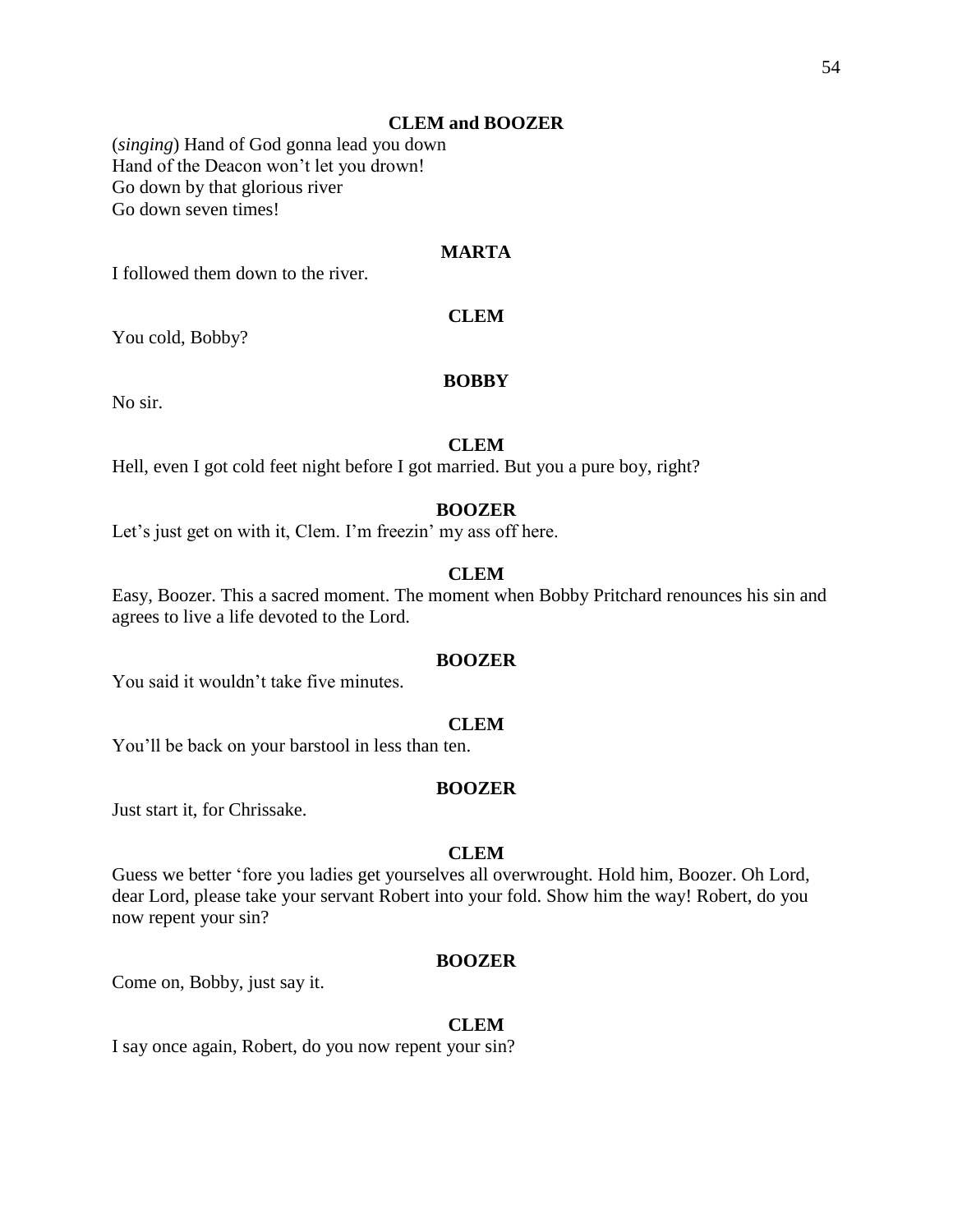**CLEM and BOOZER**

(*singing*) Hand of God gonna lead you down
Hand of the Deacon won't let you drown!
Go down by that glorious river
Go down seven times!

**MARTA**

I followed them down to the river.

**CLEM**

You cold, Bobby?

**BOBBY**

No sir.

**CLEM**

Hell, even I got cold feet night before I got married. But you a pure boy, right?

**BOOZER**

Let's just get on with it, Clem. I'm freezin' my ass off here.

**CLEM**

Easy, Boozer. This a sacred moment. The moment when Bobby Pritchard renounces his sin and agrees to live a life devoted to the Lord.

**BOOZER**

You said it wouldn't take five minutes.

**CLEM**

You'll be back on your barstool in less than ten.

**BOOZER**

Just start it, for Chrissake.

**CLEM**

Guess we better 'fore you ladies get yourselves all overwrought. Hold him, Boozer. Oh Lord, dear Lord, please take your servant Robert into your fold. Show him the way! Robert, do you now repent your sin?

**BOOZER**

Come on, Bobby, just say it.

**CLEM**

I say once again, Robert, do you now repent your sin?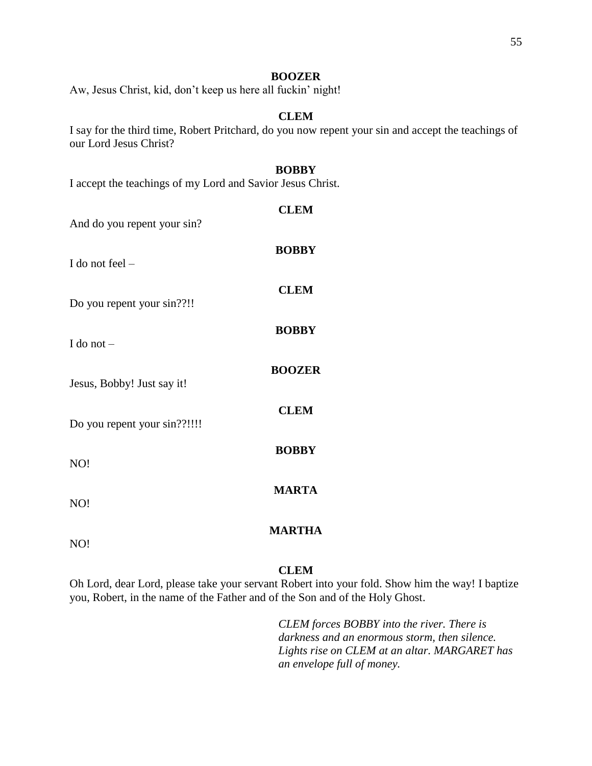**BOOZER**

Aw, Jesus Christ, kid, don't keep us here all fuckin' night!

**CLEM**

I say for the third time, Robert Pritchard, do you now repent your sin and accept the teachings of our Lord Jesus Christ?

**BOBBY**

I accept the teachings of my Lord and Savior Jesus Christ.

**CLEM**

And do you repent your sin?

**BOBBY**

I do not feel –

**CLEM**

Do you repent your sin??!!

**BOBBY**

I do not –

**BOOZER**

Jesus, Bobby! Just say it!

**CLEM**

Do you repent your sin??!!!!

**BOBBY**

NO!

**MARTA**

NO!

**MARTHA**

NO!

**CLEM**

Oh Lord, dear Lord, please take your servant Robert into your fold. Show him the way! I baptize you, Robert, in the name of the Father and of the Son and of the Holy Ghost.

*CLEM forces BOBBY into the river. There is darkness and an enormous storm, then silence. Lights rise on CLEM at an altar. MARGARET has an envelope full of money.*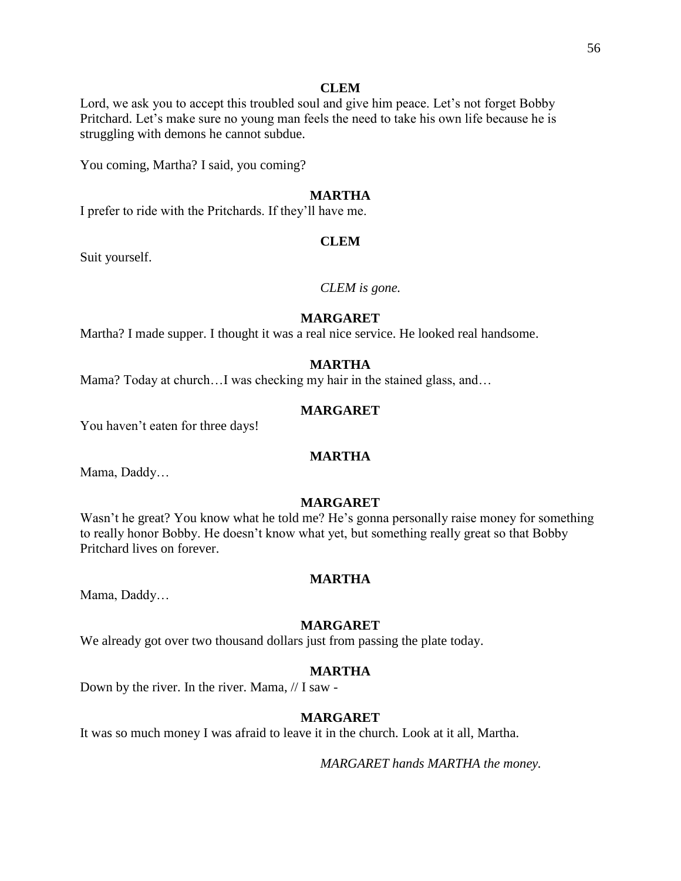**CLEM**

Lord, we ask you to accept this troubled soul and give him peace. Let's not forget Bobby Pritchard. Let's make sure no young man feels the need to take his own life because he is struggling with demons he cannot subdue.

You coming, Martha? I said, you coming?

**MARTHA**

I prefer to ride with the Pritchards. If they'll have me.

**CLEM**

Suit yourself.

*CLEM is gone.*

**MARGARET**

Martha? I made supper. I thought it was a real nice service. He looked real handsome.

**MARTHA**

Mama? Today at church…I was checking my hair in the stained glass, and…

**MARGARET**

You haven't eaten for three days!

**MARTHA**

Mama, Daddy…

**MARGARET**

Wasn't he great? You know what he told me? He's gonna personally raise money for something to really honor Bobby. He doesn't know what yet, but something really great so that Bobby Pritchard lives on forever.

**MARTHA**

Mama, Daddy…

**MARGARET**

We already got over two thousand dollars just from passing the plate today.

**MARTHA**

Down by the river. In the river. Mama, // I saw -

**MARGARET**

It was so much money I was afraid to leave it in the church. Look at it all, Martha.

*MARGARET hands MARTHA the money.*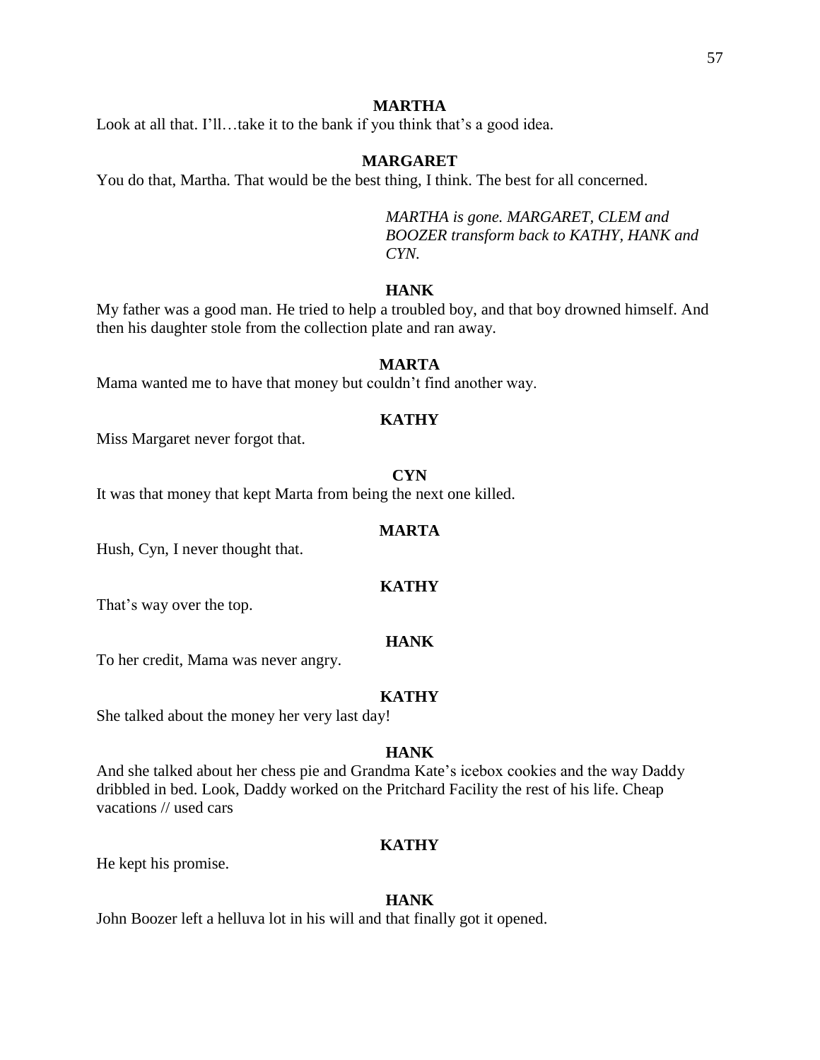**MARTHA**

Look at all that. I'll…take it to the bank if you think that's a good idea.

**MARGARET**

You do that, Martha. That would be the best thing, I think. The best for all concerned.

*MARTHA is gone. MARGARET, CLEM and BOOZER transform back to KATHY, HANK and CYN.*

**HANK**

My father was a good man. He tried to help a troubled boy, and that boy drowned himself. And then his daughter stole from the collection plate and ran away.

**MARTA**

Mama wanted me to have that money but couldn't find another way.

**KATHY**

Miss Margaret never forgot that.

**CYN**

It was that money that kept Marta from being the next one killed.

**MARTA**

Hush, Cyn, I never thought that.

**KATHY**

That's way over the top.

**HANK**

To her credit, Mama was never angry.

**KATHY**

She talked about the money her very last day!

**HANK**

And she talked about her chess pie and Grandma Kate's icebox cookies and the way Daddy dribbled in bed. Look, Daddy worked on the Pritchard Facility the rest of his life. Cheap vacations // used cars

**KATHY**

He kept his promise.

**HANK**

John Boozer left a helluva lot in his will and that finally got it opened.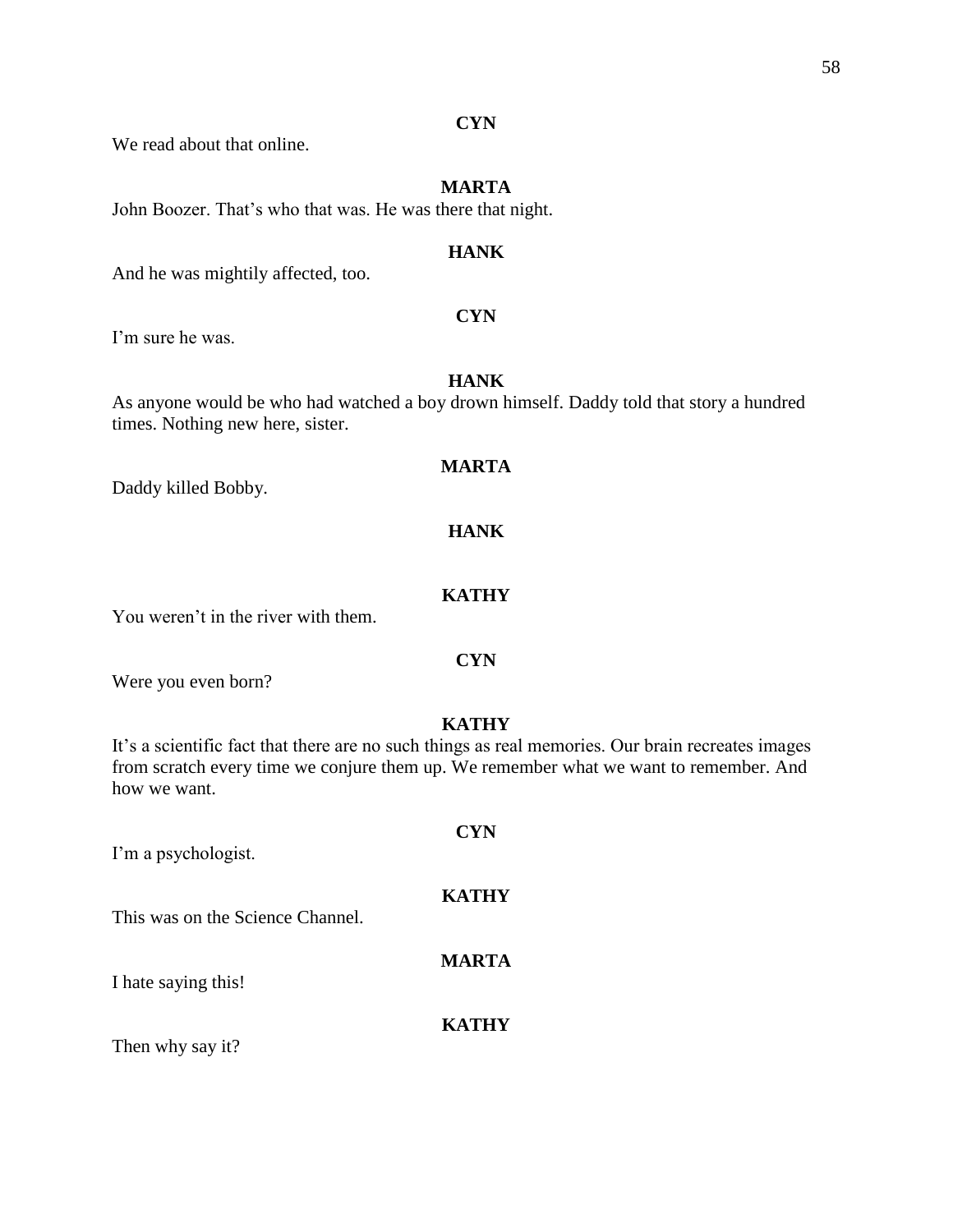**CYN**

We read about that online.

**MARTA**

John Boozer. That's who that was. He was there that night.

**HANK**

And he was mightily affected, too.

**CYN**

I'm sure he was.

**HANK**

As anyone would be who had watched a boy drown himself. Daddy told that story a hundred times. Nothing new here, sister.

**MARTA**

Daddy killed Bobby.

**HANK**

**KATHY**

You weren't in the river with them.

**CYN**

Were you even born?

**KATHY**

It's a scientific fact that there are no such things as real memories. Our brain recreates images from scratch every time we conjure them up. We remember what we want to remember. And how we want.

**CYN**

I'm a psychologist.

**KATHY**

This was on the Science Channel.

**MARTA**

I hate saying this!

**KATHY**

Then why say it?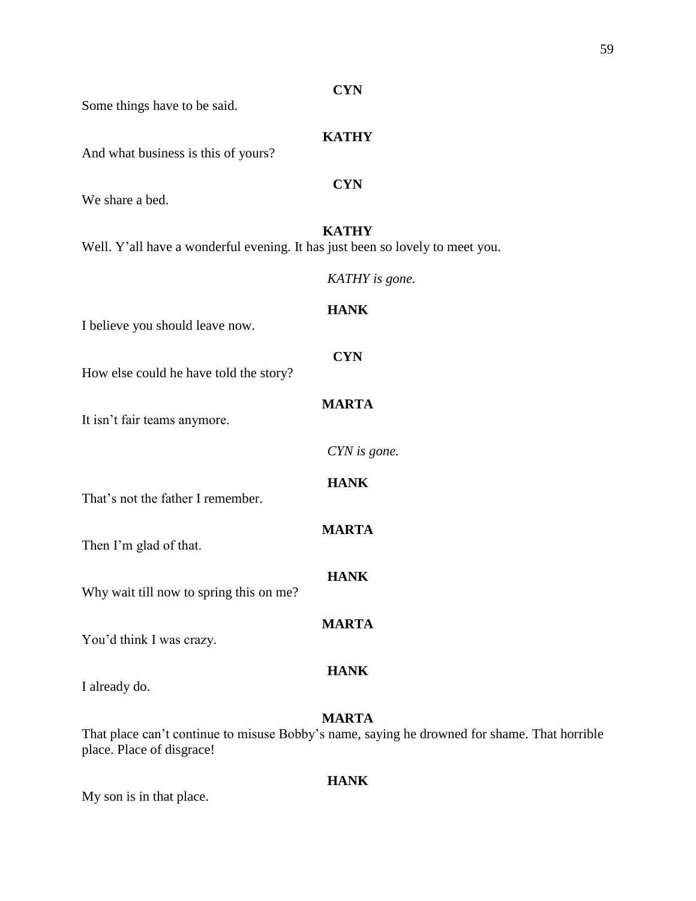**CYN**

Some things have to be said.

**KATHY**

And what business is this of yours?

**CYN**

We share a bed.

**KATHY**

Well. Y'all have a wonderful evening. It has just been so lovely to meet you.

*KATHY is gone.*

**HANK**

I believe you should leave now.

**CYN**

How else could he have told the story?

**MARTA**

It isn't fair teams anymore.

*CYN is gone.*

**HANK**

That's not the father I remember.

**MARTA**

Then I'm glad of that.

**HANK**

Why wait till now to spring this on me?

**MARTA**

You'd think I was crazy.

**HANK**

I already do.

**MARTA**

That place can't continue to misuse Bobby's name, saying he drowned for shame. That horrible place. Place of disgrace!

**HANK**

My son is in that place.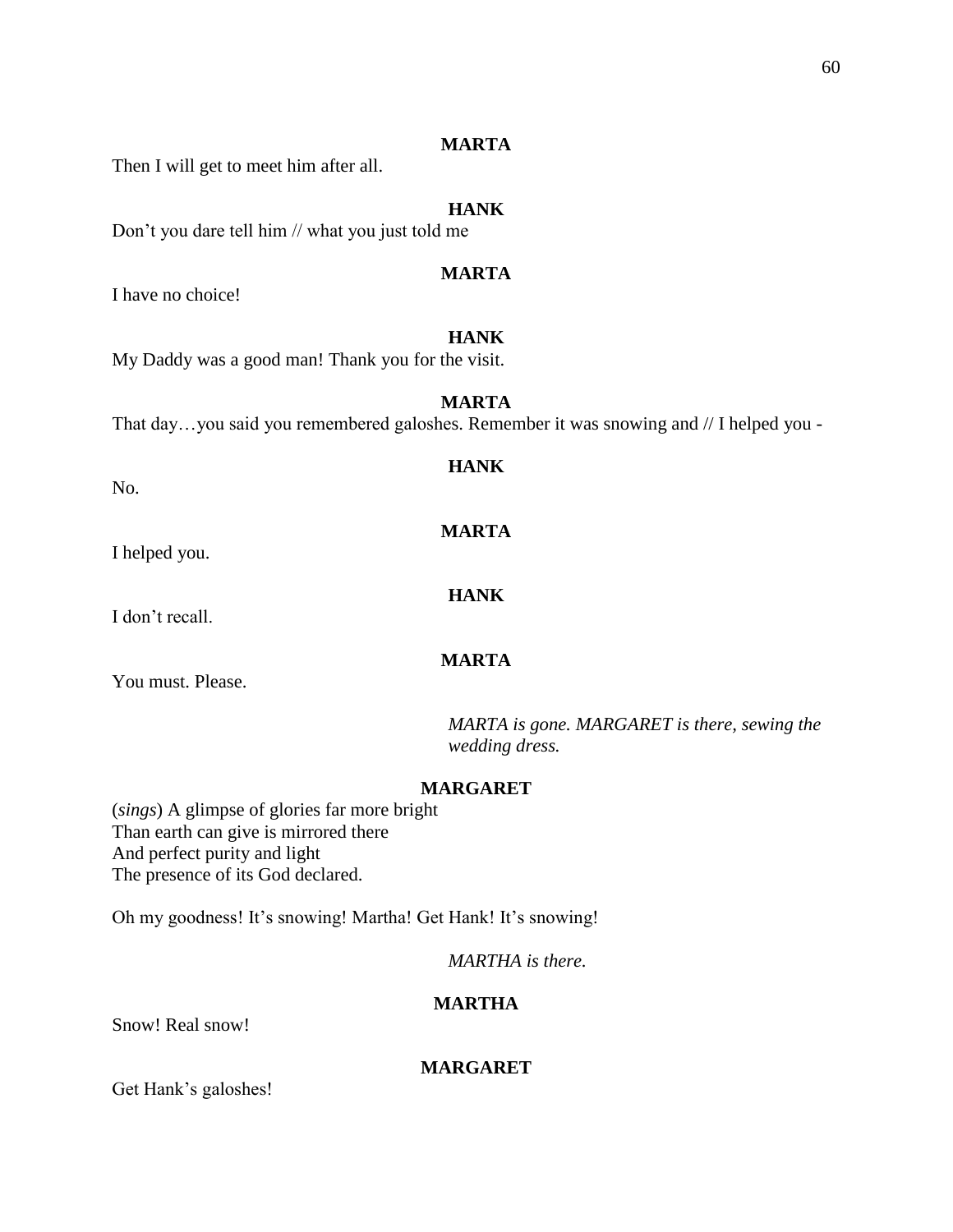**MARTA**

Then I will get to meet him after all.

**HANK**

Don't you dare tell him // what you just told me

**MARTA**

I have no choice!

**HANK**

My Daddy was a good man! Thank you for the visit.

**MARTA**

That day…you said you remembered galoshes. Remember it was snowing and // I helped you -

**HANK**

No.

**MARTA**

I helped you.

**HANK**

I don't recall.

**MARTA**

You must. Please.

*MARTA is gone. MARGARET is there, sewing the wedding dress.*

**MARGARET**

(*sings*) A glimpse of glories far more bright
Than earth can give is mirrored there
And perfect purity and light
The presence of its God declared.

Oh my goodness! It's snowing! Martha! Get Hank! It's snowing!

*MARTHA is there.*

**MARTHA**

Snow! Real snow!

**MARGARET**

Get Hank's galoshes!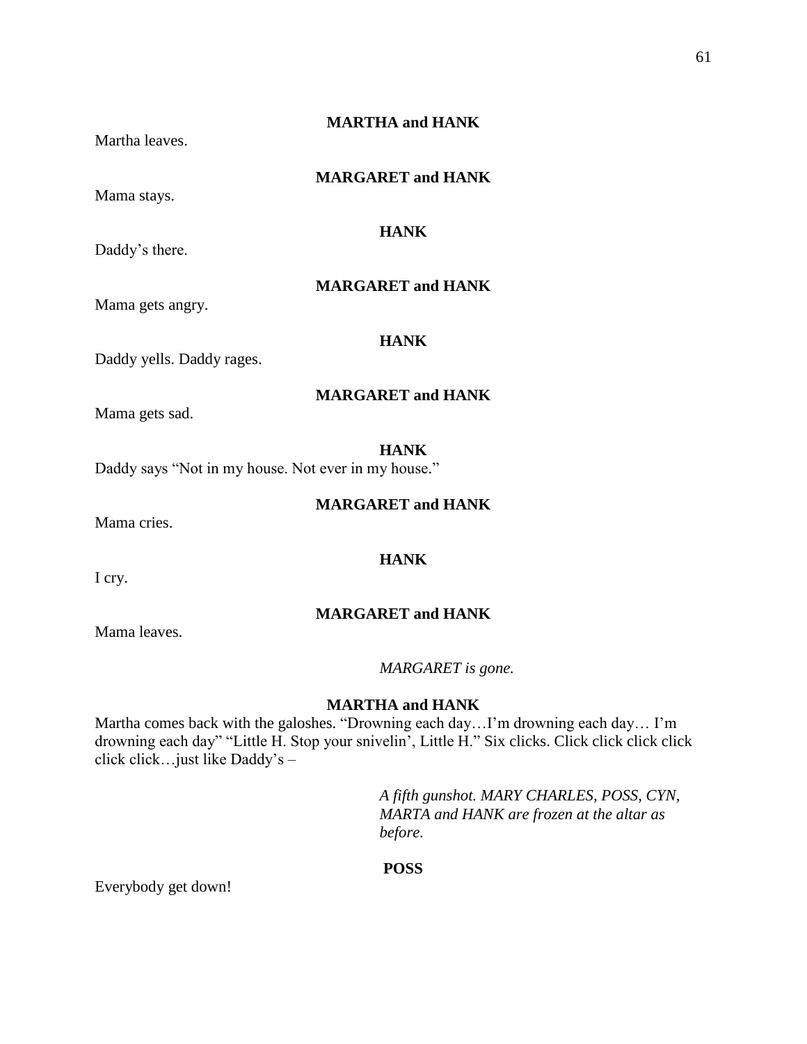**MARTHA and HANK**

Martha leaves.

**MARGARET and HANK**

Mama stays.

**HANK**

Daddy's there.

**MARGARET and HANK**

Mama gets angry.

**HANK**

Daddy yells. Daddy rages.

**MARGARET and HANK**

Mama gets sad.

**HANK**

Daddy says "Not in my house. Not ever in my house."

**MARGARET and HANK**

Mama cries.

**HANK**

I cry.

**MARGARET and HANK**

Mama leaves.

*MARGARET is gone.*

**MARTHA and HANK**

Martha comes back with the galoshes. "Drowning each day…I'm drowning each day… I'm drowning each day" "Little H. Stop your snivelin', Little H." Six clicks. Click click click click click click…just like Daddy's –

*A fifth gunshot. MARY CHARLES, POSS, CYN, MARTA and HANK are frozen at the altar as before.*

**POSS**

Everybody get down!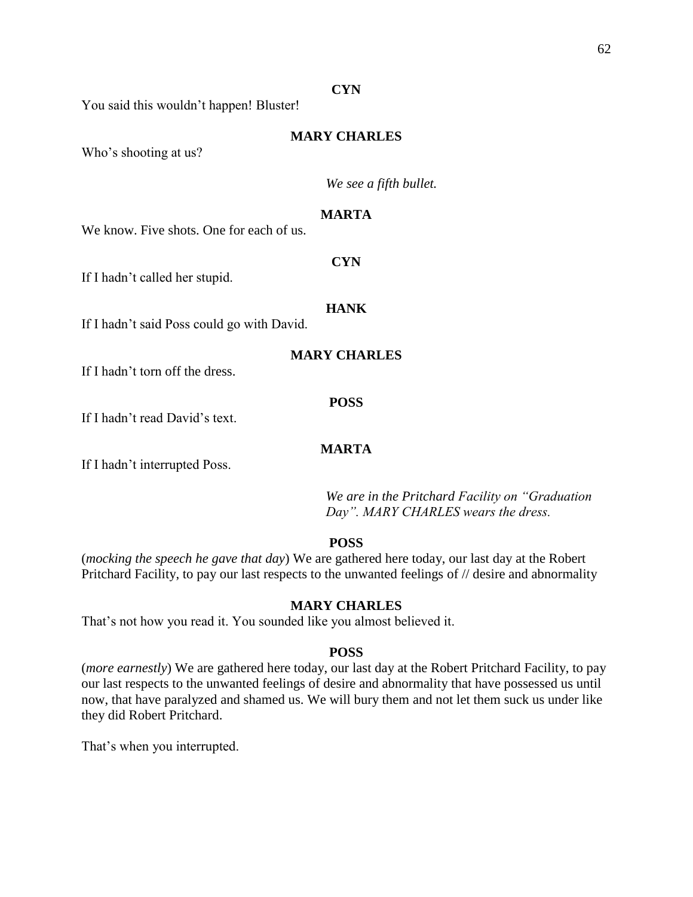**CYN**

You said this wouldn't happen! Bluster!

**MARY CHARLES**

Who's shooting at us?

*We see a fifth bullet.*

**MARTA**

We know. Five shots. One for each of us.

**CYN**

If I hadn't called her stupid.

**HANK**

If I hadn't said Poss could go with David.

**MARY CHARLES**

If I hadn't torn off the dress.

**POSS**

If I hadn't read David's text.

**MARTA**

If I hadn't interrupted Poss.

*We are in the Pritchard Facility on "Graduation Day". MARY CHARLES wears the dress.*

**POSS**

(*mocking the speech he gave that day*) We are gathered here today, our last day at the Robert Pritchard Facility, to pay our last respects to the unwanted feelings of // desire and abnormality

**MARY CHARLES**

That's not how you read it. You sounded like you almost believed it.

**POSS**

(*more earnestly*) We are gathered here today, our last day at the Robert Pritchard Facility, to pay our last respects to the unwanted feelings of desire and abnormality that have possessed us until now, that have paralyzed and shamed us. We will bury them and not let them suck us under like they did Robert Pritchard.

That's when you interrupted.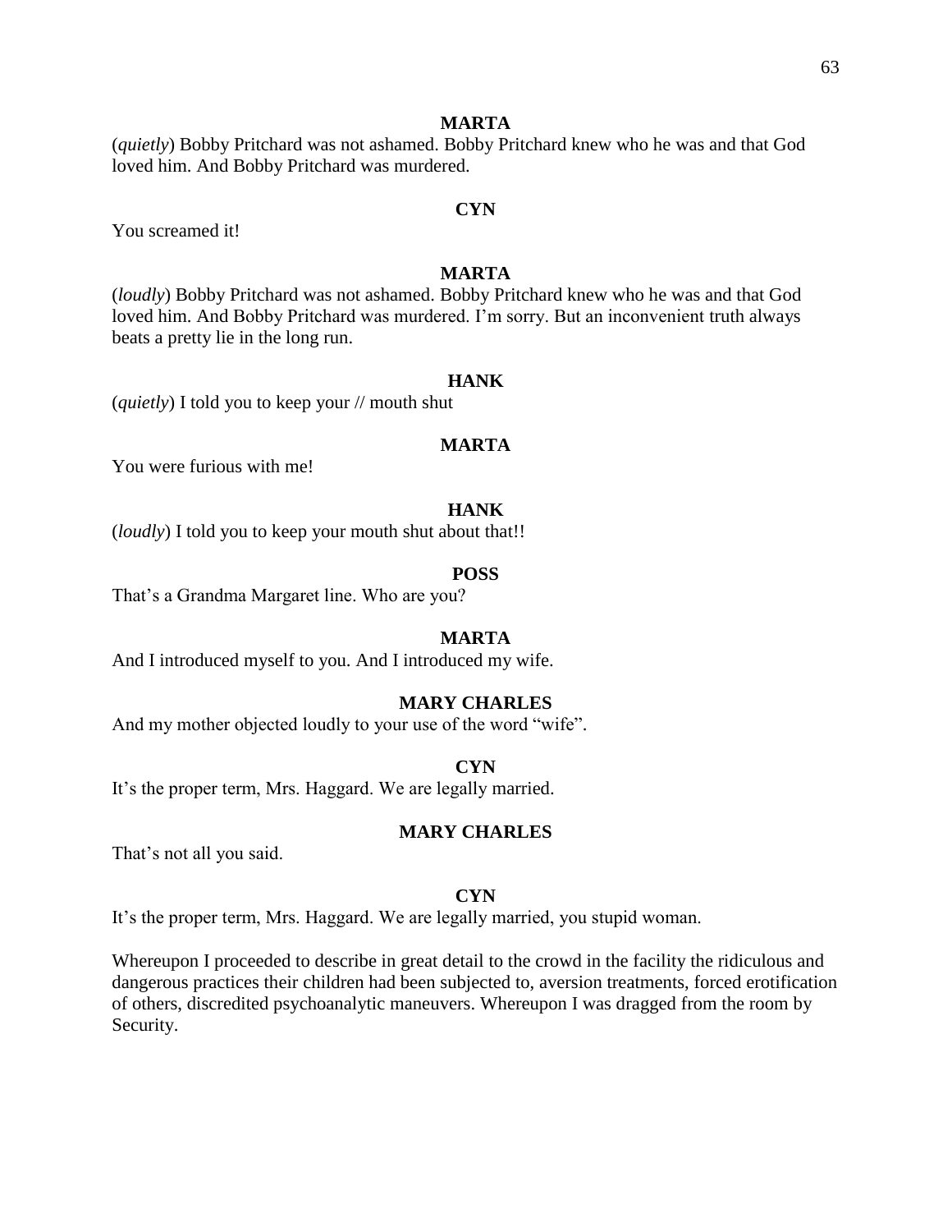**MARTA**

(*quietly*) Bobby Pritchard was not ashamed. Bobby Pritchard knew who he was and that God loved him. And Bobby Pritchard was murdered.

**CYN**

You screamed it!

**MARTA**

(*loudly*) Bobby Pritchard was not ashamed. Bobby Pritchard knew who he was and that God loved him. And Bobby Pritchard was murdered. I'm sorry. But an inconvenient truth always beats a pretty lie in the long run.

**HANK**

(*quietly*) I told you to keep your // mouth shut

**MARTA**

You were furious with me!

**HANK**

(*loudly*) I told you to keep your mouth shut about that!!

**POSS**

That's a Grandma Margaret line. Who are you?

**MARTA**

And I introduced myself to you. And I introduced my wife.

**MARY CHARLES**

And my mother objected loudly to your use of the word "wife".

**CYN**

It's the proper term, Mrs. Haggard. We are legally married.

**MARY CHARLES**

That's not all you said.

**CYN**

It's the proper term, Mrs. Haggard. We are legally married, you stupid woman.

Whereupon I proceeded to describe in great detail to the crowd in the facility the ridiculous and dangerous practices their children had been subjected to, aversion treatments, forced erotification of others, discredited psychoanalytic maneuvers. Whereupon I was dragged from the room by Security.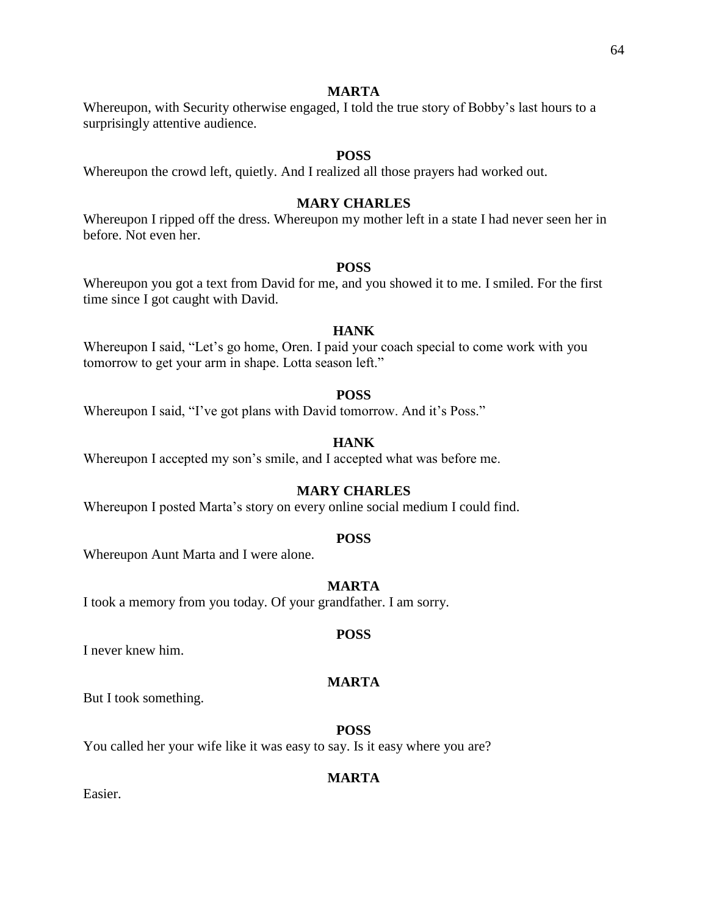**MARTA**

Whereupon, with Security otherwise engaged, I told the true story of Bobby's last hours to a surprisingly attentive audience.

**POSS**

Whereupon the crowd left, quietly. And I realized all those prayers had worked out.

**MARY CHARLES**

Whereupon I ripped off the dress. Whereupon my mother left in a state I had never seen her in before. Not even her.

**POSS**

Whereupon you got a text from David for me, and you showed it to me. I smiled. For the first time since I got caught with David.

**HANK**

Whereupon I said, "Let's go home, Oren. I paid your coach special to come work with you tomorrow to get your arm in shape. Lotta season left."

**POSS**

Whereupon I said, "I've got plans with David tomorrow. And it's Poss."

**HANK**

Whereupon I accepted my son's smile, and I accepted what was before me.

**MARY CHARLES**

Whereupon I posted Marta's story on every online social medium I could find.

**POSS**

Whereupon Aunt Marta and I were alone.

**MARTA**

I took a memory from you today. Of your grandfather. I am sorry.

**POSS**

I never knew him.

**MARTA**

But I took something.

**POSS**

You called her your wife like it was easy to say. Is it easy where you are?

**MARTA**

Easier.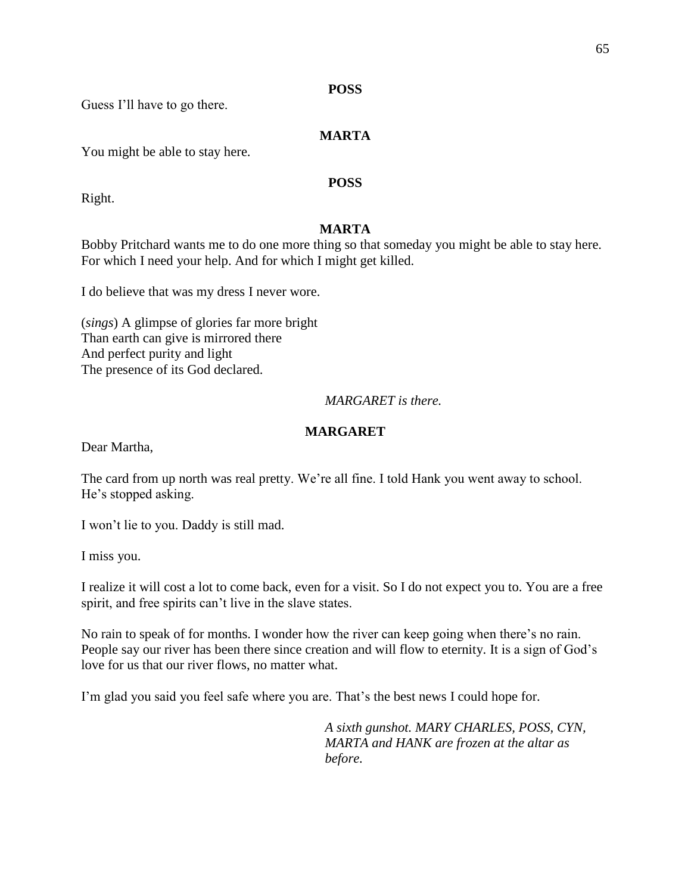**POSS**

Guess I'll have to go there.

**MARTA**

You might be able to stay here.

**POSS**

Right.

**MARTA**

Bobby Pritchard wants me to do one more thing so that someday you might be able to stay here. For which I need your help. And for which I might get killed.

I do believe that was my dress I never wore.

(*sings*) A glimpse of glories far more bright
Than earth can give is mirrored there
And perfect purity and light
The presence of its God declared.

*MARGARET is there.*

**MARGARET**

Dear Martha,

The card from up north was real pretty. We're all fine. I told Hank you went away to school. He's stopped asking.

I won't lie to you. Daddy is still mad.

I miss you.

I realize it will cost a lot to come back, even for a visit. So I do not expect you to. You are a free spirit, and free spirits can't live in the slave states.

No rain to speak of for months. I wonder how the river can keep going when there's no rain. People say our river has been there since creation and will flow to eternity. It is a sign of God's love for us that our river flows, no matter what.

I'm glad you said you feel safe where you are. That's the best news I could hope for.

*A sixth gunshot. MARY CHARLES, POSS, CYN, MARTA and HANK are frozen at the altar as before.*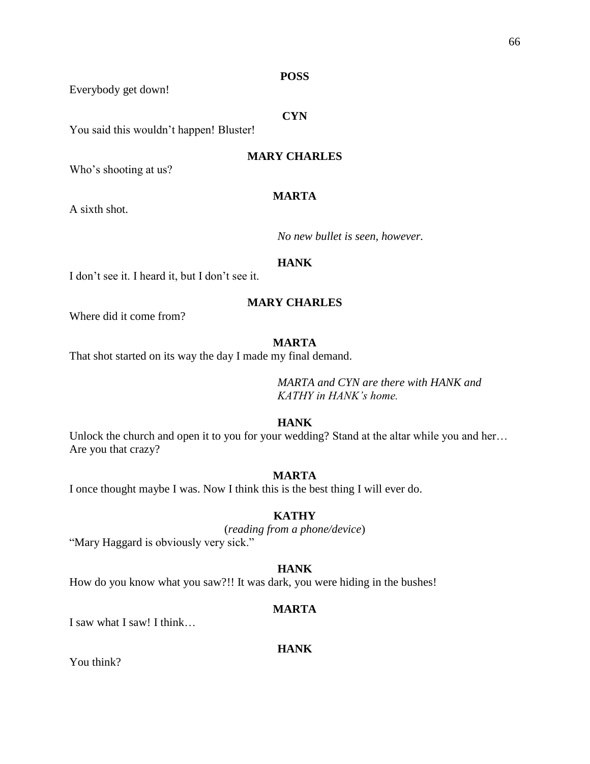**POSS**

Everybody get down!

**CYN**

You said this wouldn't happen! Bluster!

**MARY CHARLES**

Who's shooting at us?

**MARTA**

A sixth shot.

*No new bullet is seen, however.*

**HANK**

I don't see it. I heard it, but I don't see it.

**MARY CHARLES**

Where did it come from?

**MARTA**

That shot started on its way the day I made my final demand.

*MARTA and CYN are there with HANK and KATHY in HANK's home.*

**HANK**

Unlock the church and open it to you for your wedding? Stand at the altar while you and her… Are you that crazy?

**MARTA**

I once thought maybe I was. Now I think this is the best thing I will ever do.

**KATHY**

(*reading from a phone/device*)

"Mary Haggard is obviously very sick."

**HANK**

How do you know what you saw?!! It was dark, you were hiding in the bushes!

**MARTA**

I saw what I saw! I think…

**HANK**

You think?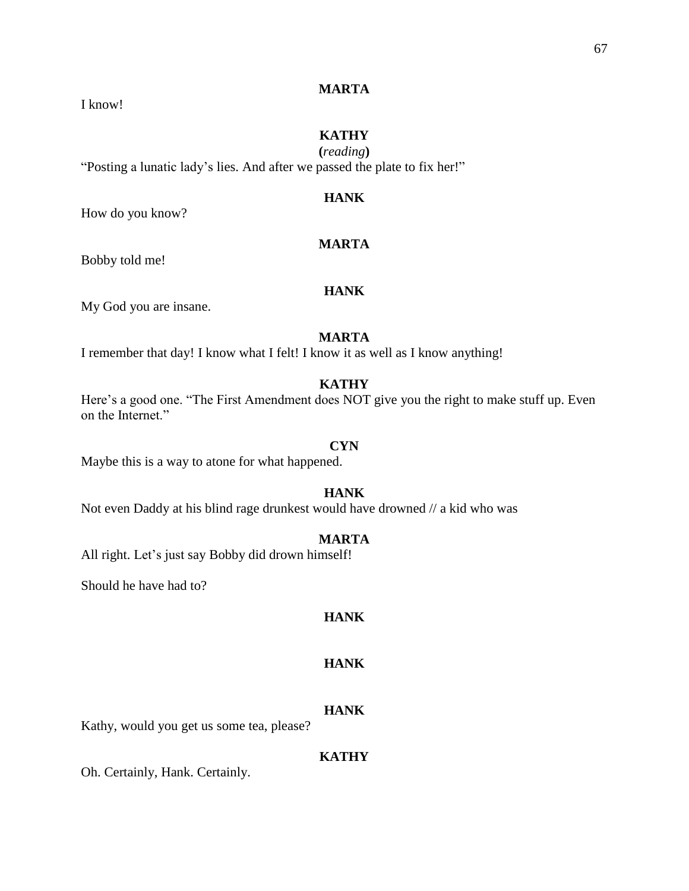**MARTA**

I know!

**KATHY**

(*reading*)

"Posting a lunatic lady's lies. And after we passed the plate to fix her!"

**HANK**

How do you know?

**MARTA**

Bobby told me!

**HANK**

My God you are insane.

**MARTA**

I remember that day! I know what I felt! I know it as well as I know anything!

**KATHY**

Here's a good one. "The First Amendment does NOT give you the right to make stuff up. Even on the Internet."

**CYN**

Maybe this is a way to atone for what happened.

**HANK**

Not even Daddy at his blind rage drunkest would have drowned // a kid who was

**MARTA**

All right. Let's just say Bobby did drown himself!

Should he have had to?

**HANK**

**HANK**

**HANK**

Kathy, would you get us some tea, please?

**KATHY**

Oh. Certainly, Hank. Certainly.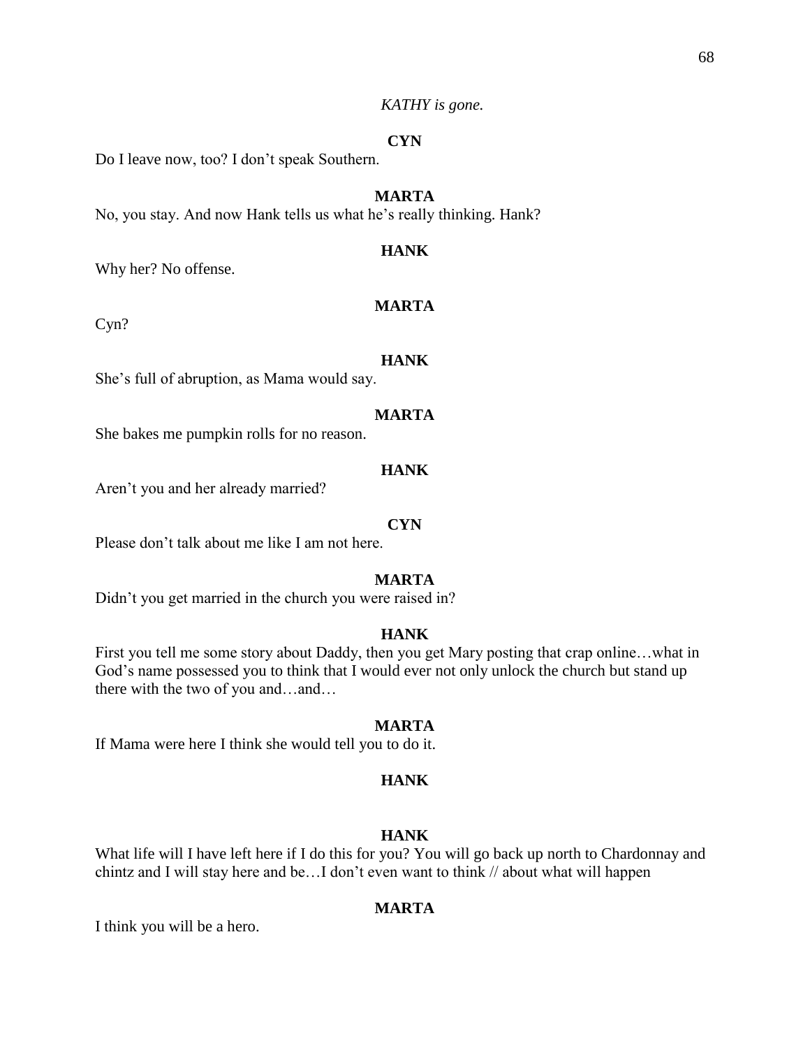*KATHY is gone.*

**CYN**

Do I leave now, too? I don't speak Southern.

**MARTA**

No, you stay. And now Hank tells us what he's really thinking. Hank?

**HANK**

Why her? No offense.

**MARTA**

Cyn?

**HANK**

She's full of abruption, as Mama would say.

**MARTA**

She bakes me pumpkin rolls for no reason.

**HANK**

Aren't you and her already married?

**CYN**

Please don't talk about me like I am not here.

**MARTA**

Didn't you get married in the church you were raised in?

**HANK**

First you tell me some story about Daddy, then you get Mary posting that crap online…what in God's name possessed you to think that I would ever not only unlock the church but stand up there with the two of you and…and…

**MARTA**

If Mama were here I think she would tell you to do it.

**HANK**

**HANK**

What life will I have left here if I do this for you? You will go back up north to Chardonnay and chintz and I will stay here and be…I don't even want to think // about what will happen

**MARTA**

I think you will be a hero.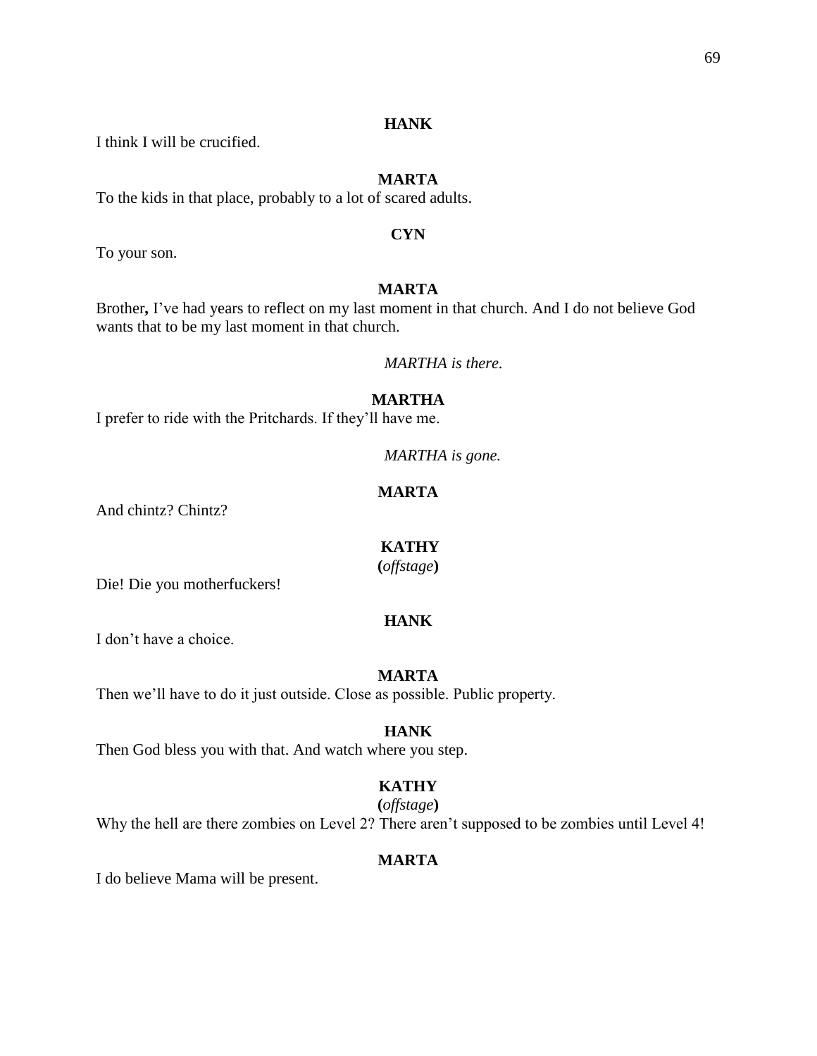**HANK**

I think I will be crucified.

**MARTA**

To the kids in that place, probably to a lot of scared adults.

**CYN**

To your son.

**MARTA**

Brother**,** I've had years to reflect on my last moment in that church. And I do not believe God wants that to be my last moment in that church.

*MARTHA is there.*

**MARTHA**

I prefer to ride with the Pritchards. If they'll have me.

*MARTHA is gone.*

**MARTA**

And chintz? Chintz?

**KATHY**
**(***offstage***)**

Die! Die you motherfuckers!

**HANK**

I don't have a choice.

**MARTA**

Then we'll have to do it just outside. Close as possible. Public property.

**HANK**

Then God bless you with that. And watch where you step.

**KATHY**
**(***offstage***)**

Why the hell are there zombies on Level 2? There aren't supposed to be zombies until Level 4!

**MARTA**

I do believe Mama will be present.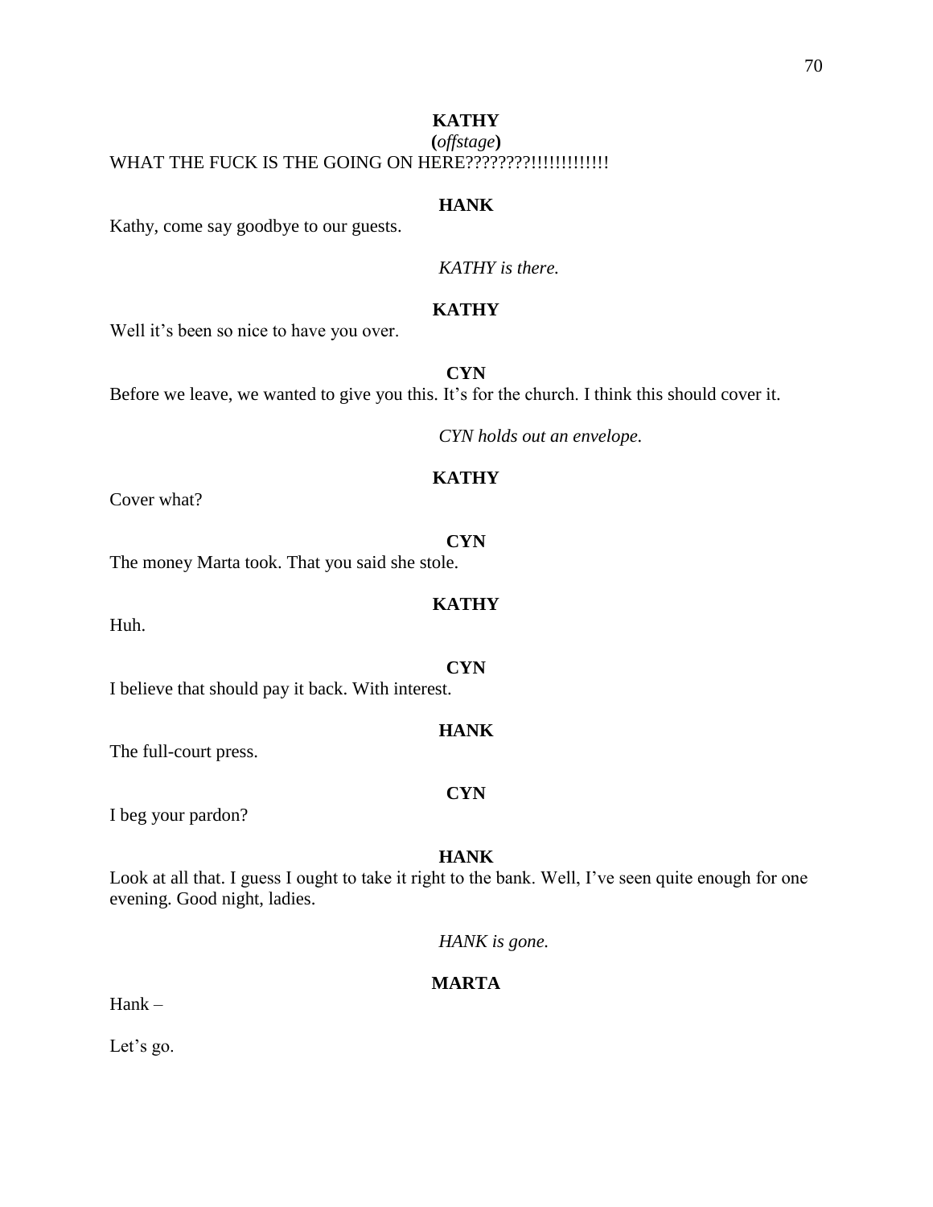**KATHY**
**(***offstage***)**
WHAT THE FUCK IS THE GOING ON HERE????????!!!!!!!!!!!!!

**HANK**
Kathy, come say goodbye to our guests.

*KATHY is there.*

**KATHY**
Well it's been so nice to have you over.

**CYN**
Before we leave, we wanted to give you this. It's for the church. I think this should cover it.

*CYN holds out an envelope.*

**KATHY**
Cover what?

**CYN**
The money Marta took. That you said she stole.

**KATHY**
Huh.

**CYN**
I believe that should pay it back. With interest.

**HANK**
The full-court press.

**CYN**
I beg your pardon?

**HANK**
Look at all that. I guess I ought to take it right to the bank. Well, I've seen quite enough for one evening. Good night, ladies.

*HANK is gone.*

**MARTA**
Hank –

Let's go.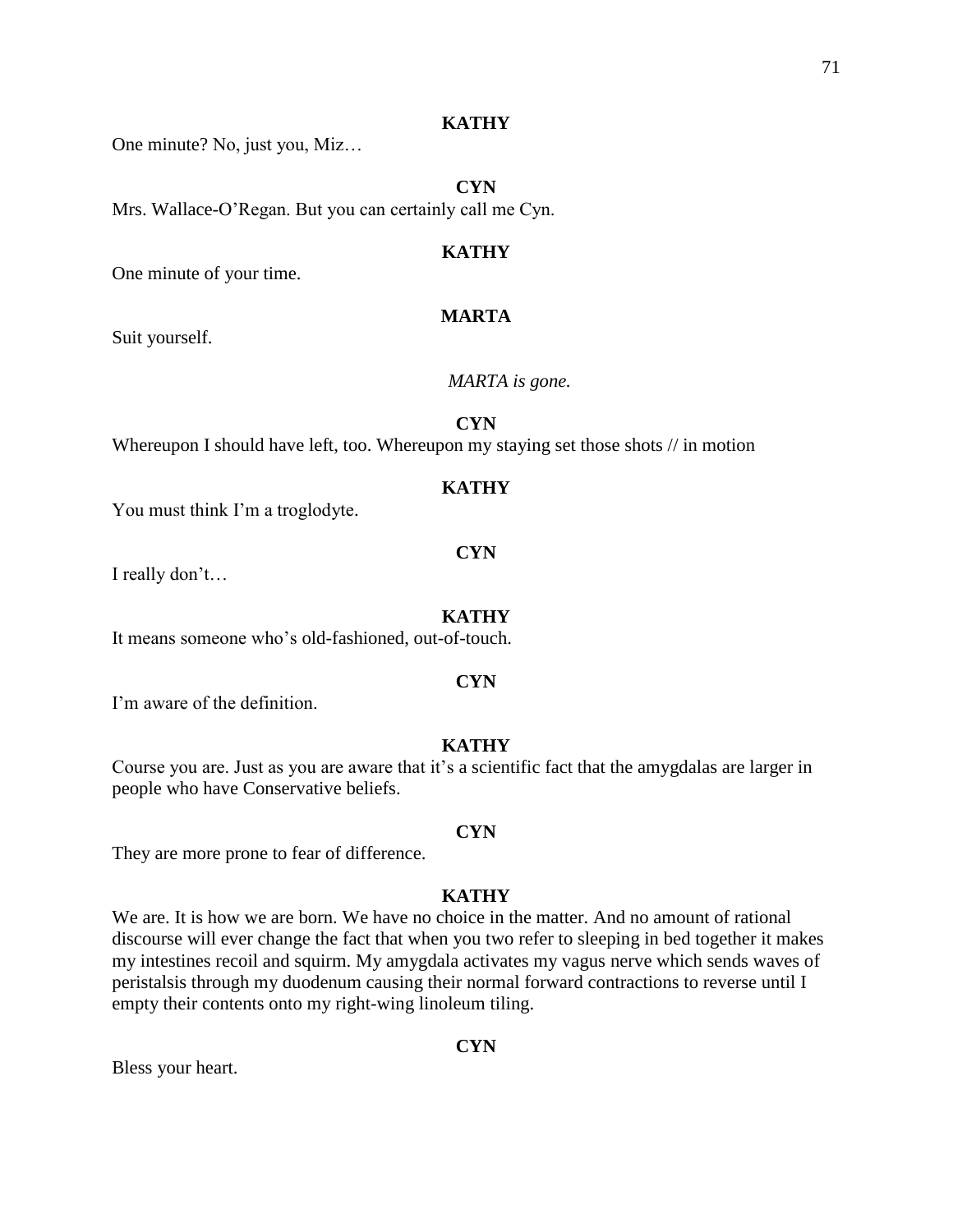**KATHY**

One minute? No, just you, Miz…

**CYN**

Mrs. Wallace-O'Regan. But you can certainly call me Cyn.

**KATHY**

One minute of your time.

**MARTA**

Suit yourself.

*MARTA is gone.*

**CYN**

Whereupon I should have left, too. Whereupon my staying set those shots // in motion

**KATHY**

You must think I'm a troglodyte.

**CYN**

I really don't…

**KATHY**

It means someone who's old-fashioned, out-of-touch.

**CYN**

I'm aware of the definition.

**KATHY**

Course you are. Just as you are aware that it's a scientific fact that the amygdalas are larger in people who have Conservative beliefs.

**CYN**

They are more prone to fear of difference.

**KATHY**

We are. It is how we are born. We have no choice in the matter. And no amount of rational discourse will ever change the fact that when you two refer to sleeping in bed together it makes my intestines recoil and squirm. My amygdala activates my vagus nerve which sends waves of peristalsis through my duodenum causing their normal forward contractions to reverse until I empty their contents onto my right-wing linoleum tiling.

**CYN**

Bless your heart.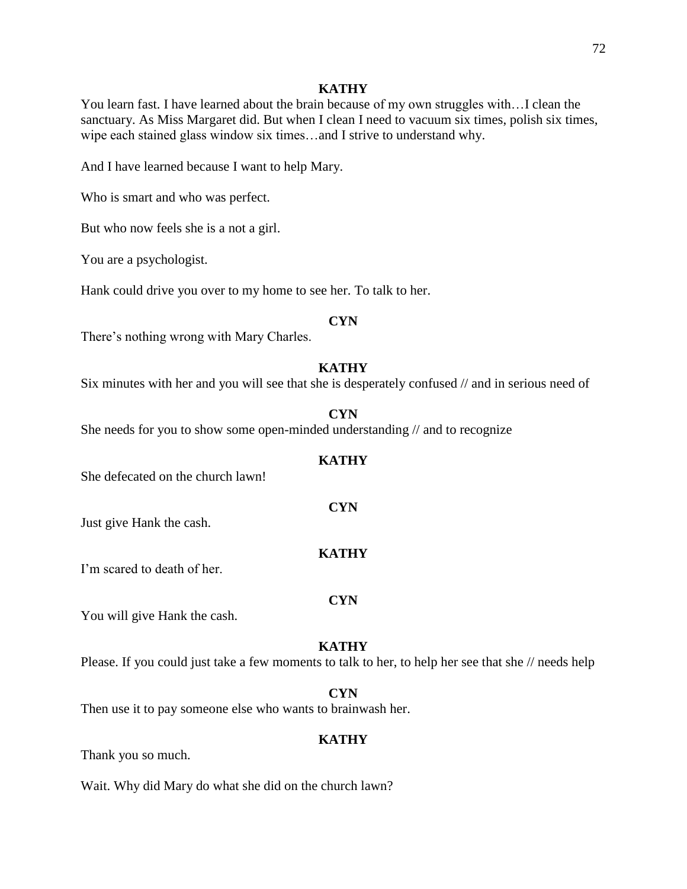**KATHY**

You learn fast. I have learned about the brain because of my own struggles with…I clean the sanctuary. As Miss Margaret did. But when I clean I need to vacuum six times, polish six times, wipe each stained glass window six times…and I strive to understand why.

And I have learned because I want to help Mary.

Who is smart and who was perfect.

But who now feels she is a not a girl.

You are a psychologist.

Hank could drive you over to my home to see her. To talk to her.

**CYN**

There's nothing wrong with Mary Charles.

**KATHY**

Six minutes with her and you will see that she is desperately confused // and in serious need of

**CYN**

She needs for you to show some open-minded understanding // and to recognize

**KATHY**

She defecated on the church lawn!

**CYN**

Just give Hank the cash.

**KATHY**

I'm scared to death of her.

**CYN**

You will give Hank the cash.

**KATHY**

Please. If you could just take a few moments to talk to her, to help her see that she // needs help

**CYN**

Then use it to pay someone else who wants to brainwash her.

**KATHY**

Thank you so much.

Wait. Why did Mary do what she did on the church lawn?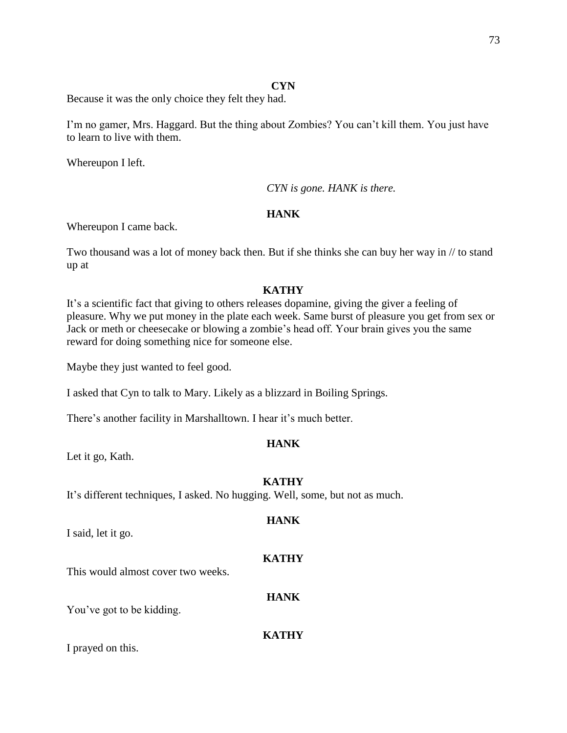**CYN**

Because it was the only choice they felt they had.

I'm no gamer, Mrs. Haggard. But the thing about Zombies? You can't kill them. You just have to learn to live with them.

Whereupon I left.

*CYN is gone. HANK is there.*

**HANK**

Whereupon I came back.

Two thousand was a lot of money back then. But if she thinks she can buy her way in // to stand up at

**KATHY**

It's a scientific fact that giving to others releases dopamine, giving the giver a feeling of pleasure. Why we put money in the plate each week. Same burst of pleasure you get from sex or Jack or meth or cheesecake or blowing a zombie's head off. Your brain gives you the same reward for doing something nice for someone else.

Maybe they just wanted to feel good.

I asked that Cyn to talk to Mary. Likely as a blizzard in Boiling Springs.

There's another facility in Marshalltown. I hear it's much better.

**HANK**

Let it go, Kath.

**KATHY**

It's different techniques, I asked. No hugging. Well, some, but not as much.

**HANK**

I said, let it go.

**KATHY**

This would almost cover two weeks.

**HANK**

You've got to be kidding.

**KATHY**

I prayed on this.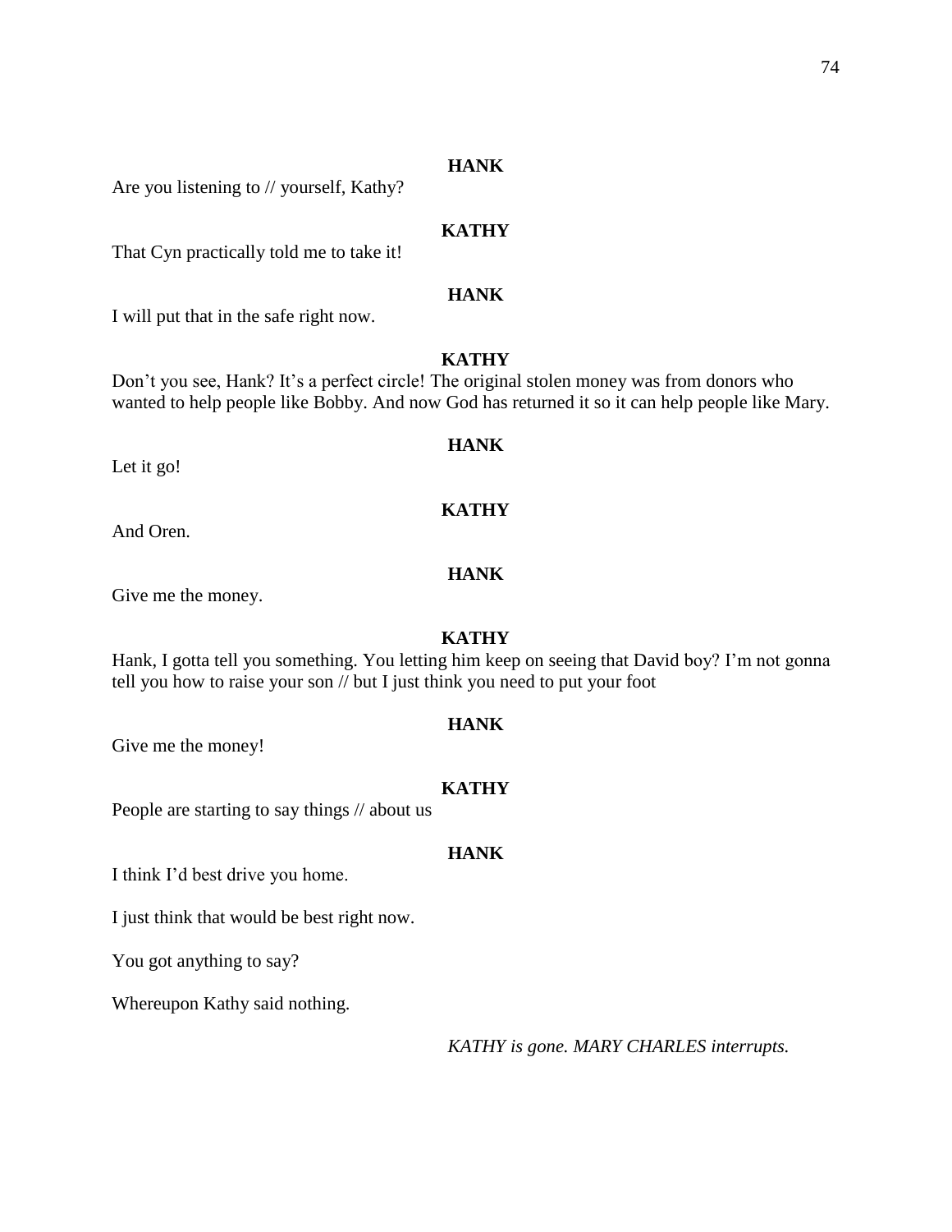**HANK**

Are you listening to // yourself, Kathy?

**KATHY**

That Cyn practically told me to take it!

**HANK**

I will put that in the safe right now.

**KATHY**

Don't you see, Hank? It's a perfect circle! The original stolen money was from donors who wanted to help people like Bobby. And now God has returned it so it can help people like Mary.

**HANK**

Let it go!

**KATHY**

And Oren.

**HANK**

Give me the money.

**KATHY**

Hank, I gotta tell you something. You letting him keep on seeing that David boy? I'm not gonna tell you how to raise your son // but I just think you need to put your foot

**HANK**

Give me the money!

**KATHY**

People are starting to say things // about us

**HANK**

I think I'd best drive you home.

I just think that would be best right now.

You got anything to say?

Whereupon Kathy said nothing.

*KATHY is gone. MARY CHARLES interrupts.*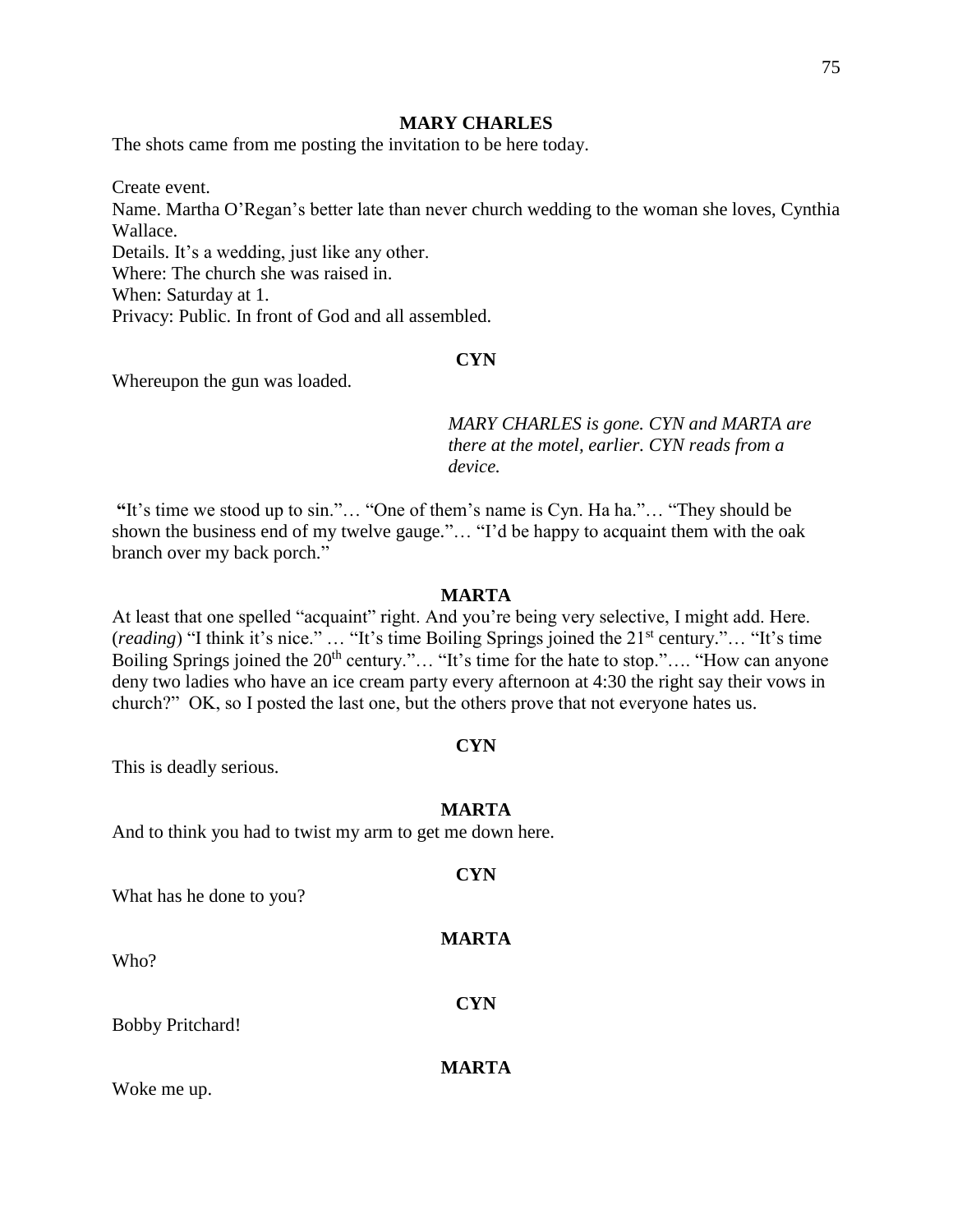**MARY CHARLES**

The shots came from me posting the invitation to be here today.

Create event.
Name. Martha O'Regan's better late than never church wedding to the woman she loves, Cynthia Wallace.
Details. It's a wedding, just like any other.
Where: The church she was raised in.
When: Saturday at 1.
Privacy: Public. In front of God and all assembled.

**CYN**

Whereupon the gun was loaded.

*MARY CHARLES is gone. CYN and MARTA are there at the motel, earlier. CYN reads from a device.*

**"**It's time we stood up to sin."… "One of them's name is Cyn. Ha ha."… "They should be shown the business end of my twelve gauge."… "I'd be happy to acquaint them with the oak branch over my back porch."

**MARTA**

At least that one spelled "acquaint" right. And you're being very selective, I might add. Here. (*reading*) "I think it's nice." … "It's time Boiling Springs joined the 21st century."… "It's time Boiling Springs joined the 20th century."… "It's time for the hate to stop."…. "How can anyone deny two ladies who have an ice cream party every afternoon at 4:30 the right say their vows in church?" OK, so I posted the last one, but the others prove that not everyone hates us.

**CYN**

This is deadly serious.

**MARTA**

And to think you had to twist my arm to get me down here.

**CYN**

What has he done to you?

**MARTA**

Who?

**CYN**

Bobby Pritchard!

**MARTA**

Woke me up.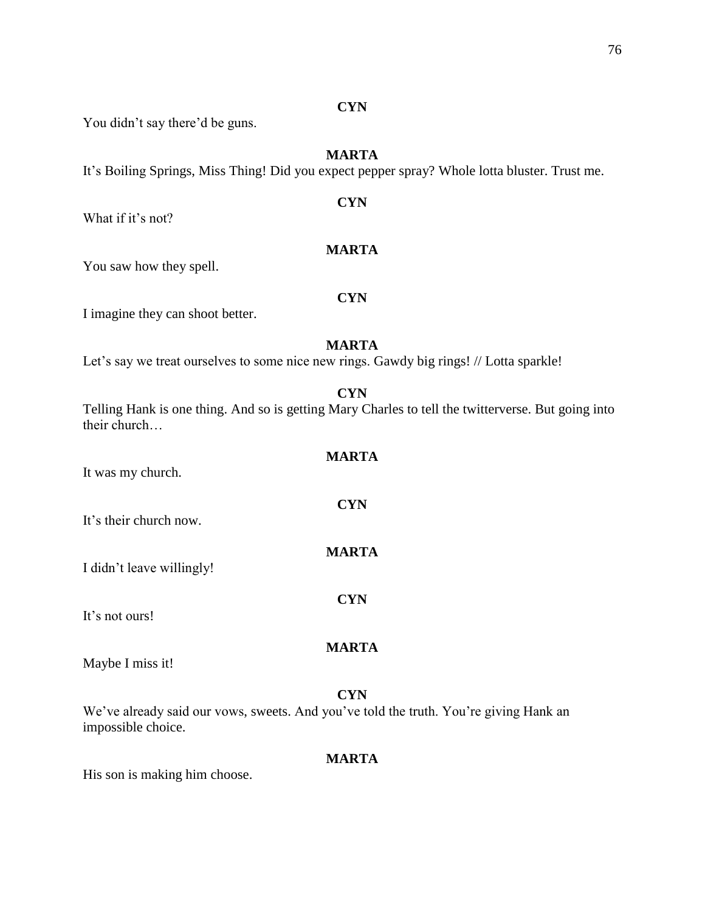**CYN**

You didn't say there'd be guns.

**MARTA**

It's Boiling Springs, Miss Thing! Did you expect pepper spray? Whole lotta bluster. Trust me.

**CYN**

What if it's not?

**MARTA**

You saw how they spell.

**CYN**

I imagine they can shoot better.

**MARTA**

Let's say we treat ourselves to some nice new rings. Gawdy big rings! // Lotta sparkle!

**CYN**

Telling Hank is one thing. And so is getting Mary Charles to tell the twitterverse. But going into their church…

**MARTA**

It was my church.

**CYN**

It's their church now.

**MARTA**

I didn't leave willingly!

**CYN**

It's not ours!

**MARTA**

Maybe I miss it!

**CYN**

We've already said our vows, sweets. And you've told the truth. You're giving Hank an impossible choice.

**MARTA**

His son is making him choose.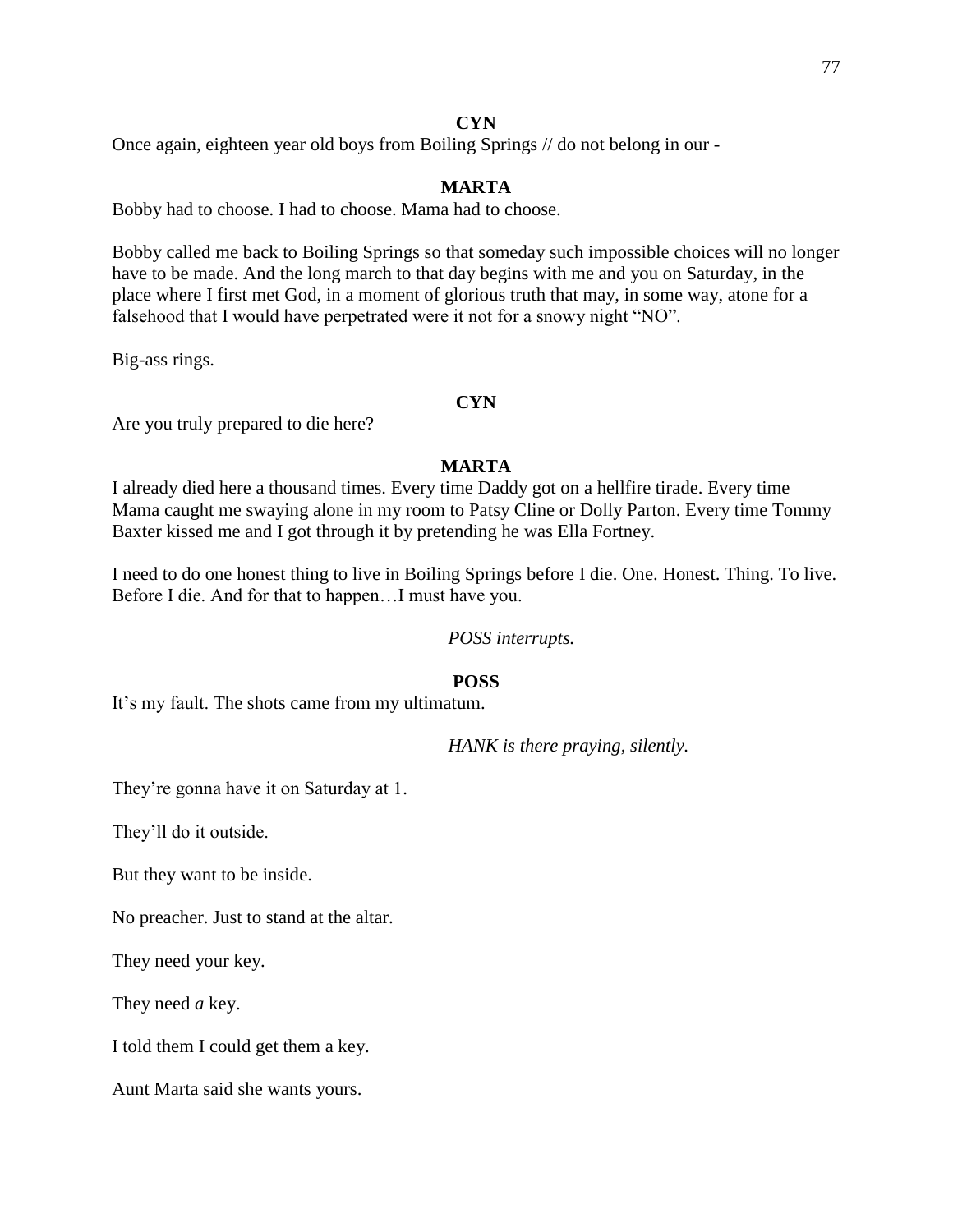**CYN**

Once again, eighteen year old boys from Boiling Springs // do not belong in our -

**MARTA**

Bobby had to choose. I had to choose. Mama had to choose.

Bobby called me back to Boiling Springs so that someday such impossible choices will no longer have to be made. And the long march to that day begins with me and you on Saturday, in the place where I first met God, in a moment of glorious truth that may, in some way, atone for a falsehood that I would have perpetrated were it not for a snowy night "NO".

Big-ass rings.

**CYN**

Are you truly prepared to die here?

**MARTA**

I already died here a thousand times. Every time Daddy got on a hellfire tirade. Every time Mama caught me swaying alone in my room to Patsy Cline or Dolly Parton. Every time Tommy Baxter kissed me and I got through it by pretending he was Ella Fortney.

I need to do one honest thing to live in Boiling Springs before I die. One. Honest. Thing. To live. Before I die. And for that to happen…I must have you.

*POSS interrupts.*

**POSS**

It's my fault. The shots came from my ultimatum.

*HANK is there praying, silently.*

They're gonna have it on Saturday at 1.

They'll do it outside.

But they want to be inside.

No preacher. Just to stand at the altar.

They need your key.

They need *a* key.

I told them I could get them a key.

Aunt Marta said she wants yours.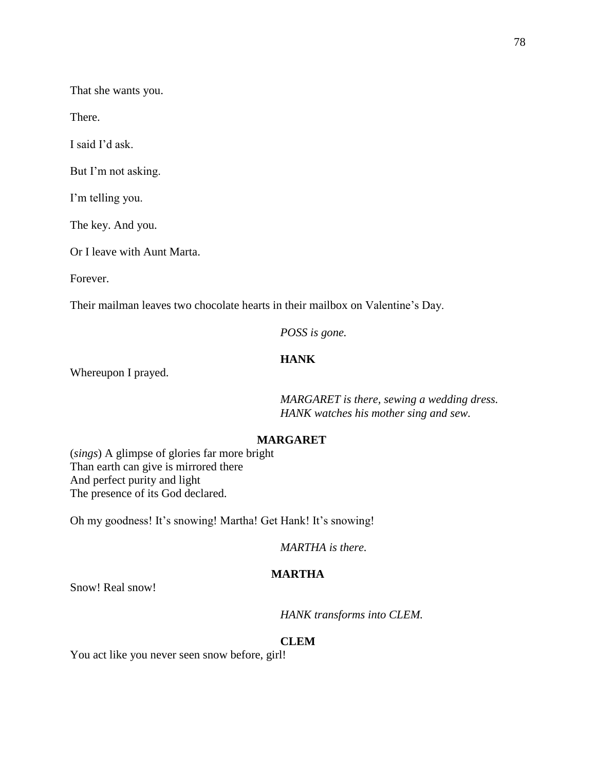That she wants you.

There.

I said I'd ask.

But I'm not asking.

I'm telling you.

The key. And you.

Or I leave with Aunt Marta.

Forever.

Their mailman leaves two chocolate hearts in their mailbox on Valentine's Day.

*POSS is gone.*

**HANK**

Whereupon I prayed.

*MARGARET is there, sewing a wedding dress.*
*HANK watches his mother sing and sew.*

**MARGARET**

(*sings*) A glimpse of glories far more bright
Than earth can give is mirrored there
And perfect purity and light
The presence of its God declared.

Oh my goodness! It's snowing! Martha! Get Hank! It's snowing!

*MARTHA is there.*

**MARTHA**

Snow! Real snow!

*HANK transforms into CLEM.*

**CLEM**

You act like you never seen snow before, girl!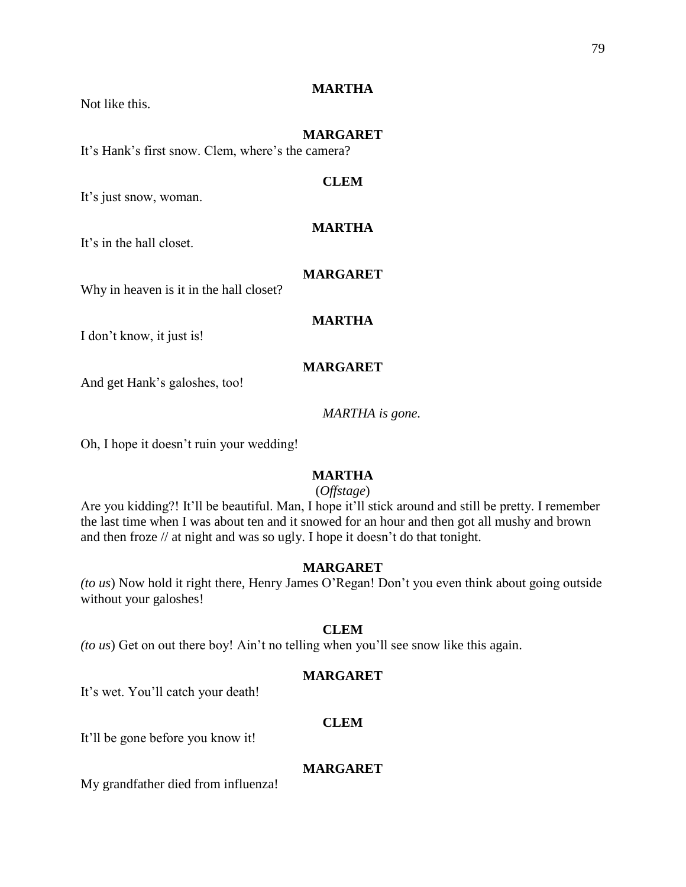**MARTHA**

Not like this.

**MARGARET**

It's Hank's first snow. Clem, where's the camera?

**CLEM**

It's just snow, woman.

**MARTHA**

It's in the hall closet.

**MARGARET**

Why in heaven is it in the hall closet?

**MARTHA**

I don't know, it just is!

**MARGARET**

And get Hank's galoshes, too!

*MARTHA is gone.*

Oh, I hope it doesn't ruin your wedding!

**MARTHA**

(*Offstage*)

Are you kidding?! It'll be beautiful. Man, I hope it'll stick around and still be pretty. I remember the last time when I was about ten and it snowed for an hour and then got all mushy and brown and then froze // at night and was so ugly. I hope it doesn't do that tonight.

**MARGARET**

*(to us*) Now hold it right there, Henry James O'Regan! Don't you even think about going outside without your galoshes!

**CLEM**

*(to us*) Get on out there boy! Ain't no telling when you'll see snow like this again.

**MARGARET**

It's wet. You'll catch your death!

**CLEM**

It'll be gone before you know it!

**MARGARET**

My grandfather died from influenza!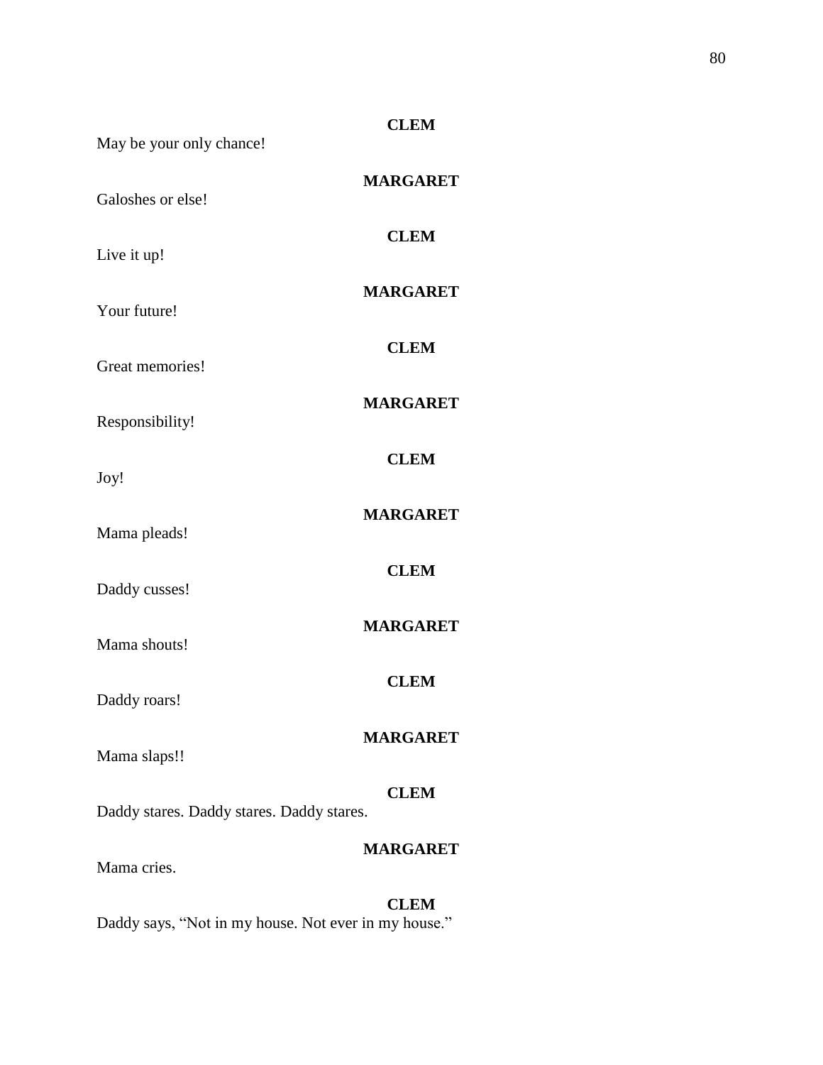**CLEM**

May be your only chance!

**MARGARET**

Galoshes or else!

**CLEM**

Live it up!

**MARGARET**

Your future!

**CLEM**

Great memories!

**MARGARET**

Responsibility!

**CLEM**

Joy!

**MARGARET**

Mama pleads!

**CLEM**

Daddy cusses!

**MARGARET**

Mama shouts!

**CLEM**

Daddy roars!

**MARGARET**

Mama slaps!!

**CLEM**

Daddy stares. Daddy stares. Daddy stares.

**MARGARET**

Mama cries.

**CLEM**

Daddy says, "Not in my house. Not ever in my house."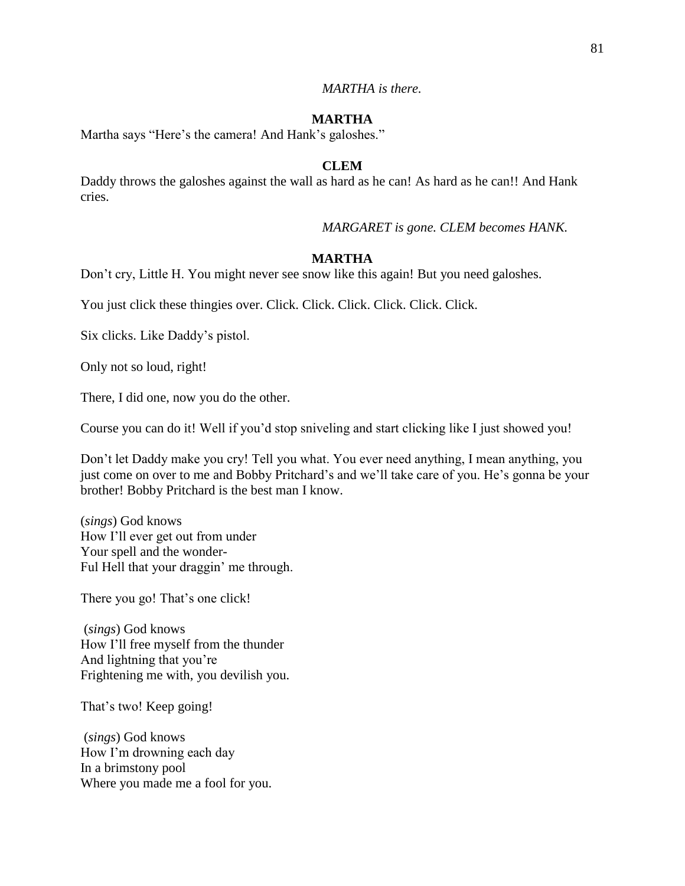*MARTHA is there.*

**MARTHA**

Martha says "Here's the camera! And Hank's galoshes."

**CLEM**

Daddy throws the galoshes against the wall as hard as he can! As hard as he can!! And Hank cries.

*MARGARET is gone. CLEM becomes HANK.*

**MARTHA**

Don't cry, Little H. You might never see snow like this again! But you need galoshes.

You just click these thingies over. Click. Click. Click. Click. Click. Click.

Six clicks. Like Daddy's pistol.

Only not so loud, right!

There, I did one, now you do the other.

Course you can do it! Well if you'd stop sniveling and start clicking like I just showed you!

Don't let Daddy make you cry! Tell you what. You ever need anything, I mean anything, you just come on over to me and Bobby Pritchard's and we'll take care of you. He's gonna be your brother! Bobby Pritchard is the best man I know.

(*sings*) God knows  
How I'll ever get out from under  
Your spell and the wonder-  
Ful Hell that your draggin' me through.

There you go! That's one click!

(*sings*) God knows  
How I'll free myself from the thunder  
And lightning that you're  
Frightening me with, you devilish you.

That's two! Keep going!

(*sings*) God knows  
How I'm drowning each day  
In a brimstony pool  
Where you made me a fool for you.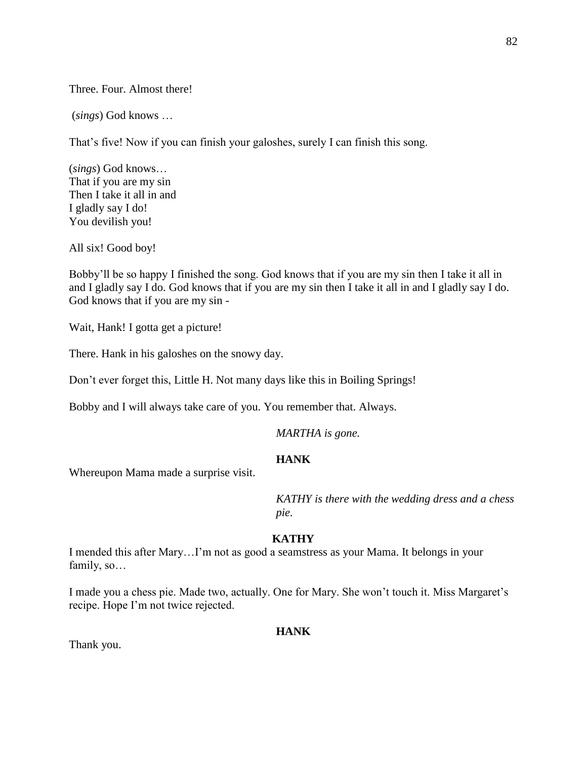Three. Four. Almost there!

(*sings*) God knows …

That's five! Now if you can finish your galoshes, surely I can finish this song.

(*sings*) God knows…
That if you are my sin
Then I take it all in and
I gladly say I do!
You devilish you!

All six! Good boy!

Bobby'll be so happy I finished the song. God knows that if you are my sin then I take it all in and I gladly say I do. God knows that if you are my sin then I take it all in and I gladly say I do. God knows that if you are my sin -

Wait, Hank! I gotta get a picture!

There. Hank in his galoshes on the snowy day.

Don't ever forget this, Little H. Not many days like this in Boiling Springs!

Bobby and I will always take care of you. You remember that. Always.

*MARTHA is gone.*

**HANK**

Whereupon Mama made a surprise visit.

*KATHY is there with the wedding dress and a chess pie.*

**KATHY**

I mended this after Mary…I'm not as good a seamstress as your Mama. It belongs in your family, so…

I made you a chess pie. Made two, actually. One for Mary. She won't touch it. Miss Margaret's recipe. Hope I'm not twice rejected.

**HANK**

Thank you.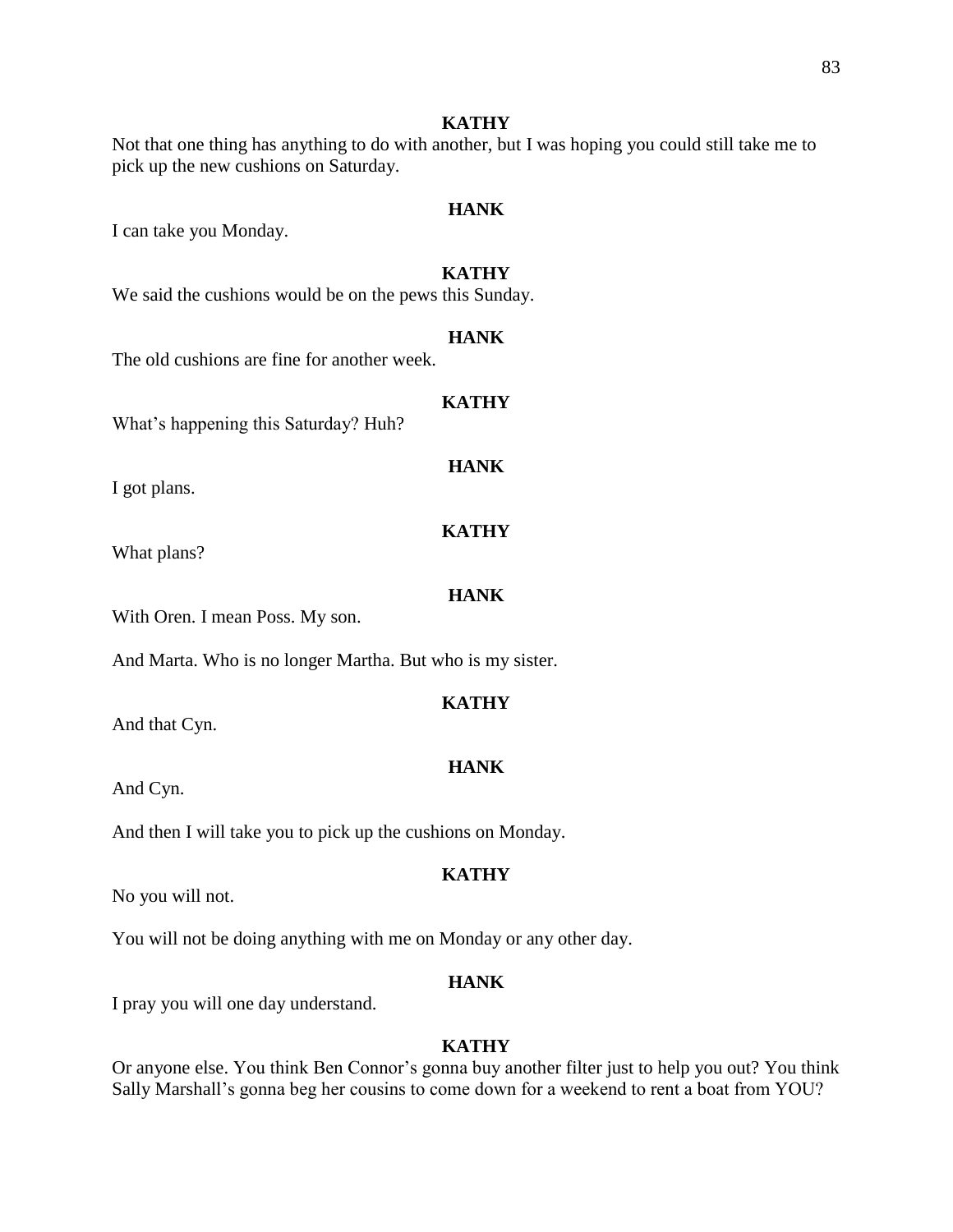**KATHY**

Not that one thing has anything to do with another, but I was hoping you could still take me to pick up the new cushions on Saturday.

**HANK**

I can take you Monday.

**KATHY**

We said the cushions would be on the pews this Sunday.

**HANK**

The old cushions are fine for another week.

**KATHY**

What's happening this Saturday? Huh?

**HANK**

I got plans.

**KATHY**

What plans?

**HANK**

With Oren. I mean Poss. My son.

And Marta. Who is no longer Martha. But who is my sister.

**KATHY**

And that Cyn.

**HANK**

And Cyn.

And then I will take you to pick up the cushions on Monday.

**KATHY**

No you will not.

You will not be doing anything with me on Monday or any other day.

**HANK**

I pray you will one day understand.

**KATHY**

Or anyone else. You think Ben Connor's gonna buy another filter just to help you out? You think Sally Marshall's gonna beg her cousins to come down for a weekend to rent a boat from YOU?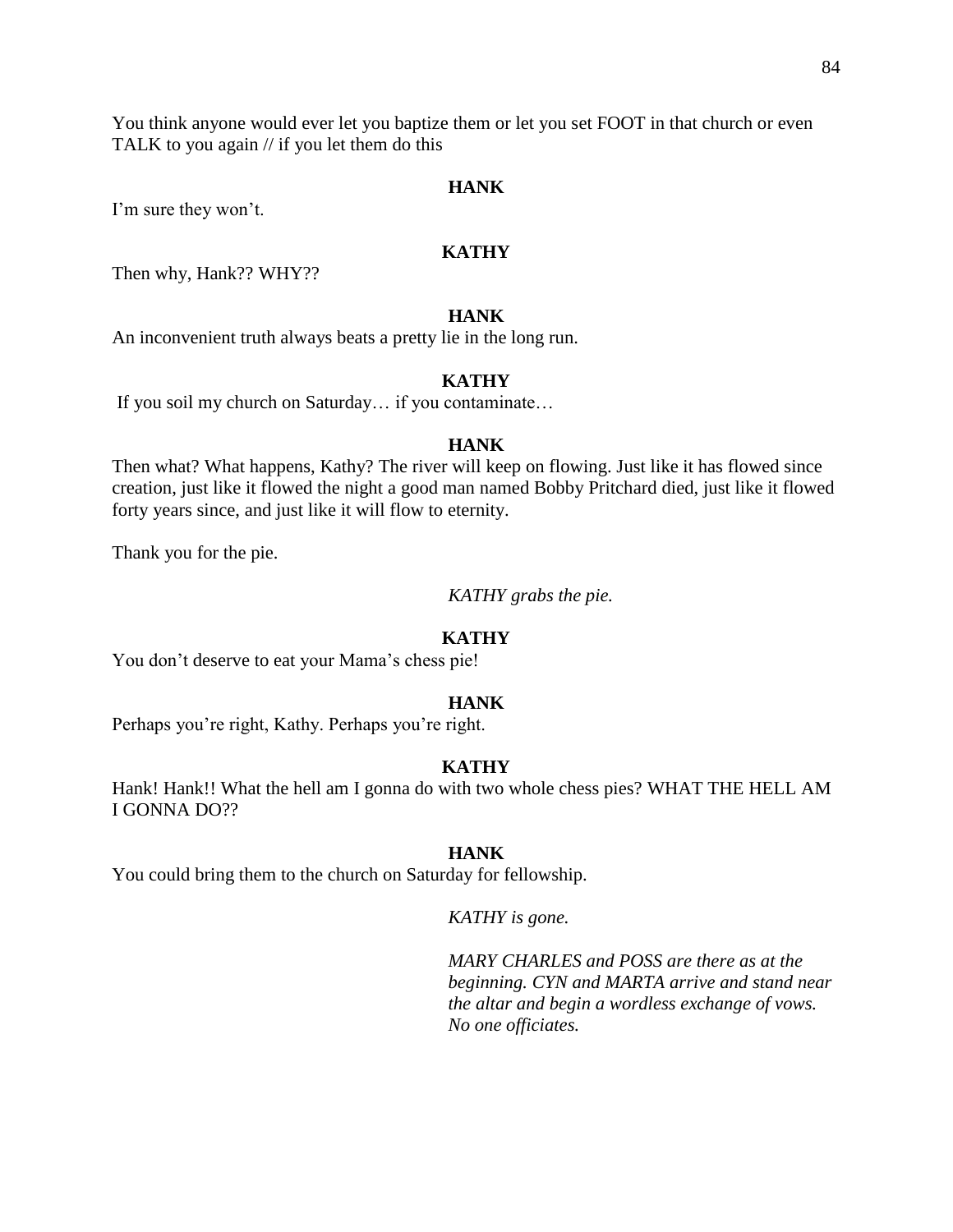You think anyone would ever let you baptize them or let you set FOOT in that church or even TALK to you again // if you let them do this

**HANK**

I'm sure they won't.

**KATHY**

Then why, Hank?? WHY??

**HANK**

An inconvenient truth always beats a pretty lie in the long run.

**KATHY**

If you soil my church on Saturday… if you contaminate…

**HANK**

Then what? What happens, Kathy? The river will keep on flowing. Just like it has flowed since creation, just like it flowed the night a good man named Bobby Pritchard died, just like it flowed forty years since, and just like it will flow to eternity.

Thank you for the pie.

*KATHY grabs the pie.*

**KATHY**

You don't deserve to eat your Mama's chess pie!

**HANK**

Perhaps you're right, Kathy. Perhaps you're right.

**KATHY**

Hank! Hank!! What the hell am I gonna do with two whole chess pies? WHAT THE HELL AM I GONNA DO??

**HANK**

You could bring them to the church on Saturday for fellowship.

*KATHY is gone.*

*MARY CHARLES and POSS are there as at the beginning. CYN and MARTA arrive and stand near the altar and begin a wordless exchange of vows. No one officiates.*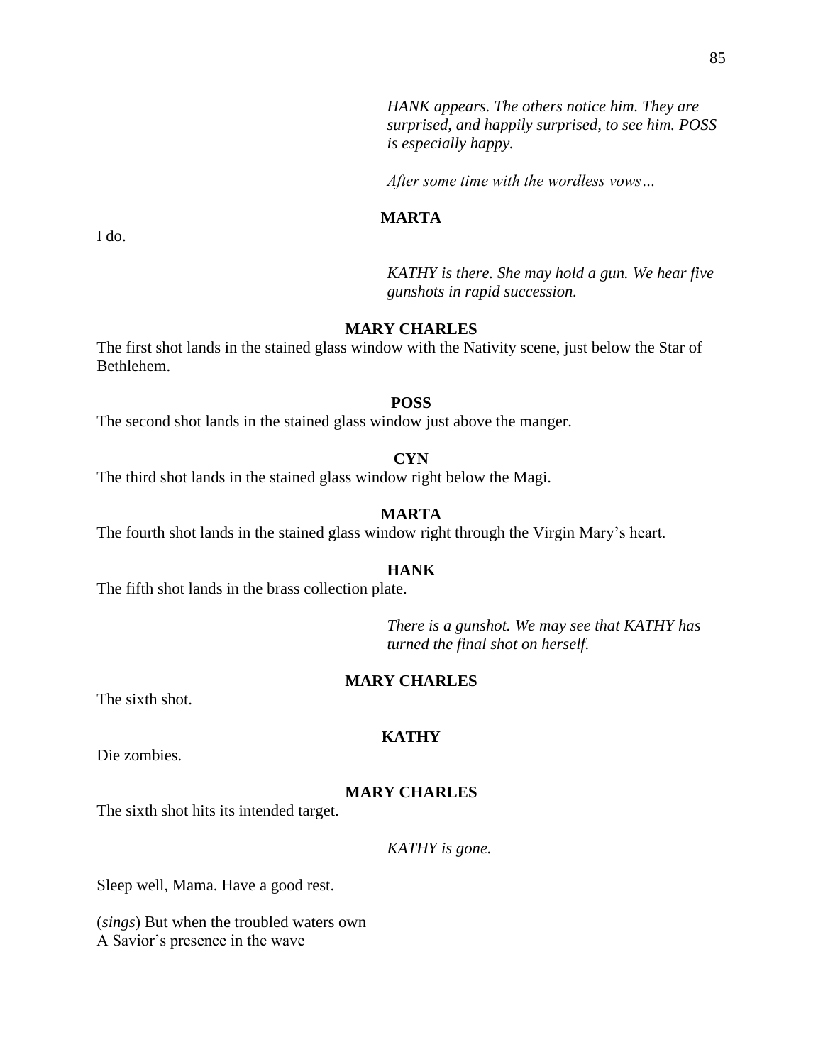*HANK appears. The others notice him. They are surprised, and happily surprised, to see him. POSS is especially happy.*

*After some time with the wordless vows…*

**MARTA**

I do.

*KATHY is there. She may hold a gun. We hear five gunshots in rapid succession.*

**MARY CHARLES**

The first shot lands in the stained glass window with the Nativity scene, just below the Star of Bethlehem.

**POSS**

The second shot lands in the stained glass window just above the manger.

**CYN**

The third shot lands in the stained glass window right below the Magi.

**MARTA**

The fourth shot lands in the stained glass window right through the Virgin Mary's heart.

**HANK**

The fifth shot lands in the brass collection plate.

*There is a gunshot. We may see that KATHY has turned the final shot on herself.*

**MARY CHARLES**

The sixth shot.

**KATHY**

Die zombies.

**MARY CHARLES**

The sixth shot hits its intended target.

*KATHY is gone.*

Sleep well, Mama. Have a good rest.

(*sings*) But when the troubled waters own
A Savior's presence in the wave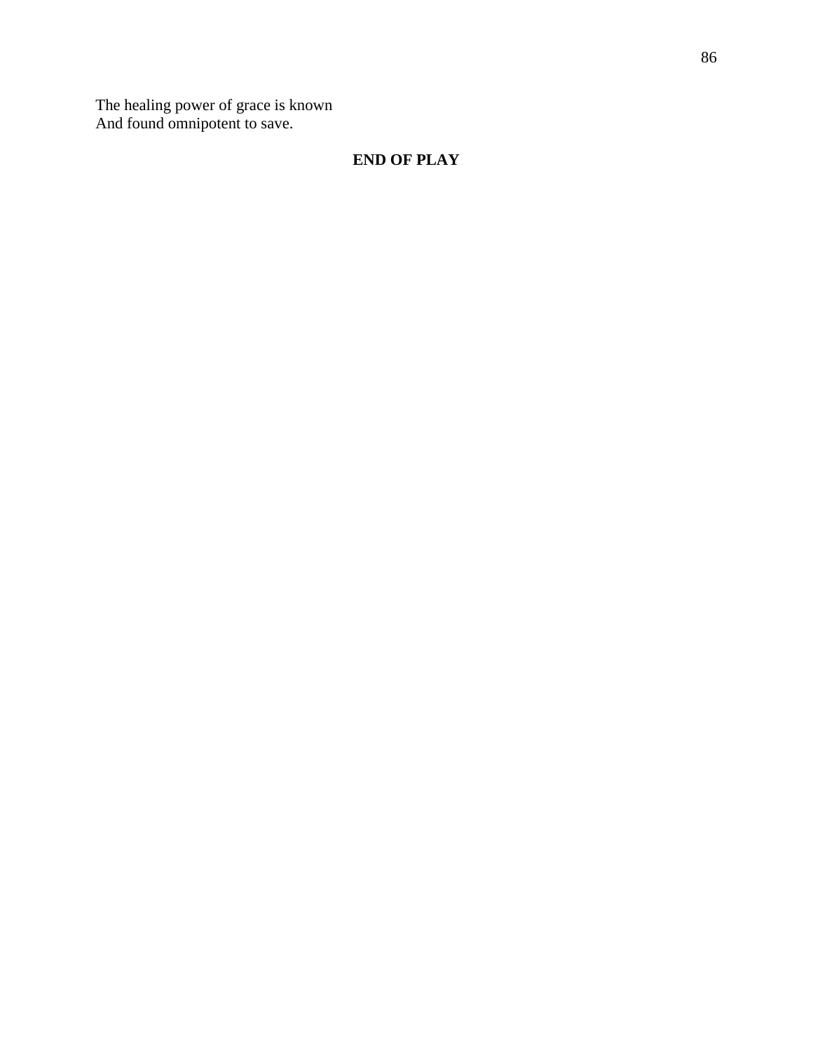The healing power of grace is known
And found omnipotent to save.

**END OF PLAY**